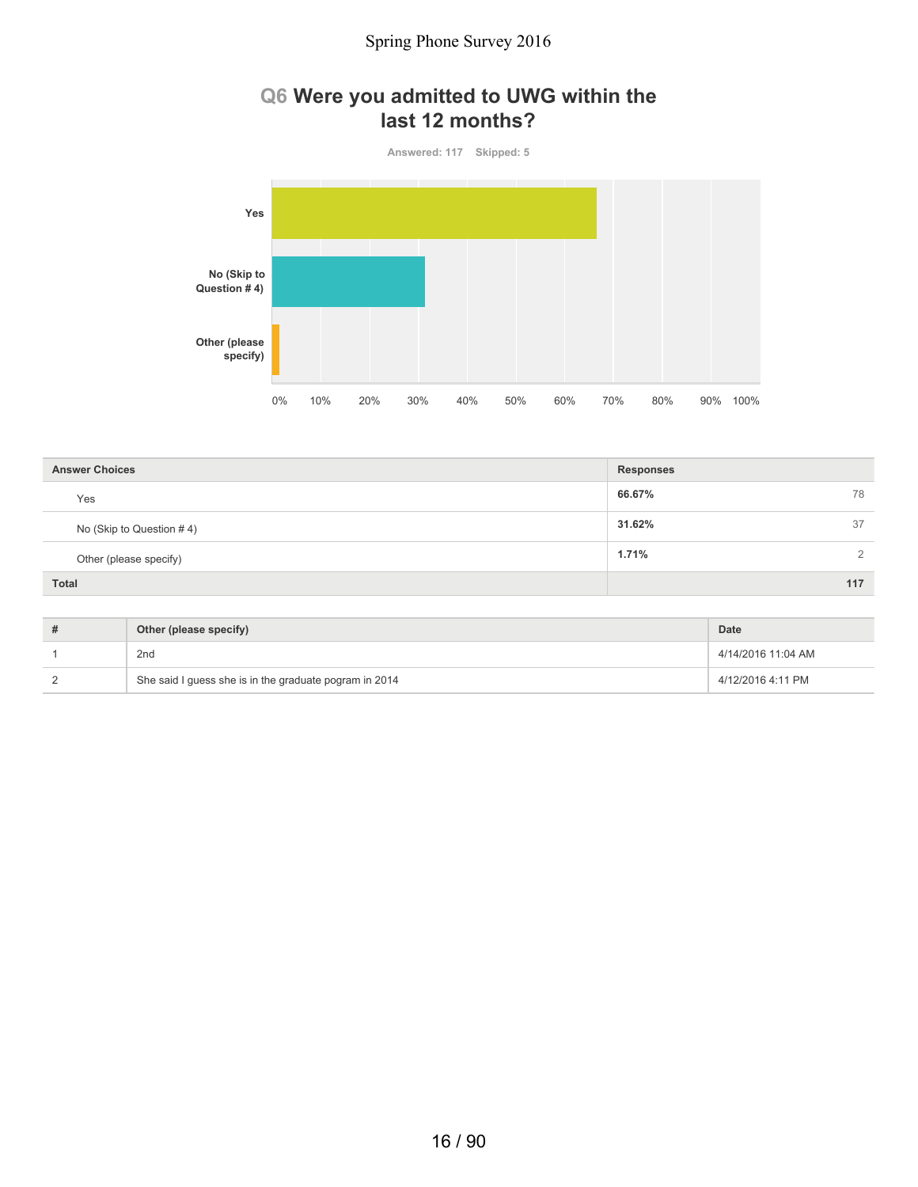# Q6 Were you admitted to UWG within the last 12 months?

Answered: 117 Skipped: 5

Yes

No (Skip to Question # 4)

Other (please specify)

0% 10% 20% 30% 40% 50% 60% 70% 80% 90% 100%

| Answer Choices | Responses | |
|---|---|---|
| Yes | 66.67% | 78 |
| No (Skip to Question # 4) | 31.62% | 37 |
| Other (please specify) | 1.71% | 2 |
| Total | | 117 |

| # | Other (please specify) | Date |
|---|---|---|
| 1 | 2nd | 4/14/2016 11:04 AM |
| 2 | She said I guess she is in the graduate pogram in 2014 | 4/12/2016 4:11 PM |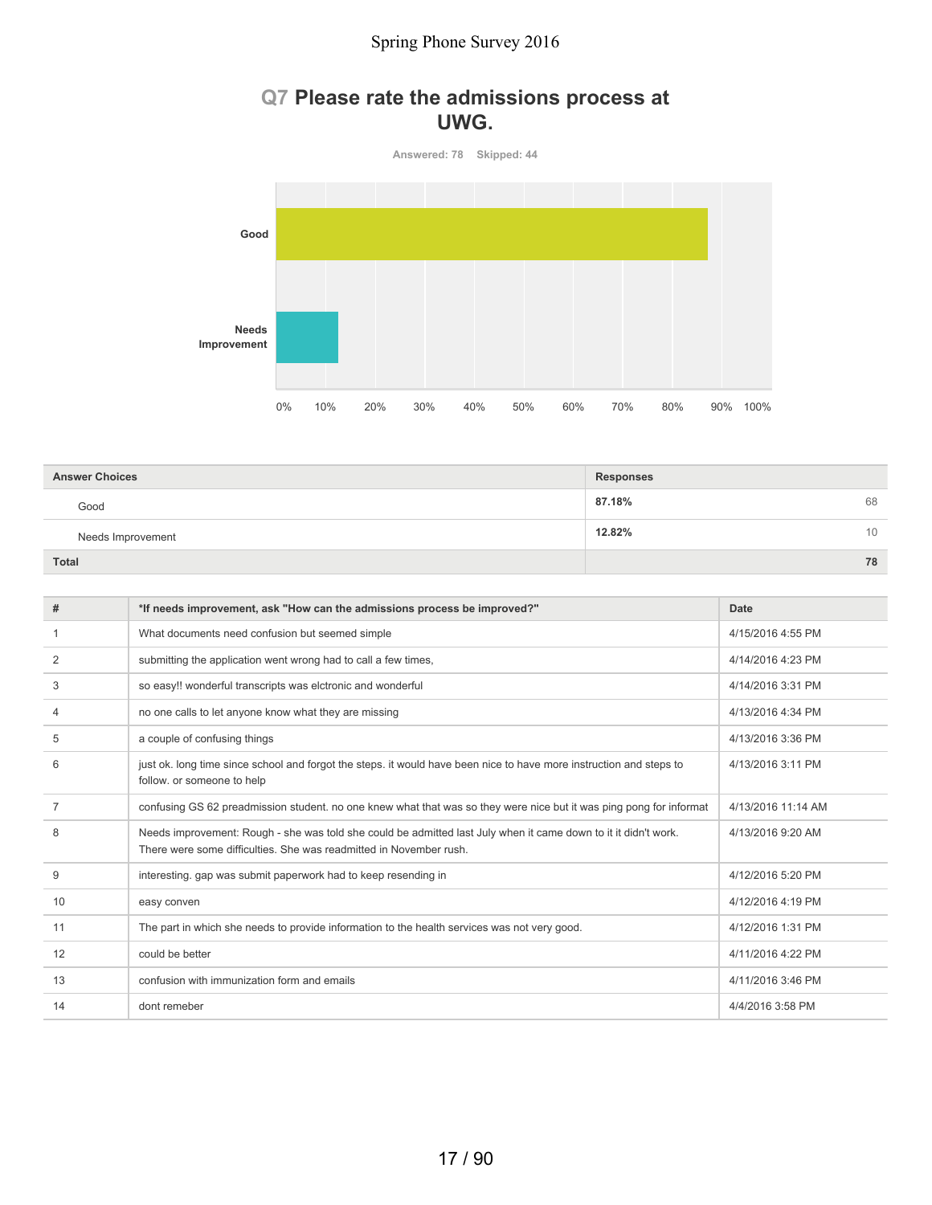## Q7 Please rate the admissions process at UWG.

Answered: 78 Skipped: 44

Good

Needs Improvement

0% 10% 20% 30% 40% 50% 60% 70% 80% 90% 100%

| Answer Choices | Responses | |
|---|---|---|
| Good | **87.18%** | 68 |
| Needs Improvement | **12.82%** | 10 |
| **Total** | | **78** |

| # | *If needs improvement, ask "How can the admissions process be improved?" | Date |
|---|---|---|
| 1 | What documents need confusion but seemed simple | 4/15/2016 4:55 PM |
| 2 | submitting the application went wrong had to call a few times, | 4/14/2016 4:23 PM |
| 3 | so easy!! wonderful transcripts was elctronic and wonderful | 4/14/2016 3:31 PM |
| 4 | no one calls to let anyone know what they are missing | 4/13/2016 4:34 PM |
| 5 | a couple of confusing things | 4/13/2016 3:36 PM |
| 6 | just ok. long time since school and forgot the steps. it would have been nice to have more instruction and steps to follow. or someone to help | 4/13/2016 3:11 PM |
| 7 | confusing GS 62 preadmission student. no one knew what that was so they were nice but it was ping pong for informat | 4/13/2016 11:14 AM |
| 8 | Needs improvement: Rough - she was told she could be admitted last July when it came down to it it didn't work. There were some difficulties. She was readmitted in November rush. | 4/13/2016 9:20 AM |
| 9 | interesting. gap was submit paperwork had to keep resending in | 4/12/2016 5:20 PM |
| 10 | easy conven | 4/12/2016 4:19 PM |
| 11 | The part in which she needs to provide information to the health services was not very good. | 4/12/2016 1:31 PM |
| 12 | could be better | 4/11/2016 4:22 PM |
| 13 | confusion with immunization form and emails | 4/11/2016 3:46 PM |
| 14 | dont remeber | 4/4/2016 3:58 PM |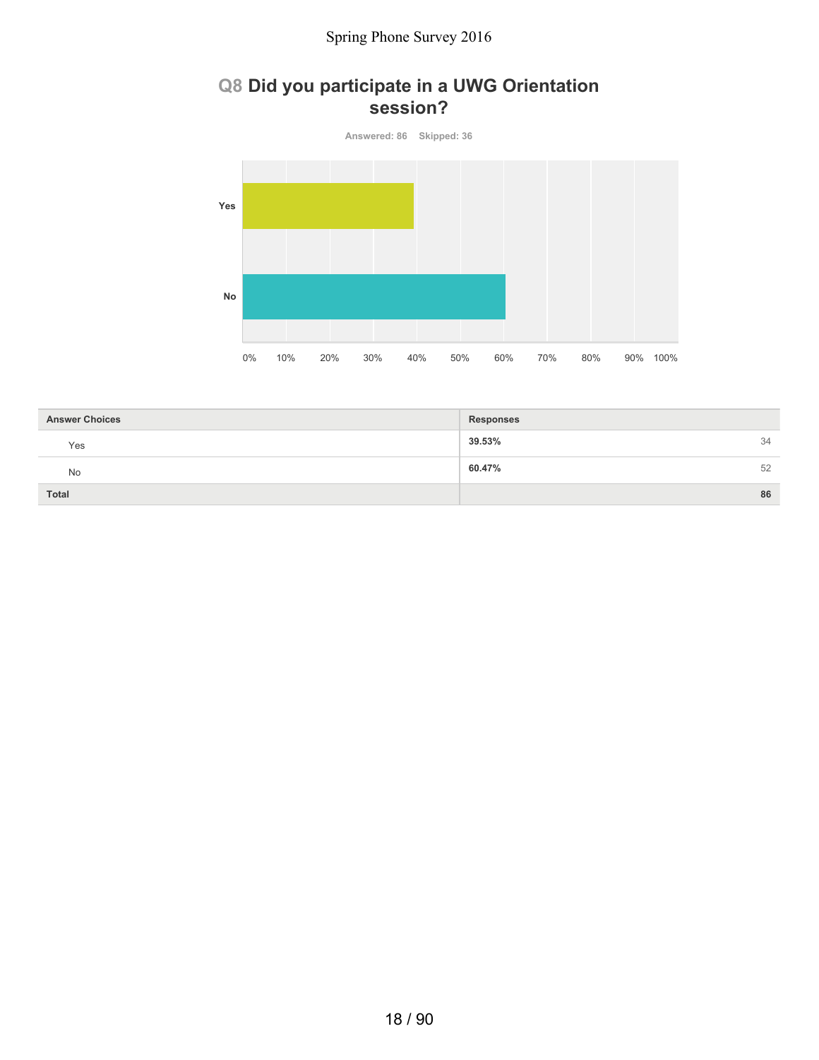## Q8 Did you participate in a UWG Orientation session?

Answered: 86 Skipped: 36

Yes

No

0% 10% 20% 30% 40% 50% 60% 70% 80% 90% 100%

| Answer Choices | Responses | |
|---|---|---|
| Yes | 39.53% | 34 |
| No | 60.47% | 52 |
| **Total** | | **86** |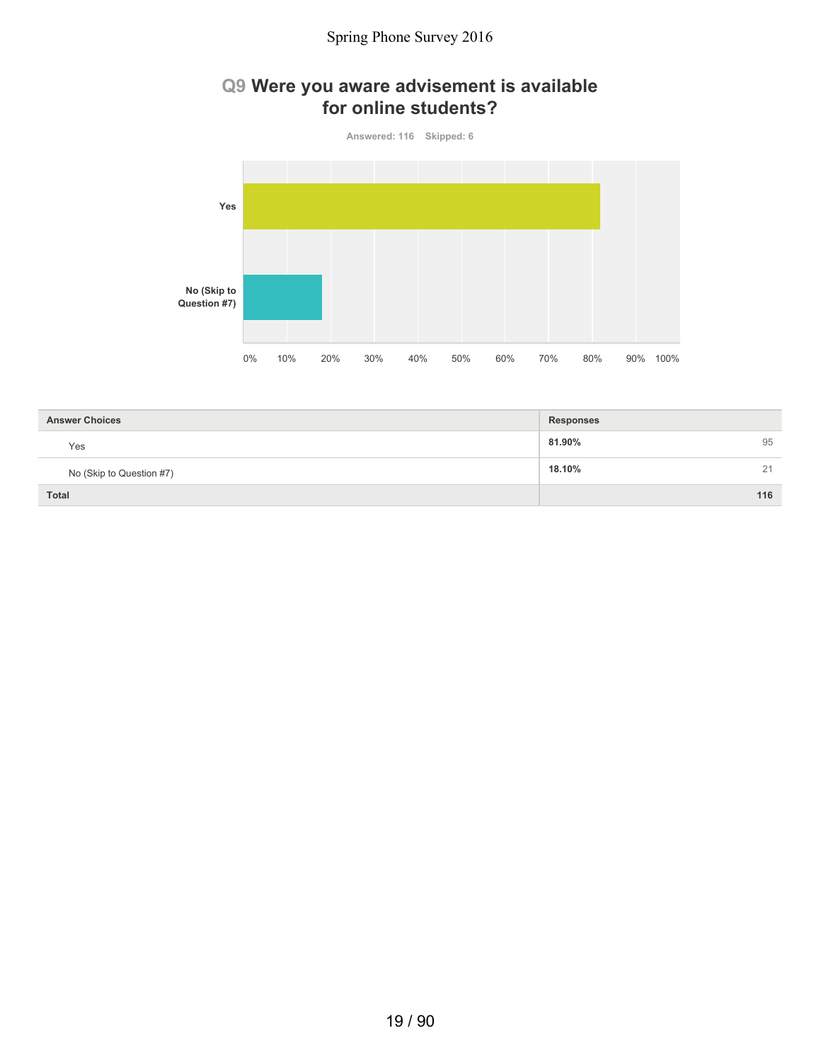## Q9 Were you aware advisement is available for online students?

Answered: 116 Skipped: 6

Yes

No (Skip to Question #7)

0% 10% 20% 30% 40% 50% 60% 70% 80% 90% 100%

| Answer Choices | Responses | |
|---|---|---|
| Yes | **81.90%** | 95 |
| No (Skip to Question #7) | **18.10%** | 21 |
| **Total** | | **116** |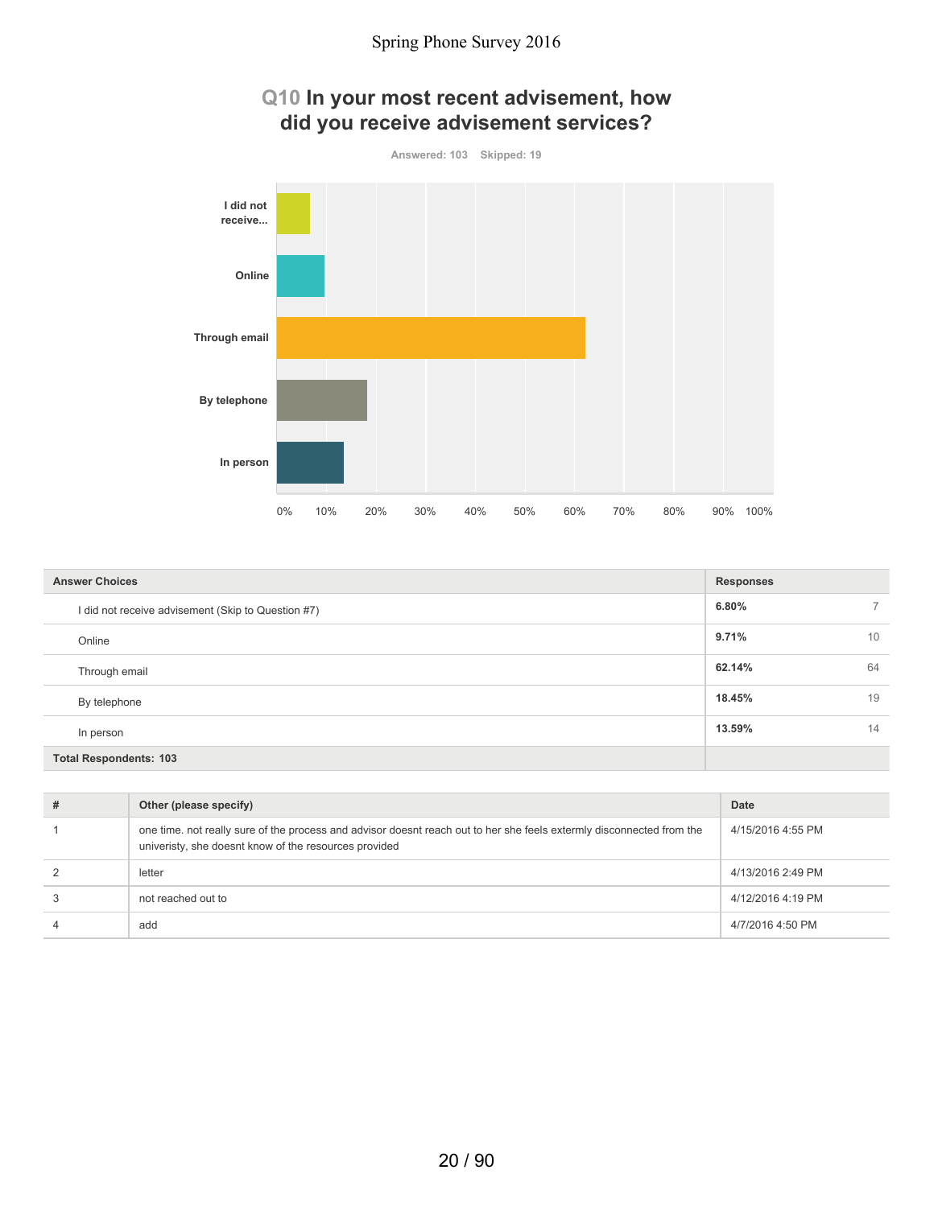# Q10 In your most recent advisement, how did you receive advisement services?

Answered: 103 Skipped: 19

I did not receive...

Online

Through email

By telephone

In person

0% 10% 20% 30% 40% 50% 60% 70% 80% 90% 100%

| Answer Choices | Responses | |
|---|---|---|
| I did not receive advisement (Skip to Question #7) | **6.80%** | 7 |
| Online | **9.71%** | 10 |
| Through email | **62.14%** | 64 |
| By telephone | **18.45%** | 19 |
| In person | **13.59%** | 14 |
| **Total Respondents: 103** | | |

| # | Other (please specify) | Date |
|---|---|---|
| 1 | one time. not really sure of the process and advisor doesnt reach out to her she feels extermly disconnected from the univeristy, she doesnt know of the resources provided | 4/15/2016 4:55 PM |
| 2 | letter | 4/13/2016 2:49 PM |
| 3 | not reached out to | 4/12/2016 4:19 PM |
| 4 | add | 4/7/2016 4:50 PM |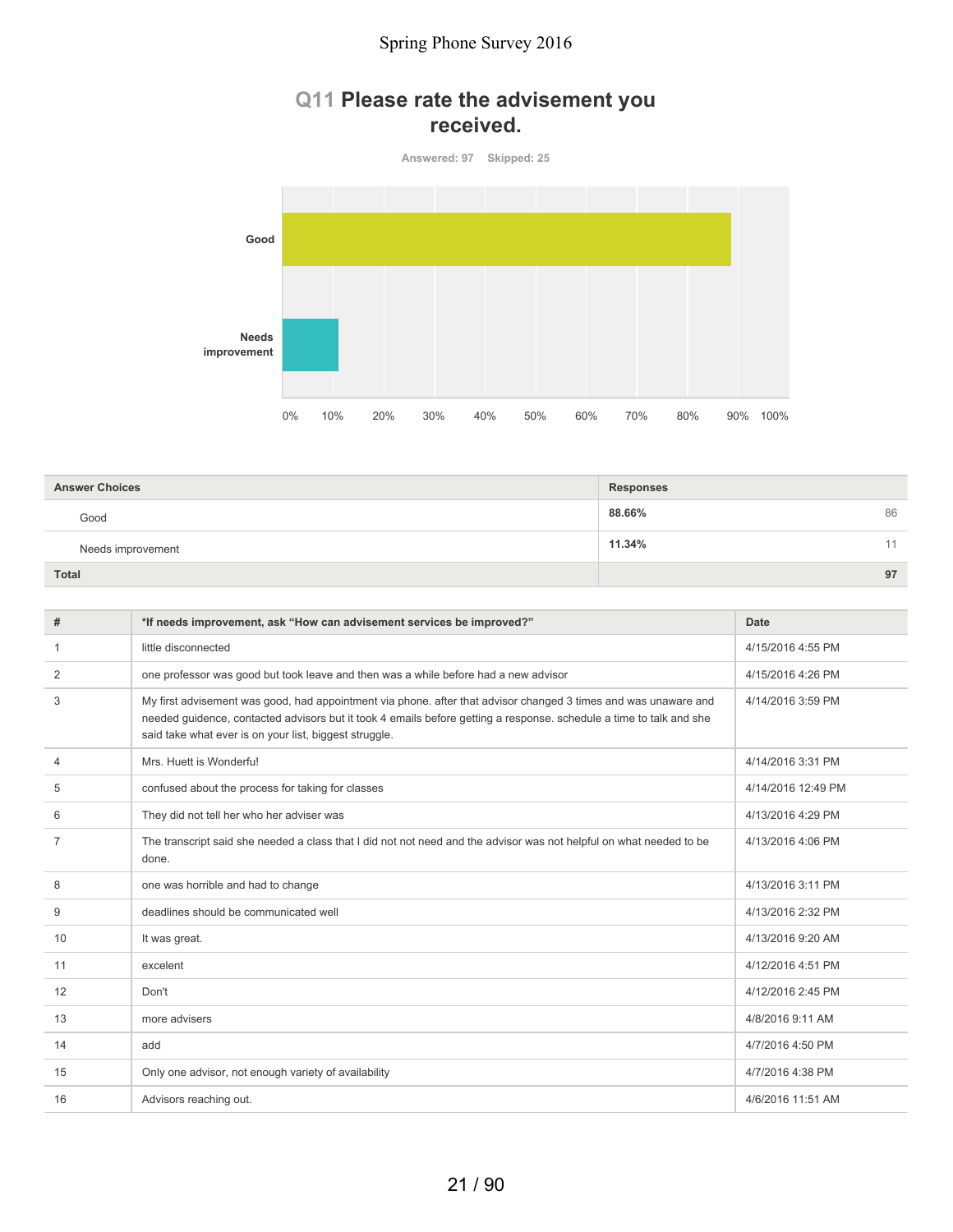## Q11 Please rate the advisement you received.

Answered: 97 Skipped: 25

Good

Needs improvement

0% 10% 20% 30% 40% 50% 60% 70% 80% 90% 100%

| Answer Choices | Responses | |
|---|---|---|
| Good | 88.66% | 86 |
| Needs improvement | 11.34% | 11 |
| Total | | 97 |

| # | *If needs improvement, ask "How can advisement services be improved?" | Date |
|---|---|---|
| 1 | little disconnected | 4/15/2016 4:55 PM |
| 2 | one professor was good but took leave and then was a while before had a new advisor | 4/15/2016 4:26 PM |
| 3 | My first advisement was good, had appointment via phone. after that advisor changed 3 times and was unaware and needed guidence, contacted advisors but it took 4 emails before getting a response. schedule a time to talk and she said take what ever is on your list, biggest struggle. | 4/14/2016 3:59 PM |
| 4 | Mrs. Huett is Wonderful! | 4/14/2016 3:31 PM |
| 5 | confused about the process for taking for classes | 4/14/2016 12:49 PM |
| 6 | They did not tell her who her adviser was | 4/13/2016 4:29 PM |
| 7 | The transcript said she needed a class that I did not not need and the advisor was not helpful on what needed to be done. | 4/13/2016 4:06 PM |
| 8 | one was horrible and had to change | 4/13/2016 3:11 PM |
| 9 | deadlines should be communicated well | 4/13/2016 2:32 PM |
| 10 | It was great. | 4/13/2016 9:20 AM |
| 11 | excelent | 4/12/2016 4:51 PM |
| 12 | Don't | 4/12/2016 2:45 PM |
| 13 | more advisers | 4/8/2016 9:11 AM |
| 14 | add | 4/7/2016 4:50 PM |
| 15 | Only one advisor, not enough variety of availability | 4/7/2016 4:38 PM |
| 16 | Advisors reaching out. | 4/6/2016 11:51 AM |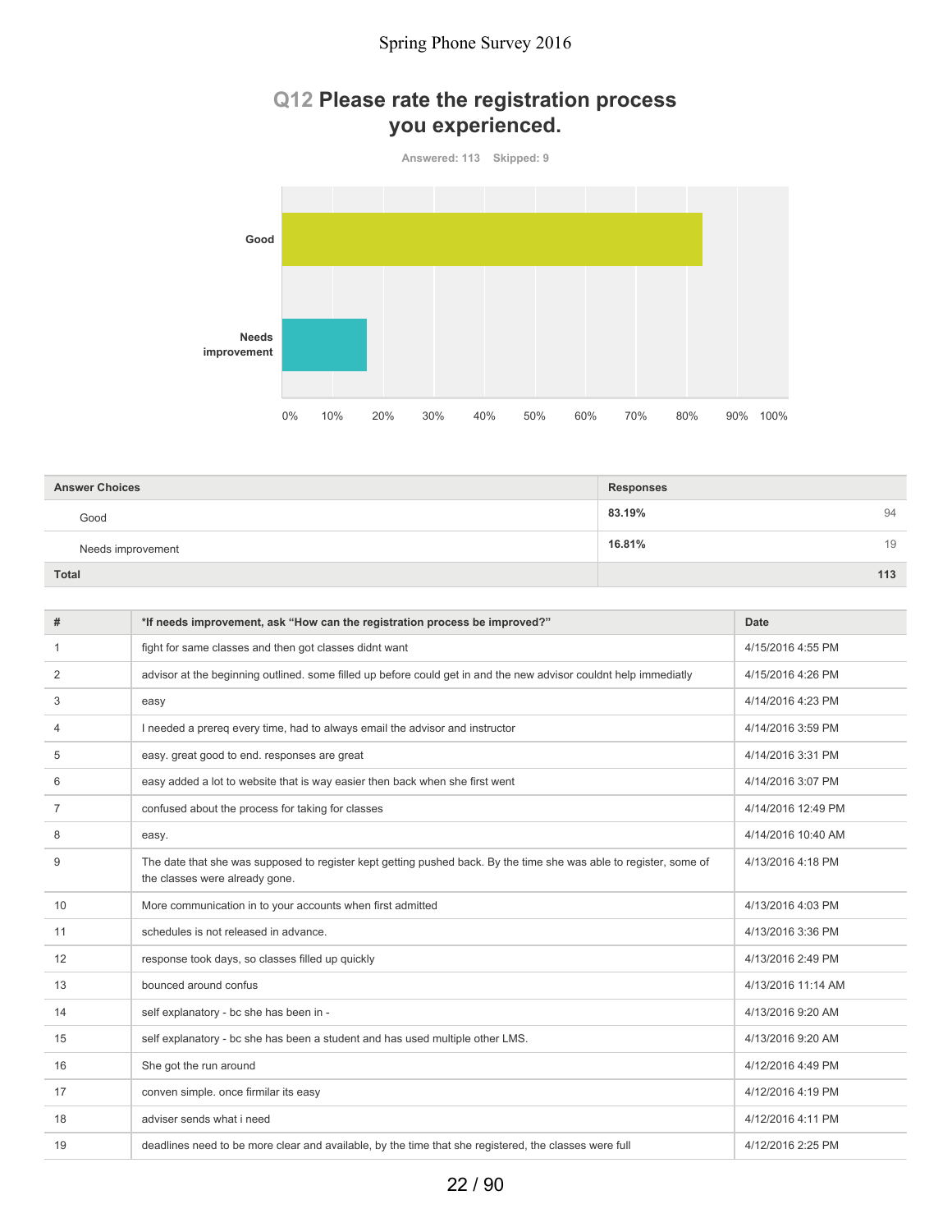# Q12 Please rate the registration process you experienced.

Answered: 113 Skipped: 9

Good

Needs improvement

0% 10% 20% 30% 40% 50% 60% 70% 80% 90% 100%

| Answer Choices | Responses | |
|---|---|---|
| Good | 83.19% | 94 |
| Needs improvement | 16.81% | 19 |
| Total | | 113 |

| # | *If needs improvement, ask “How can the registration process be improved?” | Date |
|---|---|---|
| 1 | fight for same classes and then got classes didnt want | 4/15/2016 4:55 PM |
| 2 | advisor at the beginning outlined. some filled up before could get in and the new advisor couldnt help immediatly | 4/15/2016 4:26 PM |
| 3 | easy | 4/14/2016 4:23 PM |
| 4 | I needed a prereq every time, had to always email the advisor and instructor | 4/14/2016 3:59 PM |
| 5 | easy. great good to end. responses are great | 4/14/2016 3:31 PM |
| 6 | easy added a lot to website that is way easier then back when she first went | 4/14/2016 3:07 PM |
| 7 | confused about the process for taking for classes | 4/14/2016 12:49 PM |
| 8 | easy. | 4/14/2016 10:40 AM |
| 9 | The date that she was supposed to register kept getting pushed back. By the time she was able to register, some of the classes were already gone. | 4/13/2016 4:18 PM |
| 10 | More communication in to your accounts when first admitted | 4/13/2016 4:03 PM |
| 11 | schedules is not released in advance. | 4/13/2016 3:36 PM |
| 12 | response took days, so classes filled up quickly | 4/13/2016 2:49 PM |
| 13 | bounced around confus | 4/13/2016 11:14 AM |
| 14 | self explanatory - bc she has been in - | 4/13/2016 9:20 AM |
| 15 | self explanatory - bc she has been a student and has used multiple other LMS. | 4/13/2016 9:20 AM |
| 16 | She got the run around | 4/12/2016 4:49 PM |
| 17 | conven simple. once firmilar its easy | 4/12/2016 4:19 PM |
| 18 | adviser sends what i need | 4/12/2016 4:11 PM |
| 19 | deadlines need to be more clear and available, by the time that she registered, the classes were full | 4/12/2016 2:25 PM |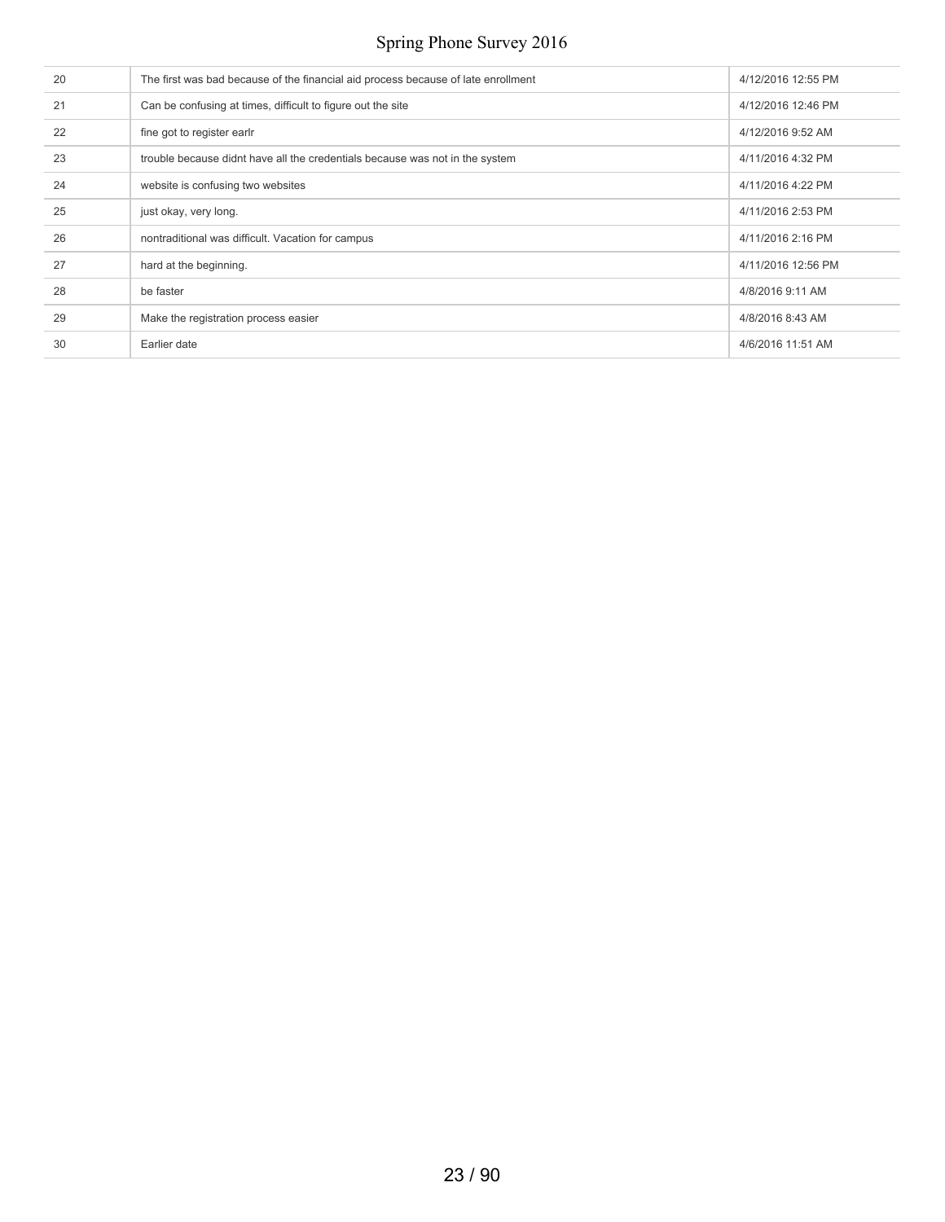| | | |
|---|---|---|
| 20 | The first was bad because of the financial aid process because of late enrollment | 4/12/2016 12:55 PM |
| 21 | Can be confusing at times, difficult to figure out the site | 4/12/2016 12:46 PM |
| 22 | fine got to register earlr | 4/12/2016 9:52 AM |
| 23 | trouble because didnt have all the credentials because was not in the system | 4/11/2016 4:32 PM |
| 24 | website is confusing two websites | 4/11/2016 4:22 PM |
| 25 | just okay, very long. | 4/11/2016 2:53 PM |
| 26 | nontraditional was difficult. Vacation for campus | 4/11/2016 2:16 PM |
| 27 | hard at the beginning. | 4/11/2016 12:56 PM |
| 28 | be faster | 4/8/2016 9:11 AM |
| 29 | Make the registration process easier | 4/8/2016 8:43 AM |
| 30 | Earlier date | 4/6/2016 11:51 AM |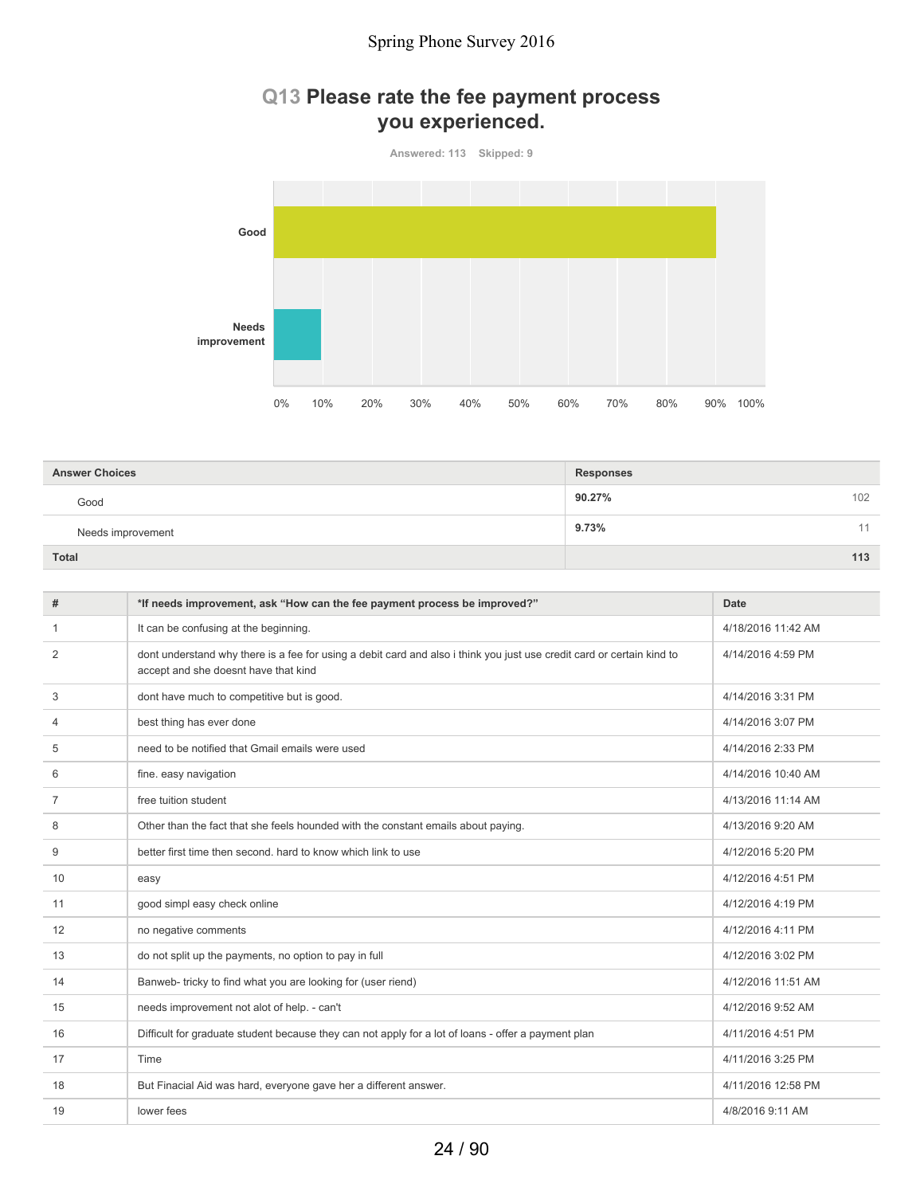## Q13 Please rate the fee payment process you experienced.

Answered: 113 Skipped: 9

| Answer Choices | Responses | |
|---|---|---|
| Good | 90.27% | 102 |
| Needs improvement | 9.73% | 11 |
| Total | | 113 |

| # | *If needs improvement, ask "How can the fee payment process be improved?" | Date |
|---|---|---|
| 1 | It can be confusing at the beginning. | 4/18/2016 11:42 AM |
| 2 | dont understand why there is a fee for using a debit card and also i think you just use credit card or certain kind to accept and she doesnt have that kind | 4/14/2016 4:59 PM |
| 3 | dont have much to competitive but is good. | 4/14/2016 3:31 PM |
| 4 | best thing has ever done | 4/14/2016 3:07 PM |
| 5 | need to be notified that Gmail emails were used | 4/14/2016 2:33 PM |
| 6 | fine. easy navigation | 4/14/2016 10:40 AM |
| 7 | free tuition student | 4/13/2016 11:14 AM |
| 8 | Other than the fact that she feels hounded with the constant emails about paying. | 4/13/2016 9:20 AM |
| 9 | better first time then second. hard to know which link to use | 4/12/2016 5:20 PM |
| 10 | easy | 4/12/2016 4:51 PM |
| 11 | good simpl easy check online | 4/12/2016 4:19 PM |
| 12 | no negative comments | 4/12/2016 4:11 PM |
| 13 | do not split up the payments, no option to pay in full | 4/12/2016 3:02 PM |
| 14 | Banweb- tricky to find what you are looking for (user riend) | 4/12/2016 11:51 AM |
| 15 | needs improvement not alot of help. - can't | 4/12/2016 9:52 AM |
| 16 | Difficult for graduate student because they can not apply for a lot of loans - offer a payment plan | 4/11/2016 4:51 PM |
| 17 | Time | 4/11/2016 3:25 PM |
| 18 | But Finacial Aid was hard, everyone gave her a different answer. | 4/11/2016 12:58 PM |
| 19 | lower fees | 4/8/2016 9:11 AM |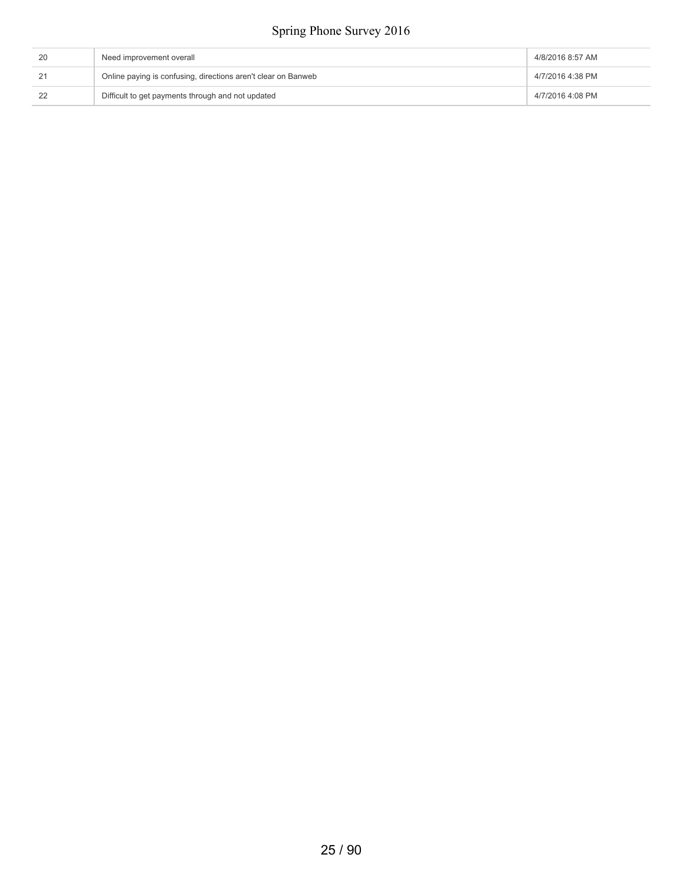| | | |
|---|---|---|
| 20 | Need improvement overall | 4/8/2016 8:57 AM |
| 21 | Online paying is confusing, directions aren't clear on Banweb | 4/7/2016 4:38 PM |
| 22 | Difficult to get payments through and not updated | 4/7/2016 4:08 PM |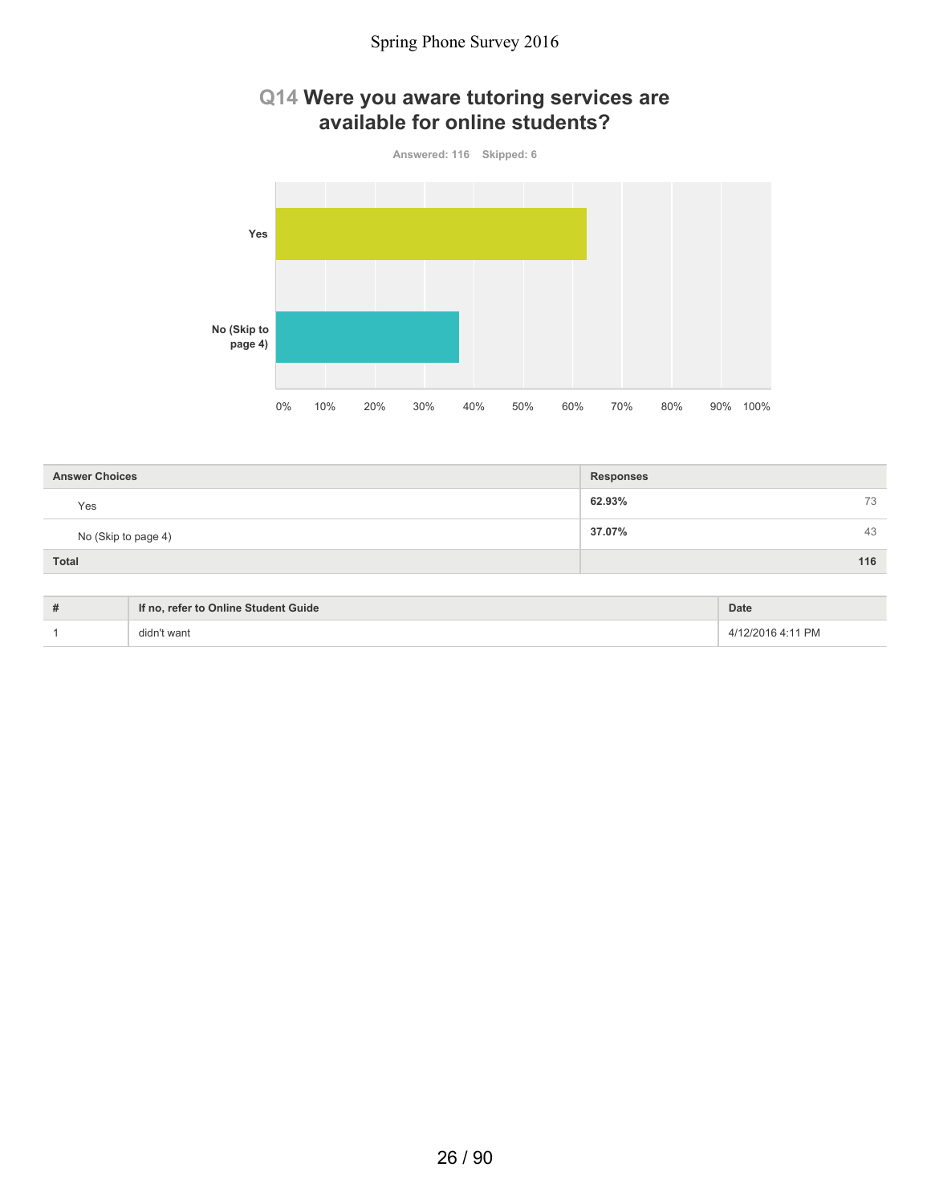## Q14 Were you aware tutoring services are available for online students?

Answered: 116 Skipped: 6

Yes

No (Skip to page 4)

0% 10% 20% 30% 40% 50% 60% 70% 80% 90% 100%

| Answer Choices | Responses | |
|---|---|---|
| Yes | 62.93% | 73 |
| No (Skip to page 4) | 37.07% | 43 |
| Total | | 116 |

| # | If no, refer to Online Student Guide | Date |
|---|---|---|
| 1 | didn't want | 4/12/2016 4:11 PM |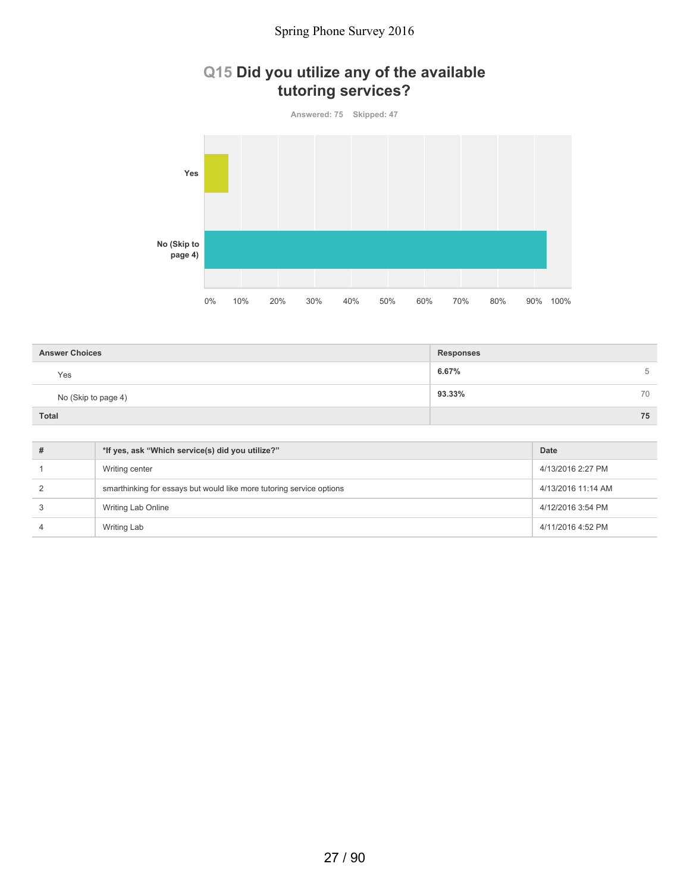## Q15 Did you utilize any of the available tutoring services?

Answered: 75 Skipped: 47

Yes

No (Skip to page 4)

0% 10% 20% 30% 40% 50% 60% 70% 80% 90% 100%

| Answer Choices | Responses | |
|---|---|---|
| Yes | 6.67% | 5 |
| No (Skip to page 4) | 93.33% | 70 |
| Total | | 75 |

| # | *If yes, ask "Which service(s) did you utilize?" | Date |
|---|---|---|
| 1 | Writing center | 4/13/2016 2:27 PM |
| 2 | smarthinking for essays but would like more tutoring service options | 4/13/2016 11:14 AM |
| 3 | Writing Lab Online | 4/12/2016 3:54 PM |
| 4 | Writing Lab | 4/11/2016 4:52 PM |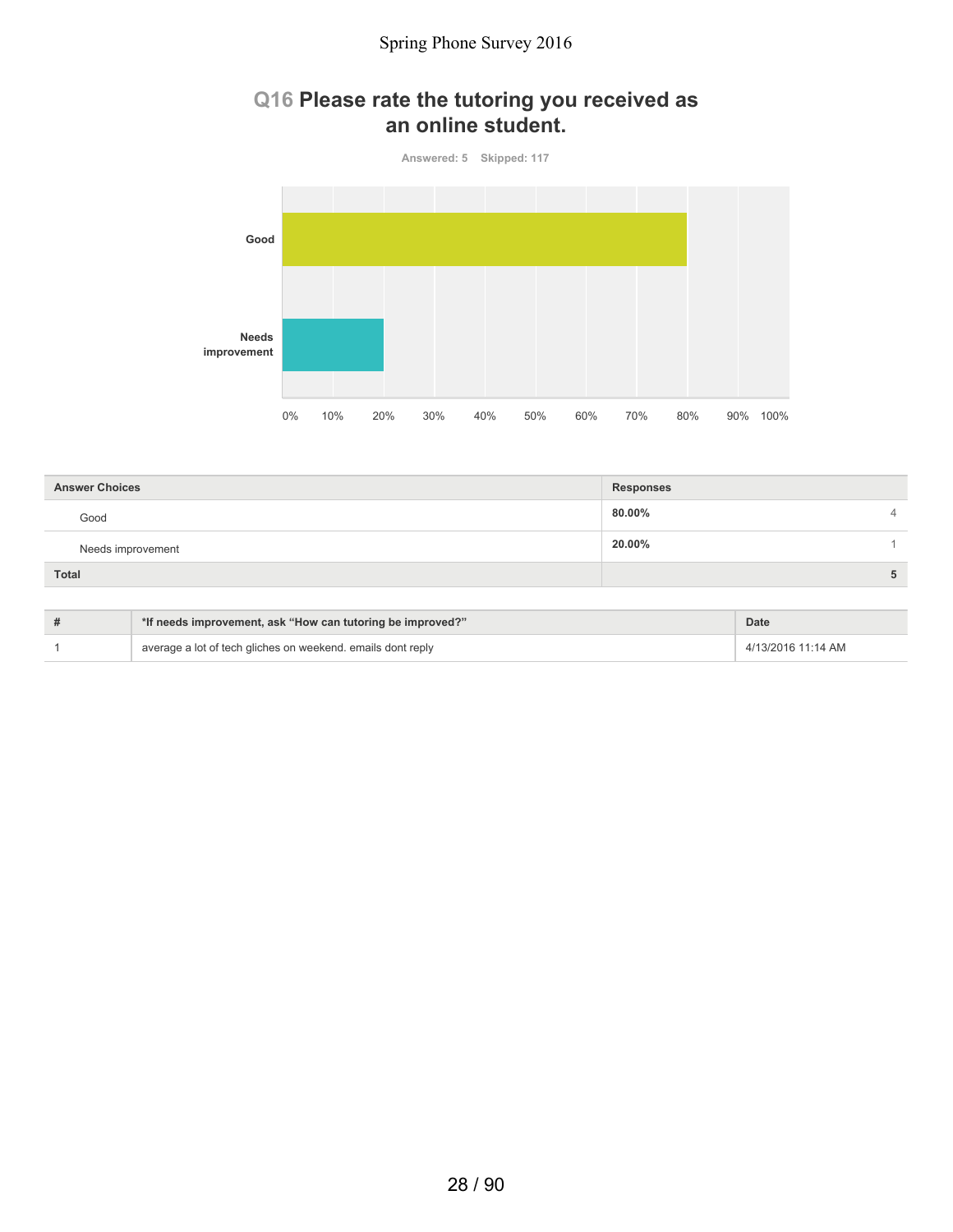## Q16 Please rate the tutoring you received as an online student.

Answered: 5 Skipped: 117

Good

Needs improvement

0% 10% 20% 30% 40% 50% 60% 70% 80% 90% 100%

| Answer Choices | Responses | |
|---|---|---|
| Good | 80.00% | 4 |
| Needs improvement | 20.00% | 1 |
| Total | | 5 |

| # | *If needs improvement, ask "How can tutoring be improved?" | Date |
|---|---|---|
| 1 | average a lot of tech gliches on weekend. emails dont reply | 4/13/2016 11:14 AM |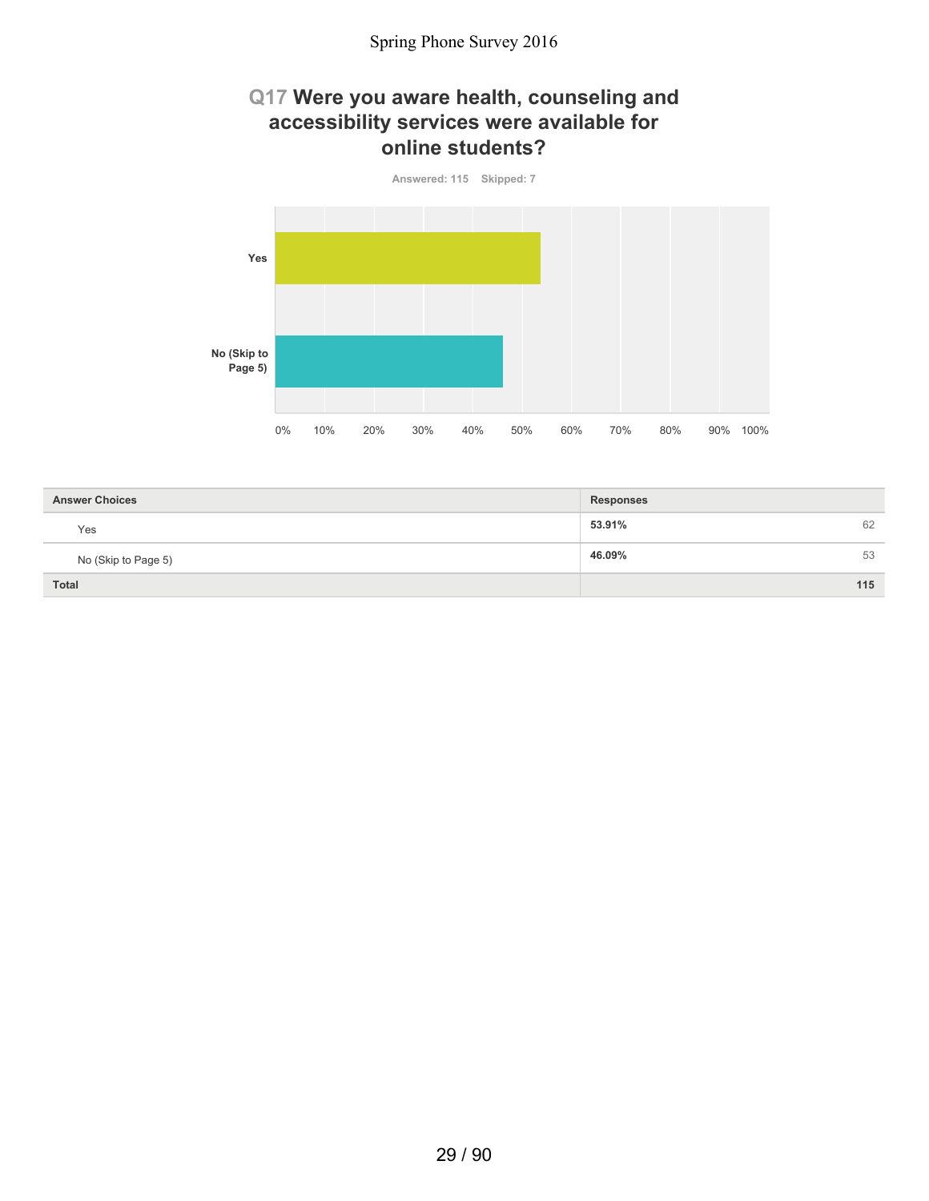## Q17 Were you aware health, counseling and accessibility services were available for online students?

Answered: 115 Skipped: 7

Yes

No (Skip to Page 5)

0% 10% 20% 30% 40% 50% 60% 70% 80% 90% 100%

| Answer Choices | Responses | |
|---|---|---|
| Yes | **53.91%** | 62 |
| No (Skip to Page 5) | **46.09%** | 53 |
| **Total** | | **115** |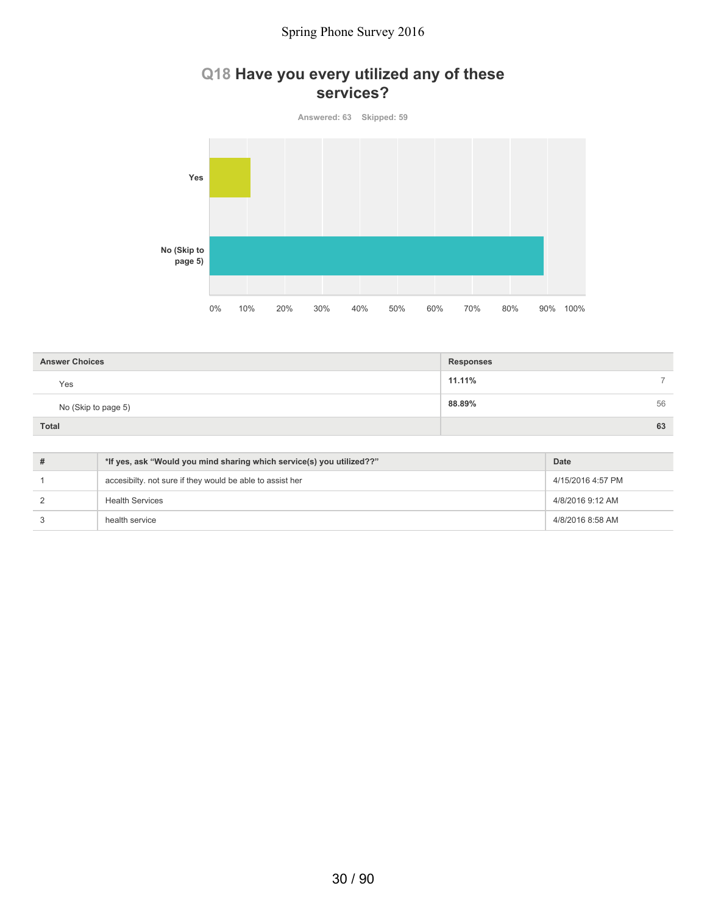## Q18 Have you every utilized any of these services?

Answered: 63 Skipped: 59

Yes

No (Skip to page 5)

0% 10% 20% 30% 40% 50% 60% 70% 80% 90% 100%

| Answer Choices | Responses | |
|---|---|---|
| Yes | 11.11% | 7 |
| No (Skip to page 5) | 88.89% | 56 |
| Total | | 63 |

| # | *If yes, ask “Would you mind sharing which service(s) you utilized??” | Date |
|---|---|---|
| 1 | accesibilty. not sure if they would be able to assist her | 4/15/2016 4:57 PM |
| 2 | Health Services | 4/8/2016 9:12 AM |
| 3 | health service | 4/8/2016 8:58 AM |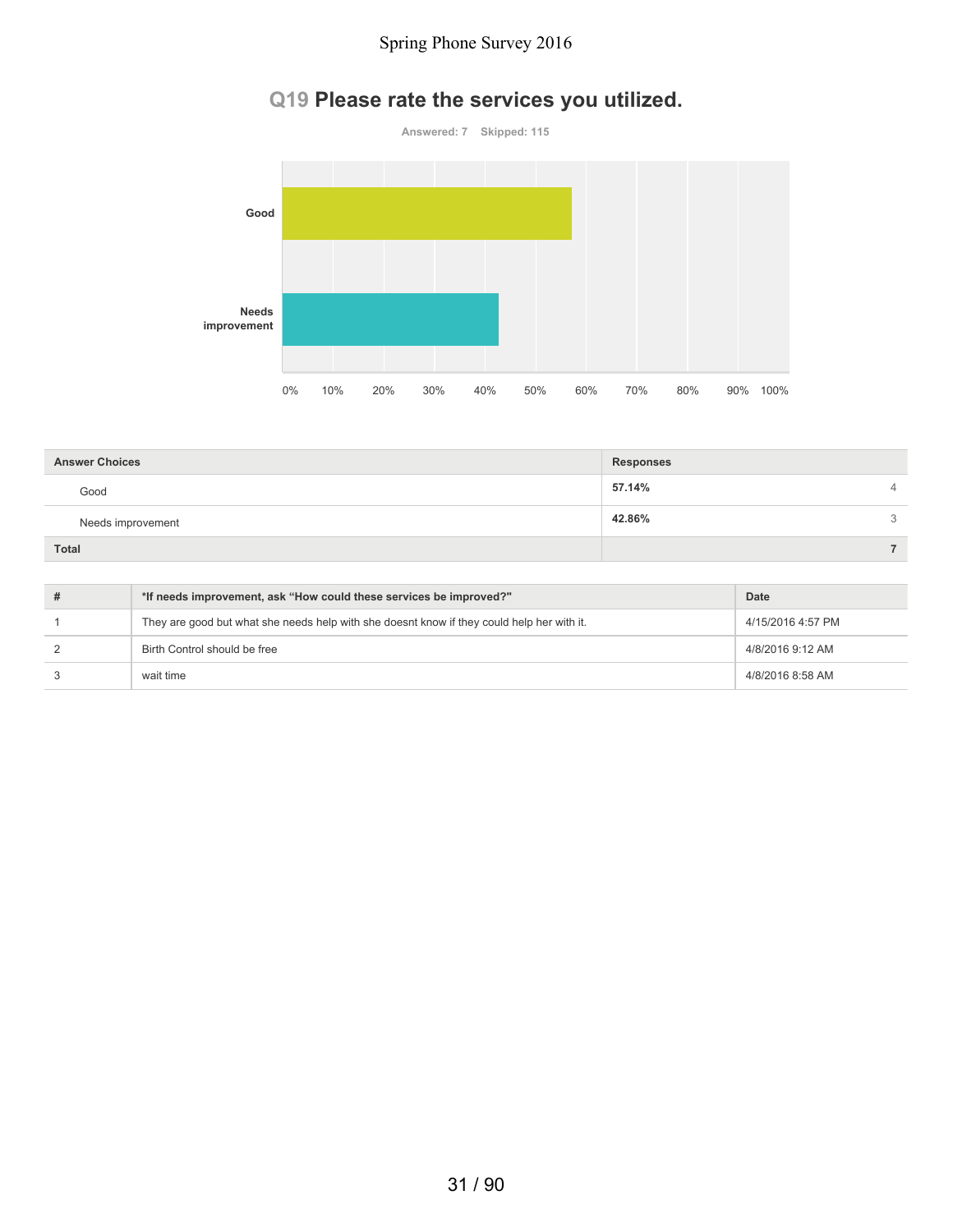## Q19 Please rate the services you utilized.

Answered: 7 Skipped: 115

Good

Needs improvement

0% 10% 20% 30% 40% 50% 60% 70% 80% 90% 100%

| Answer Choices | Responses | |
|---|---|---|
| Good | **57.14%** | 4 |
| Needs improvement | **42.86%** | 3 |
| **Total** | | **7** |

| # | *If needs improvement, ask "How could these services be improved?" | Date |
|---|---|---|
| 1 | They are good but what she needs help with she doesnt know if they could help her with it. | 4/15/2016 4:57 PM |
| 2 | Birth Control should be free | 4/8/2016 9:12 AM |
| 3 | wait time | 4/8/2016 8:58 AM |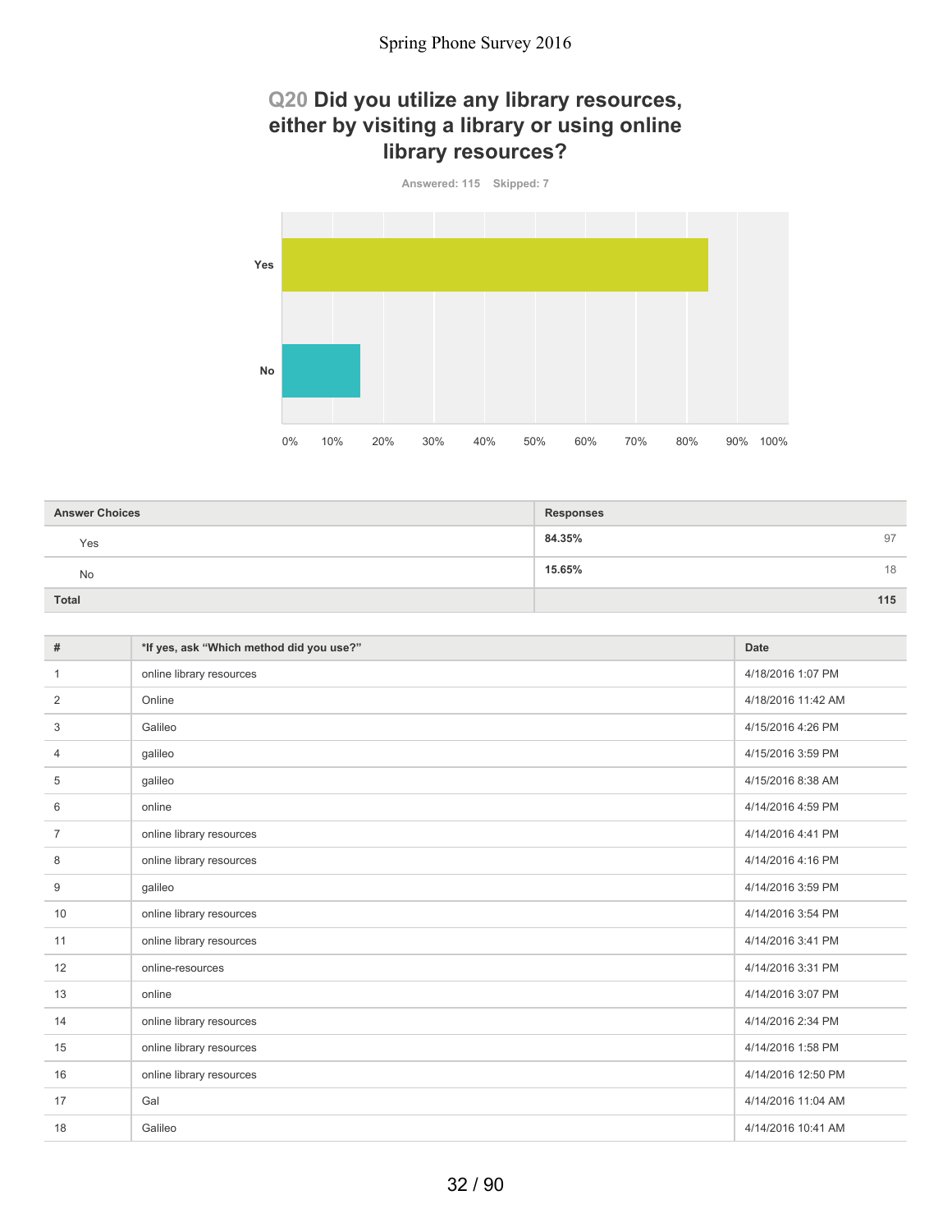## Q20 Did you utilize any library resources, either by visiting a library or using online library resources?

Answered: 115 Skipped: 7

Yes

No

0% 10% 20% 30% 40% 50% 60% 70% 80% 90% 100%

| Answer Choices | Responses | |
|---|---|---|
| Yes | 84.35% | 97 |
| No | 15.65% | 18 |
| Total | | 115 |

| # | *If yes, ask "Which method did you use?" | Date |
|---|---|---|
| 1 | online library resources | 4/18/2016 1:07 PM |
| 2 | Online | 4/18/2016 11:42 AM |
| 3 | Galileo | 4/15/2016 4:26 PM |
| 4 | galileo | 4/15/2016 3:59 PM |
| 5 | galileo | 4/15/2016 8:38 AM |
| 6 | online | 4/14/2016 4:59 PM |
| 7 | online library resources | 4/14/2016 4:41 PM |
| 8 | online library resources | 4/14/2016 4:16 PM |
| 9 | galileo | 4/14/2016 3:59 PM |
| 10 | online library resources | 4/14/2016 3:54 PM |
| 11 | online library resources | 4/14/2016 3:41 PM |
| 12 | online-resources | 4/14/2016 3:31 PM |
| 13 | online | 4/14/2016 3:07 PM |
| 14 | online library resources | 4/14/2016 2:34 PM |
| 15 | online library resources | 4/14/2016 1:58 PM |
| 16 | online library resources | 4/14/2016 12:50 PM |
| 17 | Gal | 4/14/2016 11:04 AM |
| 18 | Galileo | 4/14/2016 10:41 AM |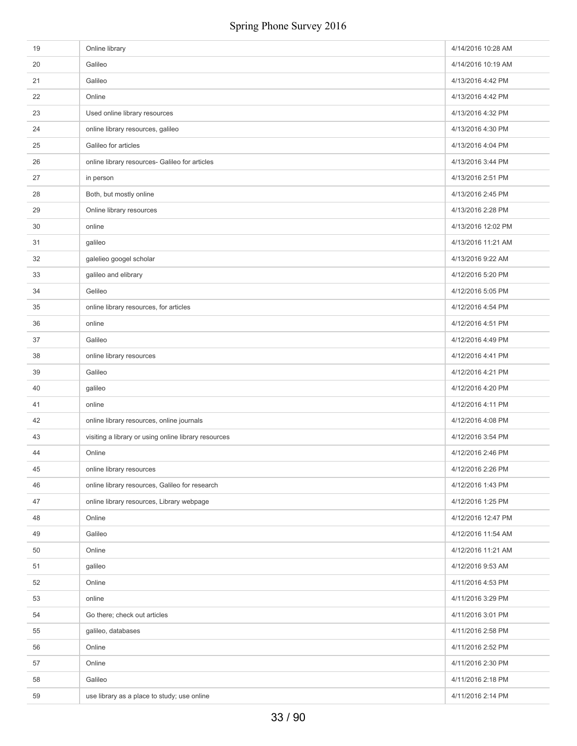| | | |
|---|---|---|
| 19 | Online library | 4/14/2016 10:28 AM |
| 20 | Galileo | 4/14/2016 10:19 AM |
| 21 | Galileo | 4/13/2016 4:42 PM |
| 22 | Online | 4/13/2016 4:42 PM |
| 23 | Used online library resources | 4/13/2016 4:32 PM |
| 24 | online library resources, galileo | 4/13/2016 4:30 PM |
| 25 | Galileo for articles | 4/13/2016 4:04 PM |
| 26 | online library resources- Galileo for articles | 4/13/2016 3:44 PM |
| 27 | in person | 4/13/2016 2:51 PM |
| 28 | Both, but mostly online | 4/13/2016 2:45 PM |
| 29 | Online library resources | 4/13/2016 2:28 PM |
| 30 | online | 4/13/2016 12:02 PM |
| 31 | galileo | 4/13/2016 11:21 AM |
| 32 | galelieo googel scholar | 4/13/2016 9:22 AM |
| 33 | galileo and elibrary | 4/12/2016 5:20 PM |
| 34 | Gelileo | 4/12/2016 5:05 PM |
| 35 | online library resources, for articles | 4/12/2016 4:54 PM |
| 36 | online | 4/12/2016 4:51 PM |
| 37 | Galileo | 4/12/2016 4:49 PM |
| 38 | online library resources | 4/12/2016 4:41 PM |
| 39 | Galileo | 4/12/2016 4:21 PM |
| 40 | galileo | 4/12/2016 4:20 PM |
| 41 | online | 4/12/2016 4:11 PM |
| 42 | online library resources, online journals | 4/12/2016 4:08 PM |
| 43 | visiting a library or using online library resources | 4/12/2016 3:54 PM |
| 44 | Online | 4/12/2016 2:46 PM |
| 45 | online library resources | 4/12/2016 2:26 PM |
| 46 | online library resources, Galileo for research | 4/12/2016 1:43 PM |
| 47 | online library resources, Library webpage | 4/12/2016 1:25 PM |
| 48 | Online | 4/12/2016 12:47 PM |
| 49 | Galileo | 4/12/2016 11:54 AM |
| 50 | Online | 4/12/2016 11:21 AM |
| 51 | galileo | 4/12/2016 9:53 AM |
| 52 | Online | 4/11/2016 4:53 PM |
| 53 | online | 4/11/2016 3:29 PM |
| 54 | Go there; check out articles | 4/11/2016 3:01 PM |
| 55 | galileo, databases | 4/11/2016 2:58 PM |
| 56 | Online | 4/11/2016 2:52 PM |
| 57 | Online | 4/11/2016 2:30 PM |
| 58 | Galileo | 4/11/2016 2:18 PM |
| 59 | use library as a place to study; use online | 4/11/2016 2:14 PM |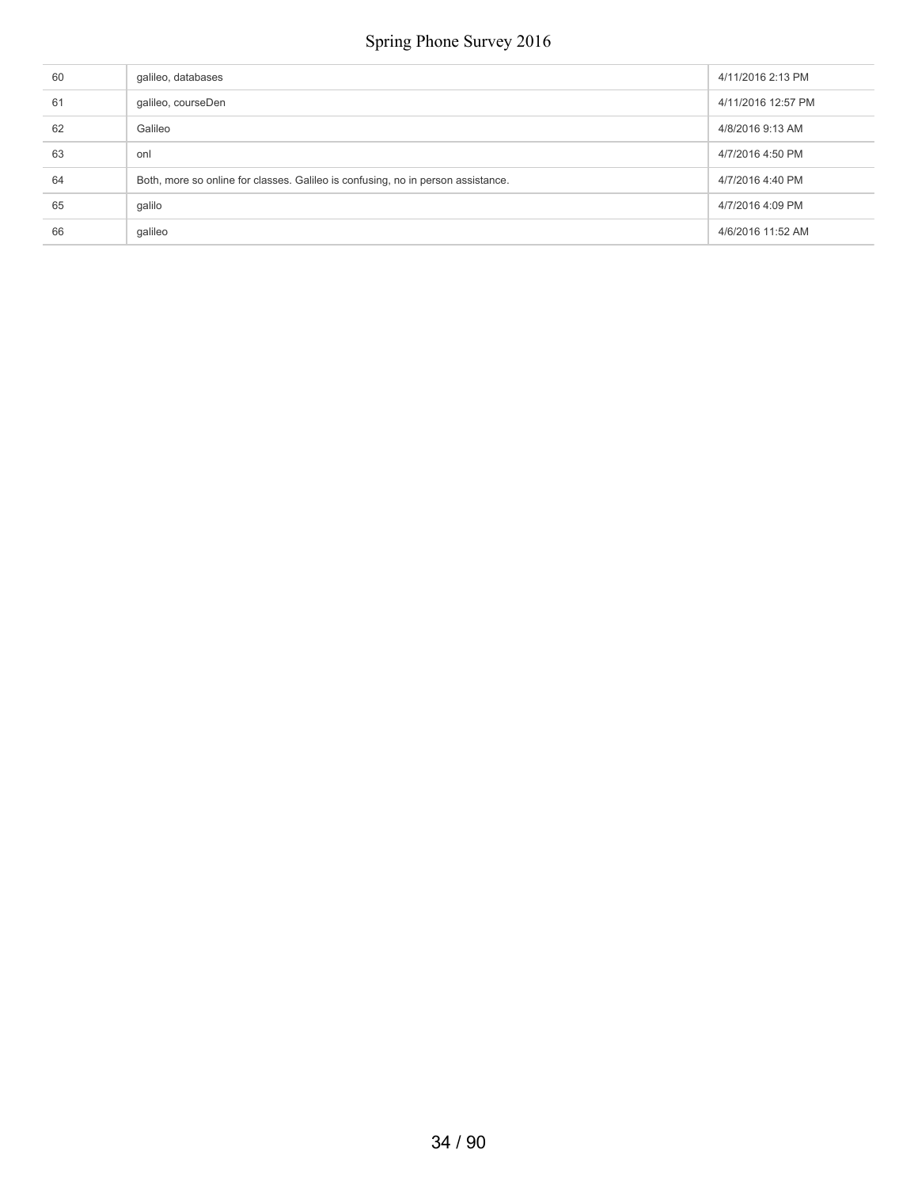| | | |
|---|---|---|
| 60 | galileo, databases | 4/11/2016 2:13 PM |
| 61 | galileo, courseDen | 4/11/2016 12:57 PM |
| 62 | Galileo | 4/8/2016 9:13 AM |
| 63 | onl | 4/7/2016 4:50 PM |
| 64 | Both, more so online for classes. Galileo is confusing, no in person assistance. | 4/7/2016 4:40 PM |
| 65 | galilo | 4/7/2016 4:09 PM |
| 66 | galileo | 4/6/2016 11:52 AM |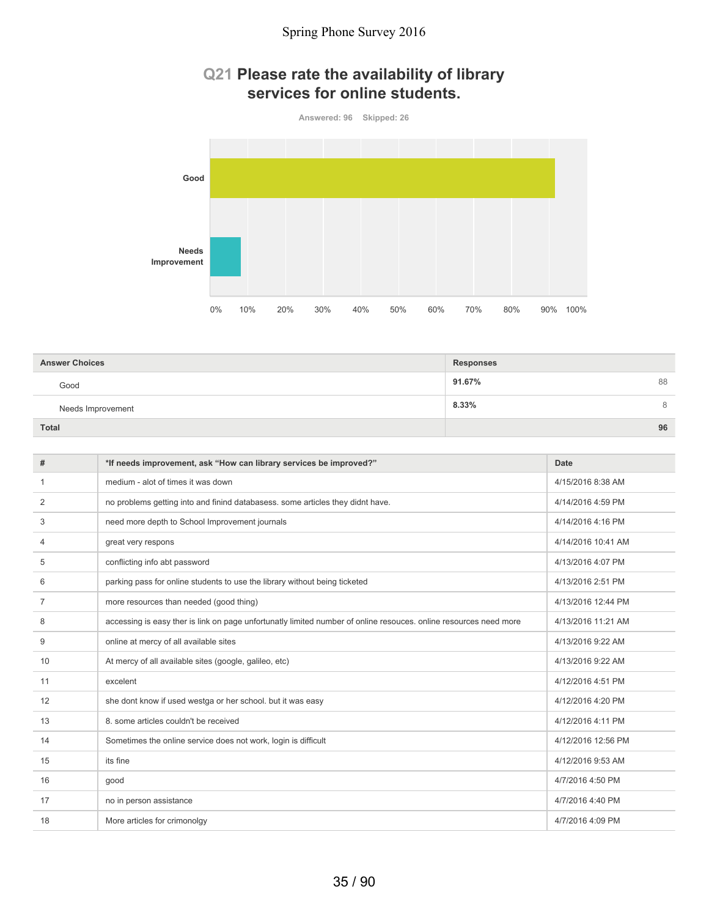## Q21 Please rate the availability of library services for online students.

Answered: 96 Skipped: 26

Good

Needs Improvement

0% 10% 20% 30% 40% 50% 60% 70% 80% 90% 100%

| Answer Choices | Responses | |
|---|---|---|
| Good | 91.67% | 88 |
| Needs Improvement | 8.33% | 8 |
| Total | | 96 |

| # | *If needs improvement, ask "How can library services be improved?" | Date |
|---|---|---|
| 1 | medium - alot of times it was down | 4/15/2016 8:38 AM |
| 2 | no problems getting into and finind databasess. some articles they didnt have. | 4/14/2016 4:59 PM |
| 3 | need more depth to School Improvement journals | 4/14/2016 4:16 PM |
| 4 | great very respons | 4/14/2016 10:41 AM |
| 5 | conflicting info abt password | 4/13/2016 4:07 PM |
| 6 | parking pass for online students to use the library without being ticketed | 4/13/2016 2:51 PM |
| 7 | more resources than needed (good thing) | 4/13/2016 12:44 PM |
| 8 | accessing is easy ther is link on page unfortunatly limited number of online resouces. online resources need more | 4/13/2016 11:21 AM |
| 9 | online at mercy of all available sites | 4/13/2016 9:22 AM |
| 10 | At mercy of all available sites (google, galileo, etc) | 4/13/2016 9:22 AM |
| 11 | excelent | 4/12/2016 4:51 PM |
| 12 | she dont know if used westga or her school. but it was easy | 4/12/2016 4:20 PM |
| 13 | 8. some articles couldn't be received | 4/12/2016 4:11 PM |
| 14 | Sometimes the online service does not work, login is difficult | 4/12/2016 12:56 PM |
| 15 | its fine | 4/12/2016 9:53 AM |
| 16 | good | 4/7/2016 4:50 PM |
| 17 | no in person assistance | 4/7/2016 4:40 PM |
| 18 | More articles for crimonolgy | 4/7/2016 4:09 PM |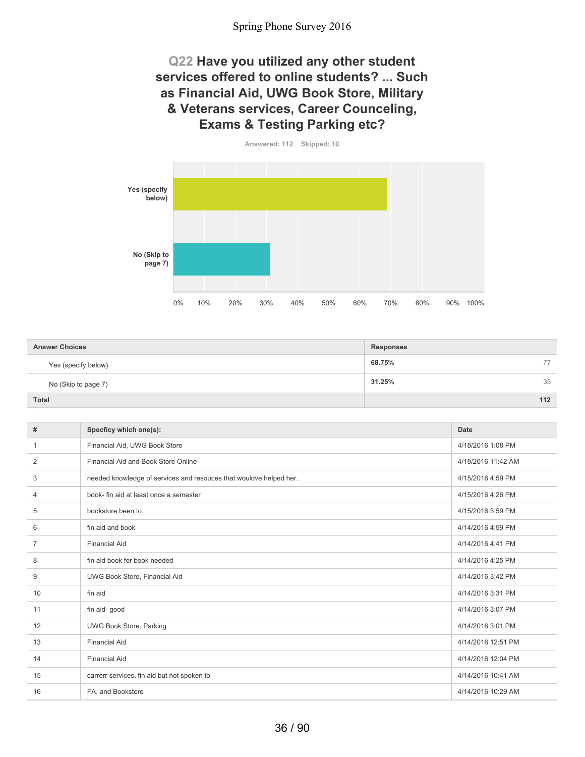## Q22 Have you utilized any other student services offered to online students? ... Such as Financial Aid, UWG Book Store, Military & Veterans services, Career Counceling, Exams & Testing Parking etc?

Answered: 112 Skipped: 10

Yes (specify below)

No (Skip to page 7)

0% 10% 20% 30% 40% 50% 60% 70% 80% 90% 100%

| Answer Choices | Responses | |
|---|---|---|
| Yes (specify below) | 68.75% | 77 |
| No (Skip to page 7) | 31.25% | 35 |
| Total | | 112 |

| # | Specficy which one(s): | Date |
|---|---|---|
| 1 | Financial Aid, UWG Book Store | 4/18/2016 1:08 PM |
| 2 | Financial Aid and Book Store Online | 4/18/2016 11:42 AM |
| 3 | needed knowledge of services and resouces that wouldve helped her. | 4/15/2016 4:59 PM |
| 4 | book- fin aid at least once a semester | 4/15/2016 4:26 PM |
| 5 | bookstore been to. | 4/15/2016 3:59 PM |
| 6 | fin aid and book | 4/14/2016 4:59 PM |
| 7 | Financial Aid | 4/14/2016 4:41 PM |
| 8 | fin aid book for book needed | 4/14/2016 4:25 PM |
| 9 | UWG Book Store, Financial Aid | 4/14/2016 3:42 PM |
| 10 | fin aid | 4/14/2016 3:31 PM |
| 11 | fin aid- good | 4/14/2016 3:07 PM |
| 12 | UWG Book Store, Parking | 4/14/2016 3:01 PM |
| 13 | Financial Aid | 4/14/2016 12:51 PM |
| 14 | Financial Aid | 4/14/2016 12:04 PM |
| 15 | carrerr services. fin aid but not spoken to | 4/14/2016 10:41 AM |
| 16 | FA, and Bookstore | 4/14/2016 10:29 AM |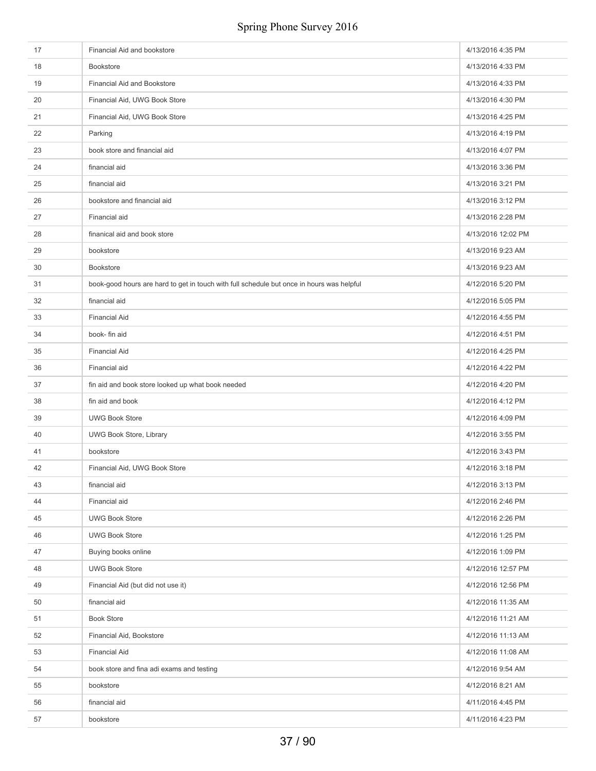| | | |
|---|---|---|
| 17 | Financial Aid and bookstore | 4/13/2016 4:35 PM |
| 18 | Bookstore | 4/13/2016 4:33 PM |
| 19 | Financial Aid and Bookstore | 4/13/2016 4:33 PM |
| 20 | Financial Aid, UWG Book Store | 4/13/2016 4:30 PM |
| 21 | Financial Aid, UWG Book Store | 4/13/2016 4:25 PM |
| 22 | Parking | 4/13/2016 4:19 PM |
| 23 | book store and financial aid | 4/13/2016 4:07 PM |
| 24 | financial aid | 4/13/2016 3:36 PM |
| 25 | financial aid | 4/13/2016 3:21 PM |
| 26 | bookstore and financial aid | 4/13/2016 3:12 PM |
| 27 | Financial aid | 4/13/2016 2:28 PM |
| 28 | finanical aid and book store | 4/13/2016 12:02 PM |
| 29 | bookstore | 4/13/2016 9:23 AM |
| 30 | Bookstore | 4/13/2016 9:23 AM |
| 31 | book-good hours are hard to get in touch with full schedule but once in hours was helpful | 4/12/2016 5:20 PM |
| 32 | financial aid | 4/12/2016 5:05 PM |
| 33 | Financial Aid | 4/12/2016 4:55 PM |
| 34 | book- fin aid | 4/12/2016 4:51 PM |
| 35 | Financial Aid | 4/12/2016 4:25 PM |
| 36 | Financial aid | 4/12/2016 4:22 PM |
| 37 | fin aid and book store looked up what book needed | 4/12/2016 4:20 PM |
| 38 | fin aid and book | 4/12/2016 4:12 PM |
| 39 | UWG Book Store | 4/12/2016 4:09 PM |
| 40 | UWG Book Store, Library | 4/12/2016 3:55 PM |
| 41 | bookstore | 4/12/2016 3:43 PM |
| 42 | Financial Aid, UWG Book Store | 4/12/2016 3:18 PM |
| 43 | financial aid | 4/12/2016 3:13 PM |
| 44 | Financial aid | 4/12/2016 2:46 PM |
| 45 | UWG Book Store | 4/12/2016 2:26 PM |
| 46 | UWG Book Store | 4/12/2016 1:25 PM |
| 47 | Buying books online | 4/12/2016 1:09 PM |
| 48 | UWG Book Store | 4/12/2016 12:57 PM |
| 49 | Financial Aid (but did not use it) | 4/12/2016 12:56 PM |
| 50 | financial aid | 4/12/2016 11:35 AM |
| 51 | Book Store | 4/12/2016 11:21 AM |
| 52 | Financial Aid, Bookstore | 4/12/2016 11:13 AM |
| 53 | Financial Aid | 4/12/2016 11:08 AM |
| 54 | book store and fina adi exams and testing | 4/12/2016 9:54 AM |
| 55 | bookstore | 4/12/2016 8:21 AM |
| 56 | financial aid | 4/11/2016 4:45 PM |
| 57 | bookstore | 4/11/2016 4:23 PM |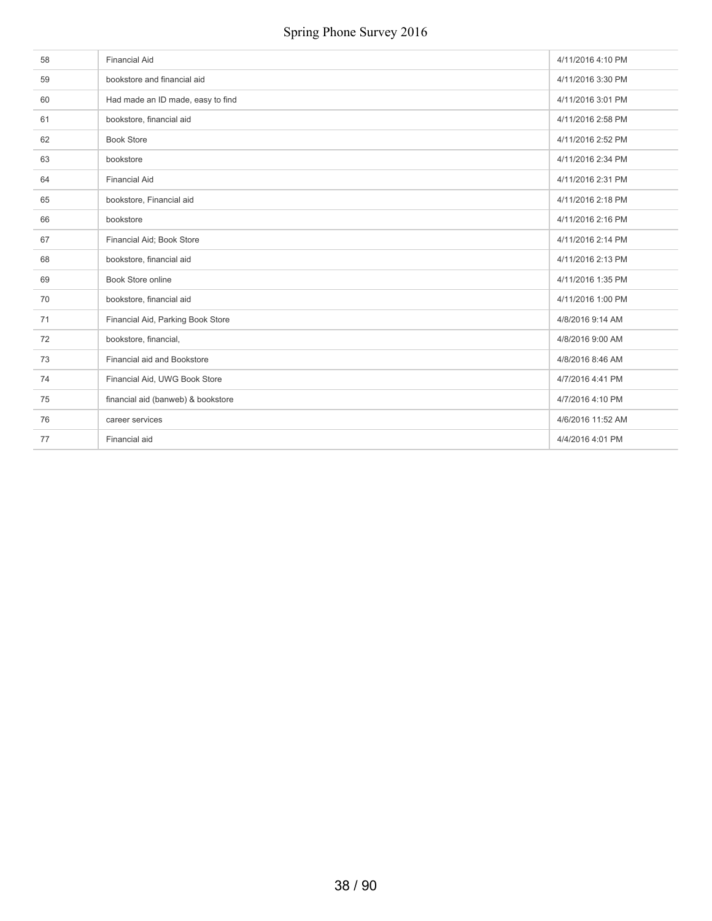| | | |
|---|---|---|
| 58 | Financial Aid | 4/11/2016 4:10 PM |
| 59 | bookstore and financial aid | 4/11/2016 3:30 PM |
| 60 | Had made an ID made, easy to find | 4/11/2016 3:01 PM |
| 61 | bookstore, financial aid | 4/11/2016 2:58 PM |
| 62 | Book Store | 4/11/2016 2:52 PM |
| 63 | bookstore | 4/11/2016 2:34 PM |
| 64 | Financial Aid | 4/11/2016 2:31 PM |
| 65 | bookstore, Financial aid | 4/11/2016 2:18 PM |
| 66 | bookstore | 4/11/2016 2:16 PM |
| 67 | Financial Aid; Book Store | 4/11/2016 2:14 PM |
| 68 | bookstore, financial aid | 4/11/2016 2:13 PM |
| 69 | Book Store online | 4/11/2016 1:35 PM |
| 70 | bookstore, financial aid | 4/11/2016 1:00 PM |
| 71 | Financial Aid, Parking Book Store | 4/8/2016 9:14 AM |
| 72 | bookstore, financial, | 4/8/2016 9:00 AM |
| 73 | Financial aid and Bookstore | 4/8/2016 8:46 AM |
| 74 | Financial Aid, UWG Book Store | 4/7/2016 4:41 PM |
| 75 | financial aid (banweb) & bookstore | 4/7/2016 4:10 PM |
| 76 | career services | 4/6/2016 11:52 AM |
| 77 | Financial aid | 4/4/2016 4:01 PM |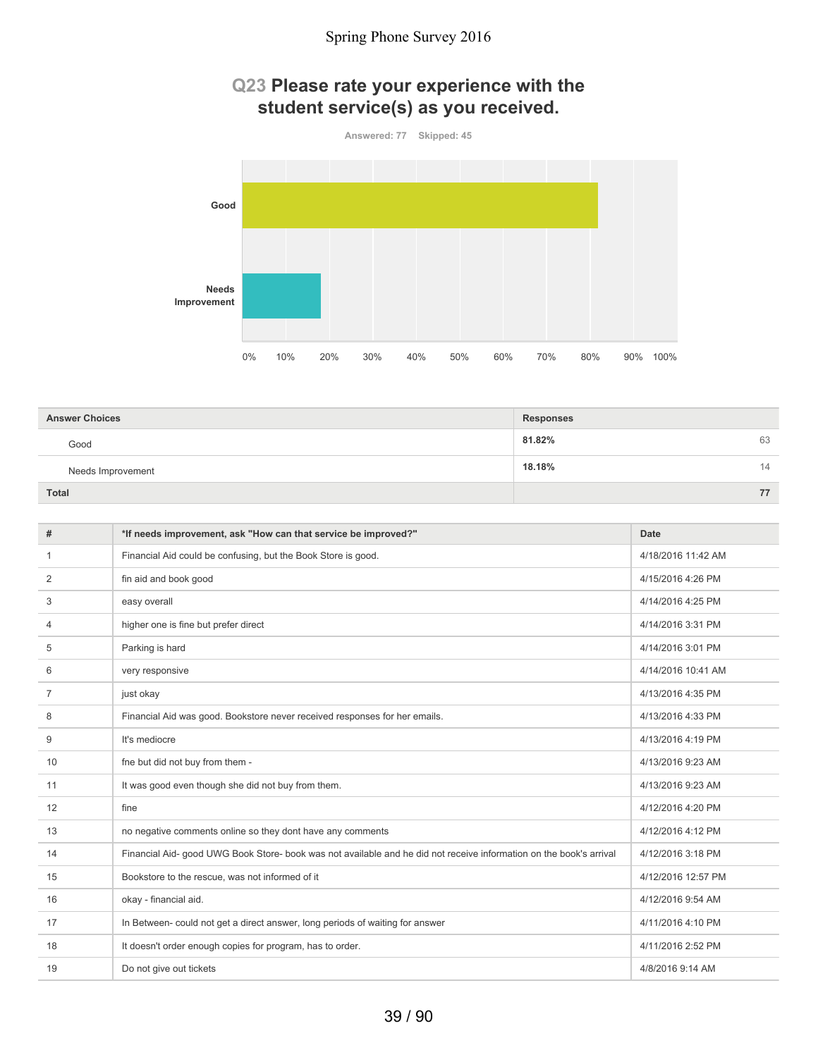## Q23 Please rate your experience with the student service(s) as you received.

Answered: 77 Skipped: 45

Good

Needs Improvement

0% 10% 20% 30% 40% 50% 60% 70% 80% 90% 100%

| Answer Choices | Responses | |
|---|---|---|
| Good | 81.82% | 63 |
| Needs Improvement | 18.18% | 14 |
| Total | | 77 |

| # | *If needs improvement, ask "How can that service be improved?" | Date |
|---|---|---|
| 1 | Financial Aid could be confusing, but the Book Store is good. | 4/18/2016 11:42 AM |
| 2 | fin aid and book good | 4/15/2016 4:26 PM |
| 3 | easy overall | 4/14/2016 4:25 PM |
| 4 | higher one is fine but prefer direct | 4/14/2016 3:31 PM |
| 5 | Parking is hard | 4/14/2016 3:01 PM |
| 6 | very responsive | 4/14/2016 10:41 AM |
| 7 | just okay | 4/13/2016 4:35 PM |
| 8 | Financial Aid was good. Bookstore never received responses for her emails. | 4/13/2016 4:33 PM |
| 9 | It's mediocre | 4/13/2016 4:19 PM |
| 10 | fne but did not buy from them - | 4/13/2016 9:23 AM |
| 11 | It was good even though she did not buy from them. | 4/13/2016 9:23 AM |
| 12 | fine | 4/12/2016 4:20 PM |
| 13 | no negative comments online so they dont have any comments | 4/12/2016 4:12 PM |
| 14 | Financial Aid- good UWG Book Store- book was not available and he did not receive information on the book's arrival | 4/12/2016 3:18 PM |
| 15 | Bookstore to the rescue, was not informed of it | 4/12/2016 12:57 PM |
| 16 | okay - financial aid. | 4/12/2016 9:54 AM |
| 17 | In Between- could not get a direct answer, long periods of waiting for answer | 4/11/2016 4:10 PM |
| 18 | It doesn't order enough copies for program, has to order. | 4/11/2016 2:52 PM |
| 19 | Do not give out tickets | 4/8/2016 9:14 AM |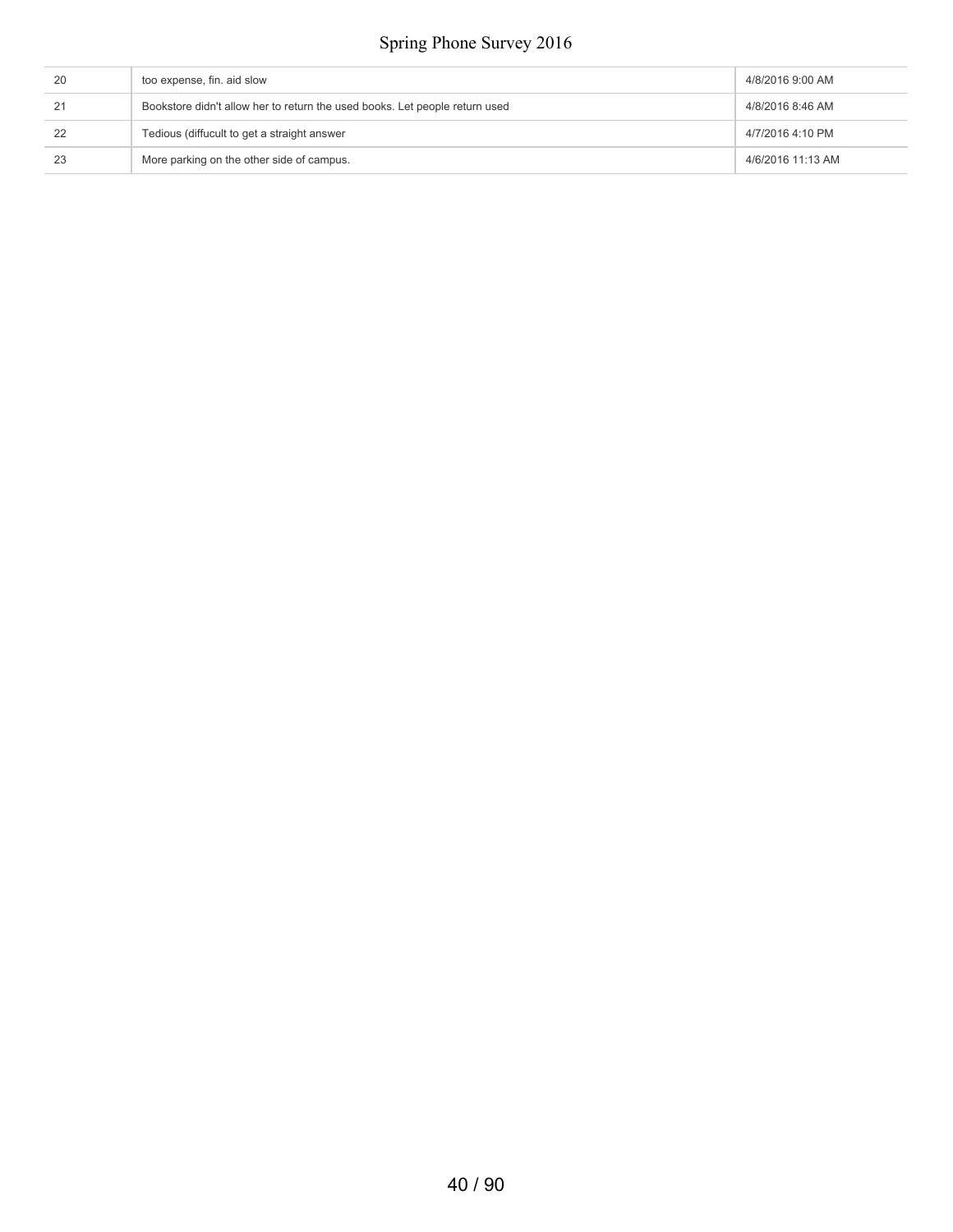| | | |
|---|---|---|
| 20 | too expense, fin. aid slow | 4/8/2016 9:00 AM |
| 21 | Bookstore didn't allow her to return the used books. Let people return used | 4/8/2016 8:46 AM |
| 22 | Tedious (diffucult to get a straight answer | 4/7/2016 4:10 PM |
| 23 | More parking on the other side of campus. | 4/6/2016 11:13 AM |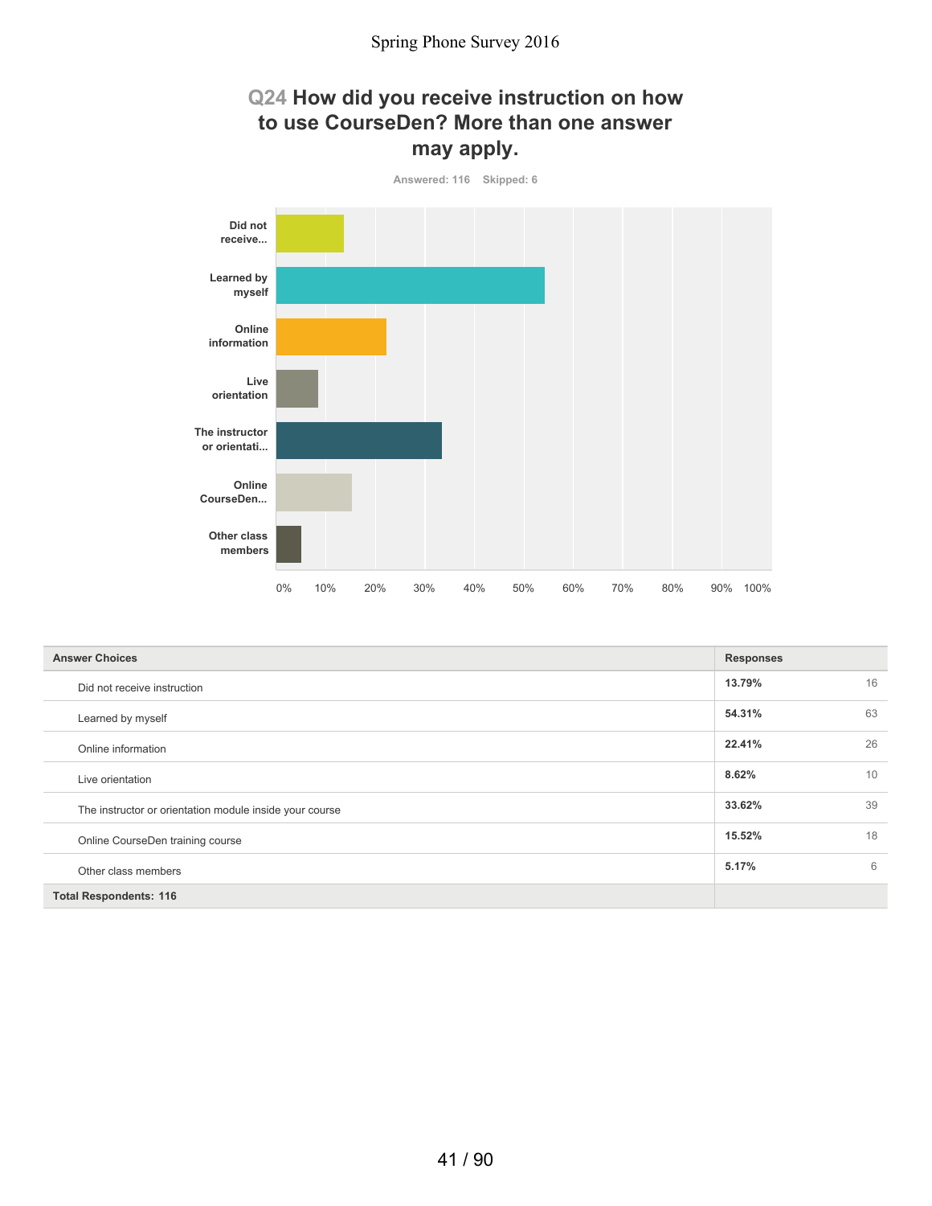## Q24 How did you receive instruction on how to use CourseDen? More than one answer may apply.

Answered: 116 Skipped: 6

Did not receive...

Learned by myself

Online information

Live orientation

The instructor or orientati...

Online CourseDen...

Other class members

0% 10% 20% 30% 40% 50% 60% 70% 80% 90% 100%

| Answer Choices | Responses | |
|---|---|---|
| Did not receive instruction | 13.79% | 16 |
| Learned by myself | 54.31% | 63 |
| Online information | 22.41% | 26 |
| Live orientation | 8.62% | 10 |
| The instructor or orientation module inside your course | 33.62% | 39 |
| Online CourseDen training course | 15.52% | 18 |
| Other class members | 5.17% | 6 |
| **Total Respondents: 116** | | |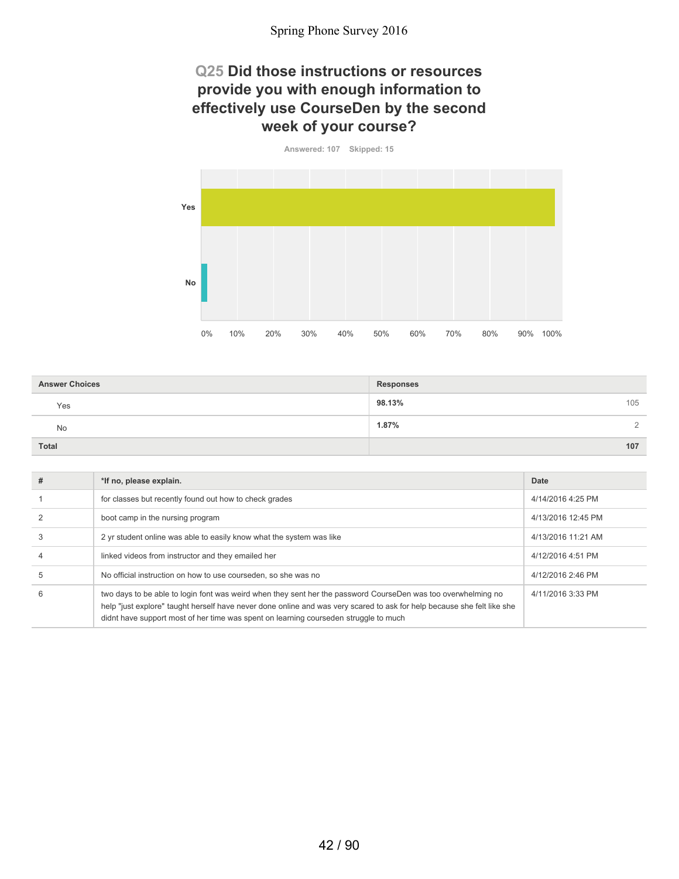## Q25 Did those instructions or resources provide you with enough information to effectively use CourseDen by the second week of your course?

Answered: 107 Skipped: 15

Yes

No

0% 10% 20% 30% 40% 50% 60% 70% 80% 90% 100%

| Answer Choices | Responses | |
|---|---|---|
| Yes | 98.13% | 105 |
| No | 1.87% | 2 |
| Total | | 107 |

| # | *If no, please explain. | Date |
|---|---|---|
| 1 | for classes but recently found out how to check grades | 4/14/2016 4:25 PM |
| 2 | boot camp in the nursing program | 4/13/2016 12:45 PM |
| 3 | 2 yr student online was able to easily know what the system was like | 4/13/2016 11:21 AM |
| 4 | linked videos from instructor and they emailed her | 4/12/2016 4:51 PM |
| 5 | No official instruction on how to use courseden, so she was no | 4/12/2016 2:46 PM |
| 6 | two days to be able to login font was weird when they sent her the password CourseDen was too overwhelming no help "just explore" taught herself have never done online and was very scared to ask for help because she felt like she didnt have support most of her time was spent on learning courseden struggle to much | 4/11/2016 3:33 PM |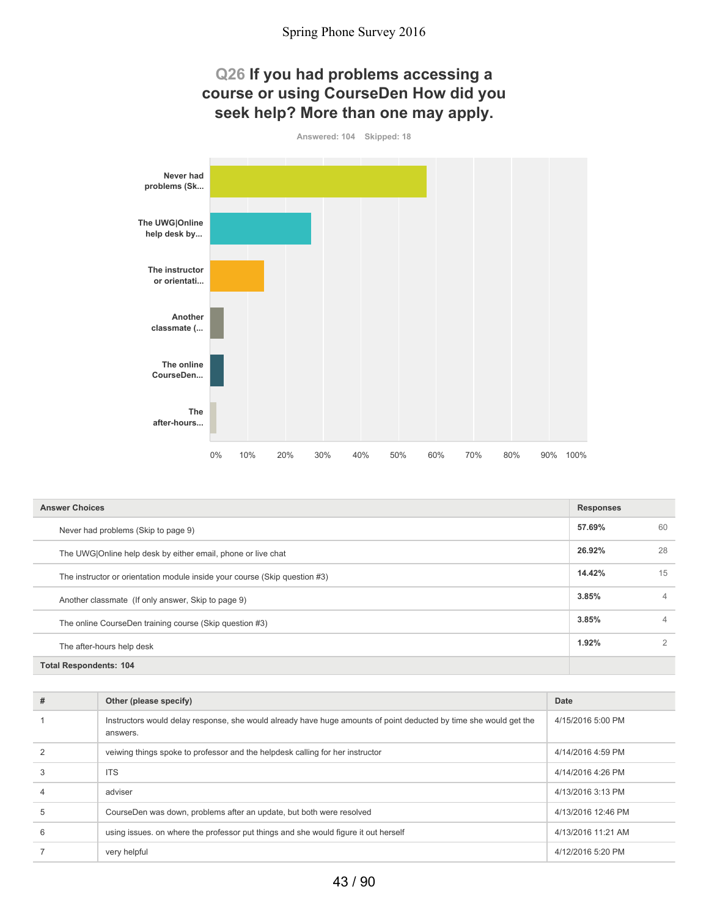## Q26 If you had problems accessing a course or using CourseDen How did you seek help? More than one may apply.

Answered: 104 Skipped: 18

Never had problems (Sk...

The UWG|Online help desk by...

The instructor or orientati...

Another classmate (...

The online CourseDen...

The after-hours...

0% 10% 20% 30% 40% 50% 60% 70% 80% 90% 100%

| Answer Choices | Responses | |
|---|---|---|
| Never had problems (Skip to page 9) | 57.69% | 60 |
| The UWG\|Online help desk by either email, phone or live chat | 26.92% | 28 |
| The instructor or orientation module inside your course (Skip question #3) | 14.42% | 15 |
| Another classmate (If only answer, Skip to page 9) | 3.85% | 4 |
| The online CourseDen training course (Skip question #3) | 3.85% | 4 |
| The after-hours help desk | 1.92% | 2 |
| **Total Respondents: 104** | | |

| # | Other (please specify) | Date |
|---|---|---|
| 1 | Instructors would delay response, she would already have huge amounts of point deducted by time she would get the answers. | 4/15/2016 5:00 PM |
| 2 | veiwing things spoke to professor and the helpdesk calling for her instructor | 4/14/2016 4:59 PM |
| 3 | ITS | 4/14/2016 4:26 PM |
| 4 | adviser | 4/13/2016 3:13 PM |
| 5 | CourseDen was down, problems after an update, but both were resolved | 4/13/2016 12:46 PM |
| 6 | using issues. on where the professor put things and she would figure it out herself | 4/13/2016 11:21 AM |
| 7 | very helpful | 4/12/2016 5:20 PM |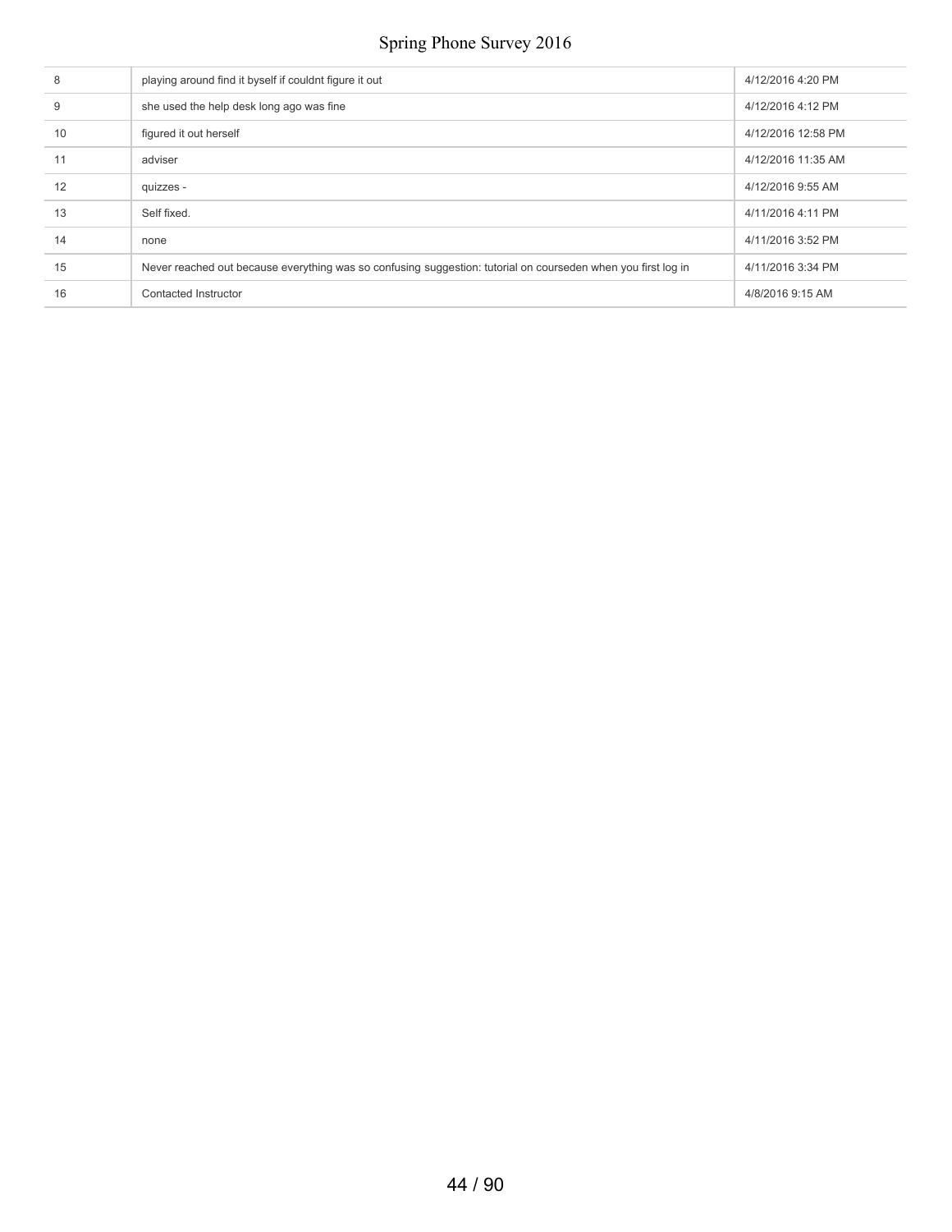| | | |
|---|---|---|
| 8 | playing around find it byself if couldnt figure it out | 4/12/2016 4:20 PM |
| 9 | she used the help desk long ago was fine | 4/12/2016 4:12 PM |
| 10 | figured it out herself | 4/12/2016 12:58 PM |
| 11 | adviser | 4/12/2016 11:35 AM |
| 12 | quizzes - | 4/12/2016 9:55 AM |
| 13 | Self fixed. | 4/11/2016 4:11 PM |
| 14 | none | 4/11/2016 3:52 PM |
| 15 | Never reached out because everything was so confusing suggestion: tutorial on courseden when you first log in | 4/11/2016 3:34 PM |
| 16 | Contacted Instructor | 4/8/2016 9:15 AM |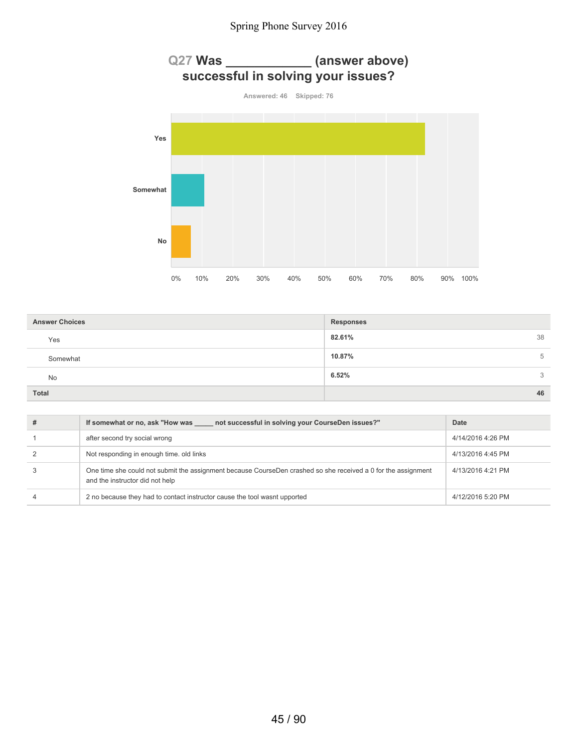## Q27 Was ____________ (answer above) successful in solving your issues?

Answered: 46 Skipped: 76

Yes

Somewhat

No

0% 10% 20% 30% 40% 50% 60% 70% 80% 90% 100%

| Answer Choices | Responses | |
|---|---|---|
| Yes | 82.61% | 38 |
| Somewhat | 10.87% | 5 |
| No | 6.52% | 3 |
| Total | | 46 |

| # | If somewhat or no, ask "How was _____ not successful in solving your CourseDen issues?" | Date |
|---|---|---|
| 1 | after second try social wrong | 4/14/2016 4:26 PM |
| 2 | Not responding in enough time. old links | 4/13/2016 4:45 PM |
| 3 | One time she could not submit the assignment because CourseDen crashed so she received a 0 for the assignment and the instructor did not help | 4/13/2016 4:21 PM |
| 4 | 2 no because they had to contact instructor cause the tool wasnt upported | 4/12/2016 5:20 PM |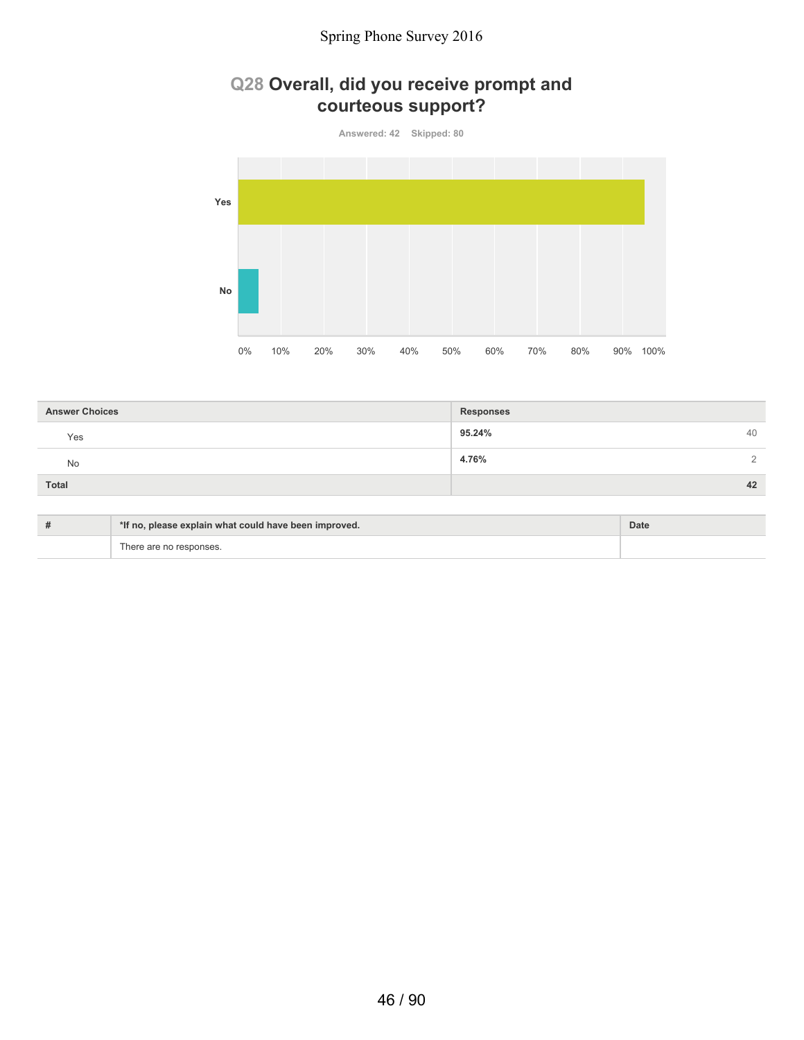## Q28 Overall, did you receive prompt and courteous support?

Answered: 42 Skipped: 80

Yes

No

0% 10% 20% 30% 40% 50% 60% 70% 80% 90% 100%

| Answer Choices | Responses | |
|---|---|---|
| Yes | 95.24% | 40 |
| No | 4.76% | 2 |
| Total | | 42 |

| # | *If no, please explain what could have been improved. | Date |
|---|---|---|
| | There are no responses. | |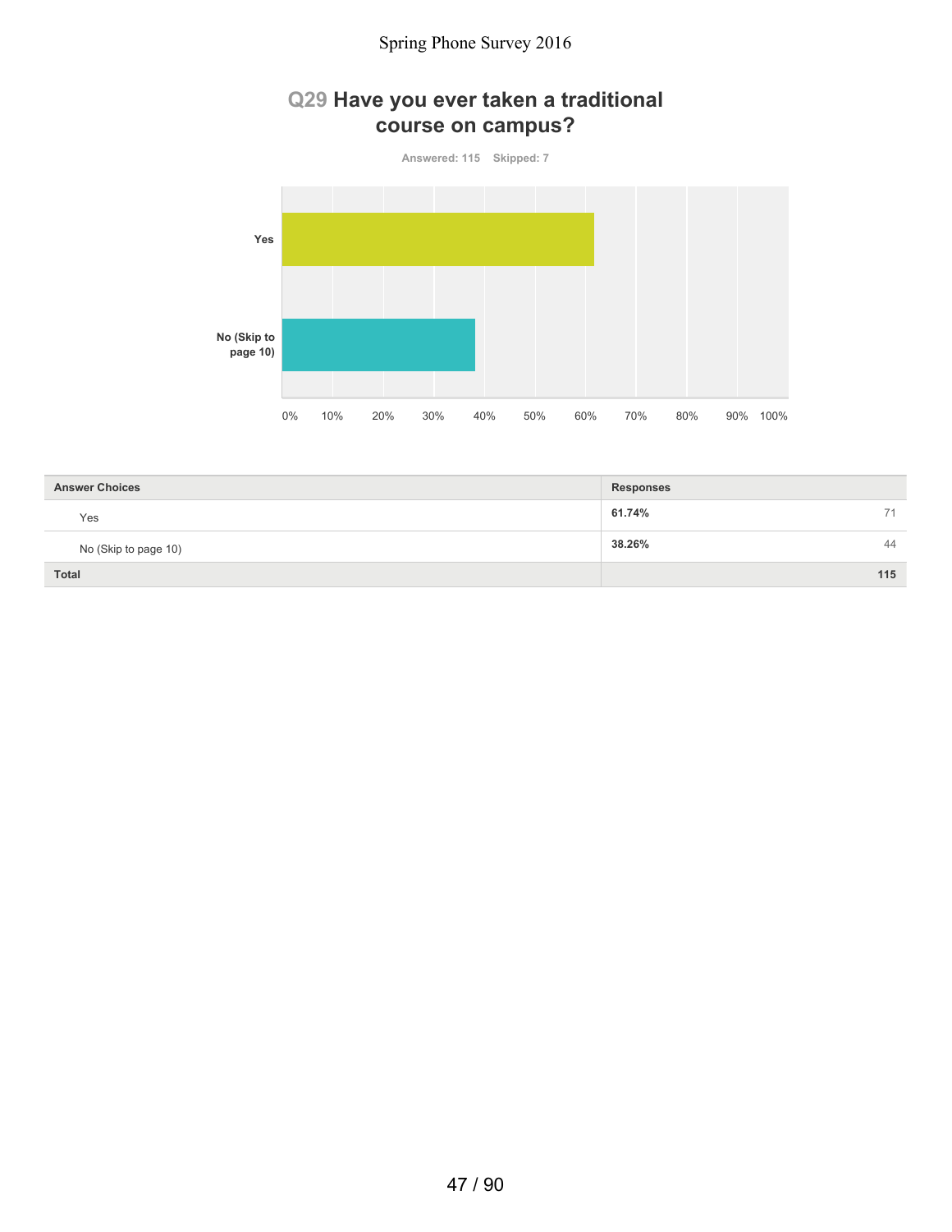## Q29 Have you ever taken a traditional course on campus?

Answered: 115 Skipped: 7

Yes

No (Skip to page 10)

0% 10% 20% 30% 40% 50% 60% 70% 80% 90% 100%

| Answer Choices | Responses | |
|---|---|---|
| Yes | **61.74%** | 71 |
| No (Skip to page 10) | **38.26%** | 44 |
| **Total** | | **115** |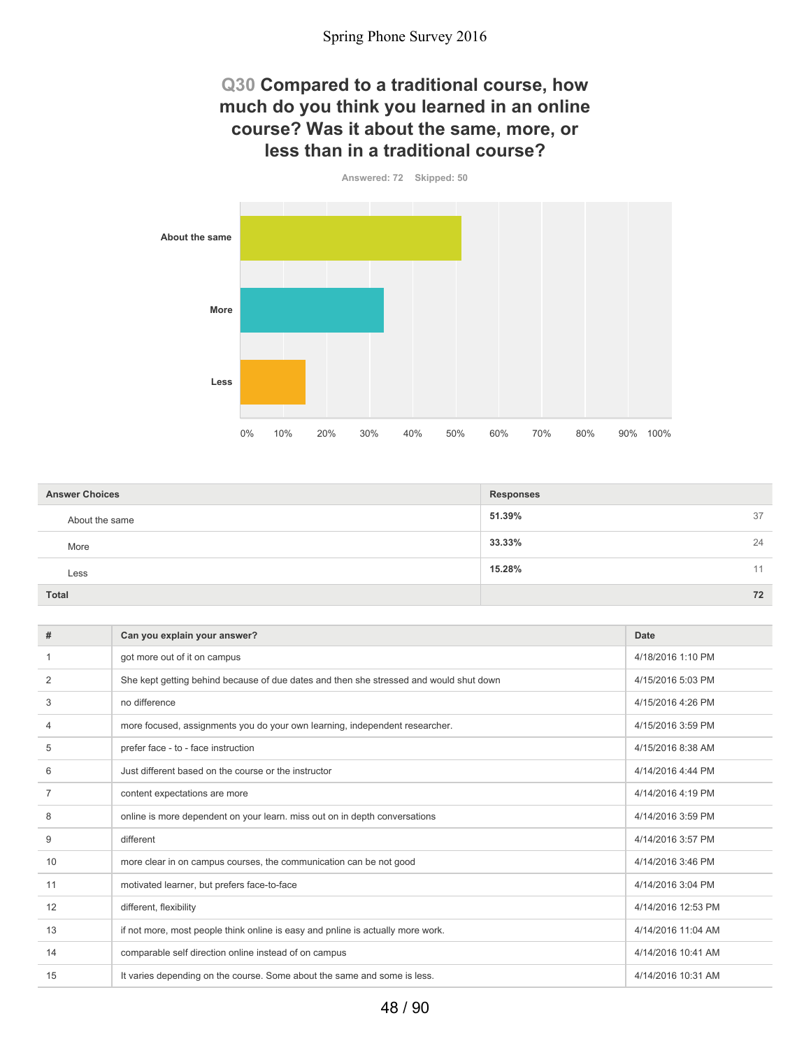## Q30 Compared to a traditional course, how much do you think you learned in an online course? Was it about the same, more, or less than in a traditional course?

Answered: 72 Skipped: 50

About the same

More

Less

0% 10% 20% 30% 40% 50% 60% 70% 80% 90% 100%

| Answer Choices | Responses | |
|---|---|---|
| About the same | 51.39% | 37 |
| More | 33.33% | 24 |
| Less | 15.28% | 11 |
| **Total** | | **72** |

| # | Can you explain your answer? | Date |
|---|---|---|
| 1 | got more out of it on campus | 4/18/2016 1:10 PM |
| 2 | She kept getting behind because of due dates and then she stressed and would shut down | 4/15/2016 5:03 PM |
| 3 | no difference | 4/15/2016 4:26 PM |
| 4 | more focused, assignments you do your own learning, independent researcher. | 4/15/2016 3:59 PM |
| 5 | prefer face - to - face instruction | 4/15/2016 8:38 AM |
| 6 | Just different based on the course or the instructor | 4/14/2016 4:44 PM |
| 7 | content expectations are more | 4/14/2016 4:19 PM |
| 8 | online is more dependent on your learn. miss out on in depth conversations | 4/14/2016 3:59 PM |
| 9 | different | 4/14/2016 3:57 PM |
| 10 | more clear in on campus courses, the communication can be not good | 4/14/2016 3:46 PM |
| 11 | motivated learner, but prefers face-to-face | 4/14/2016 3:04 PM |
| 12 | different, flexibility | 4/14/2016 12:53 PM |
| 13 | if not more, most people think online is easy and pnline is actually more work. | 4/14/2016 11:04 AM |
| 14 | comparable self direction online instead of on campus | 4/14/2016 10:41 AM |
| 15 | It varies depending on the course. Some about the same and some is less. | 4/14/2016 10:31 AM |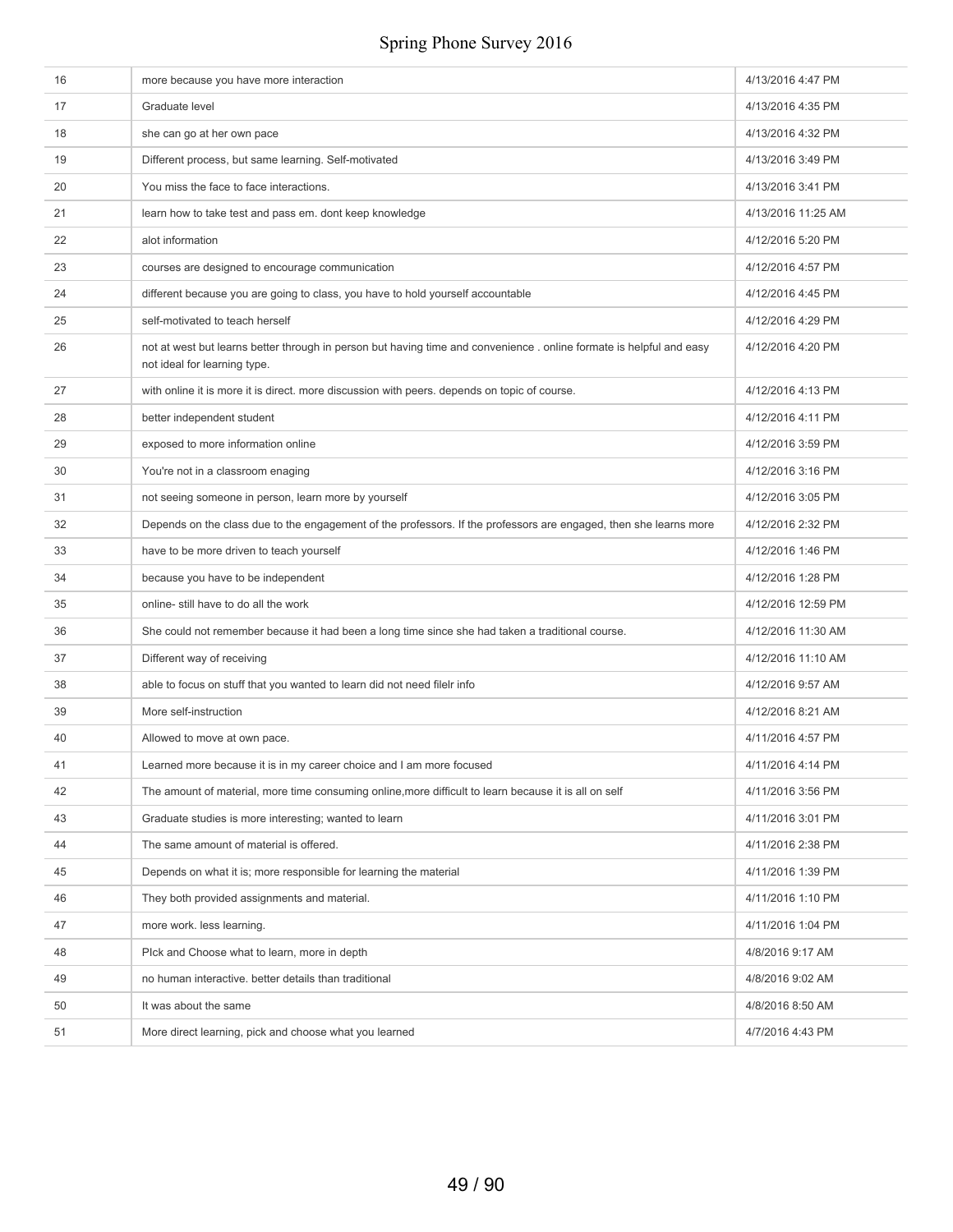| | | |
|---|---|---|
| 16 | more because you have more interaction | 4/13/2016 4:47 PM |
| 17 | Graduate level | 4/13/2016 4:35 PM |
| 18 | she can go at her own pace | 4/13/2016 4:32 PM |
| 19 | Different process, but same learning. Self-motivated | 4/13/2016 3:49 PM |
| 20 | You miss the face to face interactions. | 4/13/2016 3:41 PM |
| 21 | learn how to take test and pass em. dont keep knowledge | 4/13/2016 11:25 AM |
| 22 | alot information | 4/12/2016 5:20 PM |
| 23 | courses are designed to encourage communication | 4/12/2016 4:57 PM |
| 24 | different because you are going to class, you have to hold yourself accountable | 4/12/2016 4:45 PM |
| 25 | self-motivated to teach herself | 4/12/2016 4:29 PM |
| 26 | not at west but learns better through in person but having time and convenience . online formate is helpful and easy not ideal for learning type. | 4/12/2016 4:20 PM |
| 27 | with online it is more it is direct. more discussion with peers. depends on topic of course. | 4/12/2016 4:13 PM |
| 28 | better independent student | 4/12/2016 4:11 PM |
| 29 | exposed to more information online | 4/12/2016 3:59 PM |
| 30 | You're not in a classroom enaging | 4/12/2016 3:16 PM |
| 31 | not seeing someone in person, learn more by yourself | 4/12/2016 3:05 PM |
| 32 | Depends on the class due to the engagement of the professors. If the professors are engaged, then she learns more | 4/12/2016 2:32 PM |
| 33 | have to be more driven to teach yourself | 4/12/2016 1:46 PM |
| 34 | because you have to be independent | 4/12/2016 1:28 PM |
| 35 | online- still have to do all the work | 4/12/2016 12:59 PM |
| 36 | She could not remember because it had been a long time since she had taken a traditional course. | 4/12/2016 11:30 AM |
| 37 | Different way of receiving | 4/12/2016 11:10 AM |
| 38 | able to focus on stuff that you wanted to learn did not need filelr info | 4/12/2016 9:57 AM |
| 39 | More self-instruction | 4/12/2016 8:21 AM |
| 40 | Allowed to move at own pace. | 4/11/2016 4:57 PM |
| 41 | Learned more because it is in my career choice and I am more focused | 4/11/2016 4:14 PM |
| 42 | The amount of material, more time consuming online,more difficult to learn because it is all on self | 4/11/2016 3:56 PM |
| 43 | Graduate studies is more interesting; wanted to learn | 4/11/2016 3:01 PM |
| 44 | The same amount of material is offered. | 4/11/2016 2:38 PM |
| 45 | Depends on what it is; more responsible for learning the material | 4/11/2016 1:39 PM |
| 46 | They both provided assignments and material. | 4/11/2016 1:10 PM |
| 47 | more work. less learning. | 4/11/2016 1:04 PM |
| 48 | PIck and Choose what to learn, more in depth | 4/8/2016 9:17 AM |
| 49 | no human interactive. better details than traditional | 4/8/2016 9:02 AM |
| 50 | It was about the same | 4/8/2016 8:50 AM |
| 51 | More direct learning, pick and choose what you learned | 4/7/2016 4:43 PM |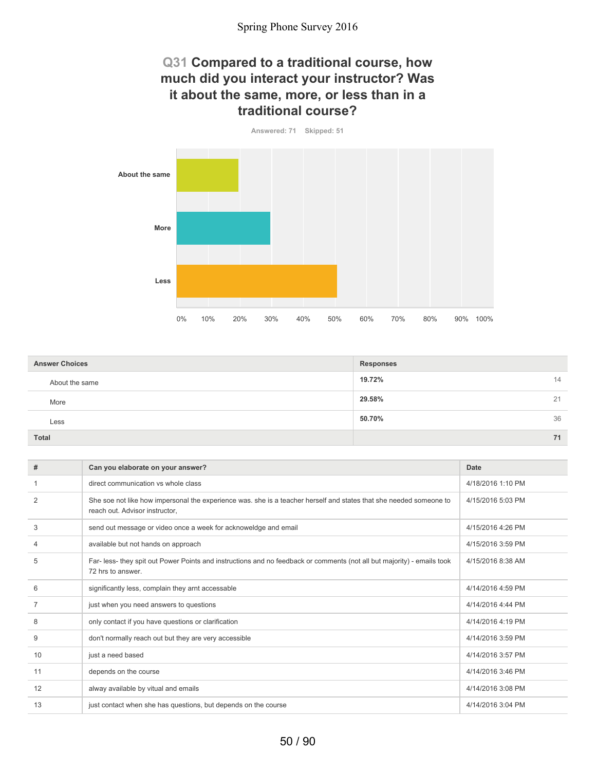# Q31 Compared to a traditional course, how much did you interact your instructor? Was it about the same, more, or less than in a traditional course?

Answered: 71 Skipped: 51

About the same

More

Less

0% 10% 20% 30% 40% 50% 60% 70% 80% 90% 100%

| Answer Choices | Responses | |
|---|---|---|
| About the same | 19.72% | 14 |
| More | 29.58% | 21 |
| Less | 50.70% | 36 |
| **Total** | | **71** |

| # | Can you elaborate on your answer? | Date |
|---|---|---|
| 1 | direct communication vs whole class | 4/18/2016 1:10 PM |
| 2 | She soe not like how impersonal the experience was. she is a teacher herself and states that she needed someone to reach out. Advisor instructor, | 4/15/2016 5:03 PM |
| 3 | send out message or video once a week for acknoweldge and email | 4/15/2016 4:26 PM |
| 4 | available but not hands on approach | 4/15/2016 3:59 PM |
| 5 | Far- less- they spit out Power Points and instructions and no feedback or comments (not all but majority) - emails took 72 hrs to answer. | 4/15/2016 8:38 AM |
| 6 | significantly less, complain they arnt accessable | 4/14/2016 4:59 PM |
| 7 | just when you need answers to questions | 4/14/2016 4:44 PM |
| 8 | only contact if you have questions or clarification | 4/14/2016 4:19 PM |
| 9 | don't normally reach out but they are very accessible | 4/14/2016 3:59 PM |
| 10 | just a need based | 4/14/2016 3:57 PM |
| 11 | depends on the course | 4/14/2016 3:46 PM |
| 12 | alway available by vitual and emails | 4/14/2016 3:08 PM |
| 13 | just contact when she has questions, but depends on the course | 4/14/2016 3:04 PM |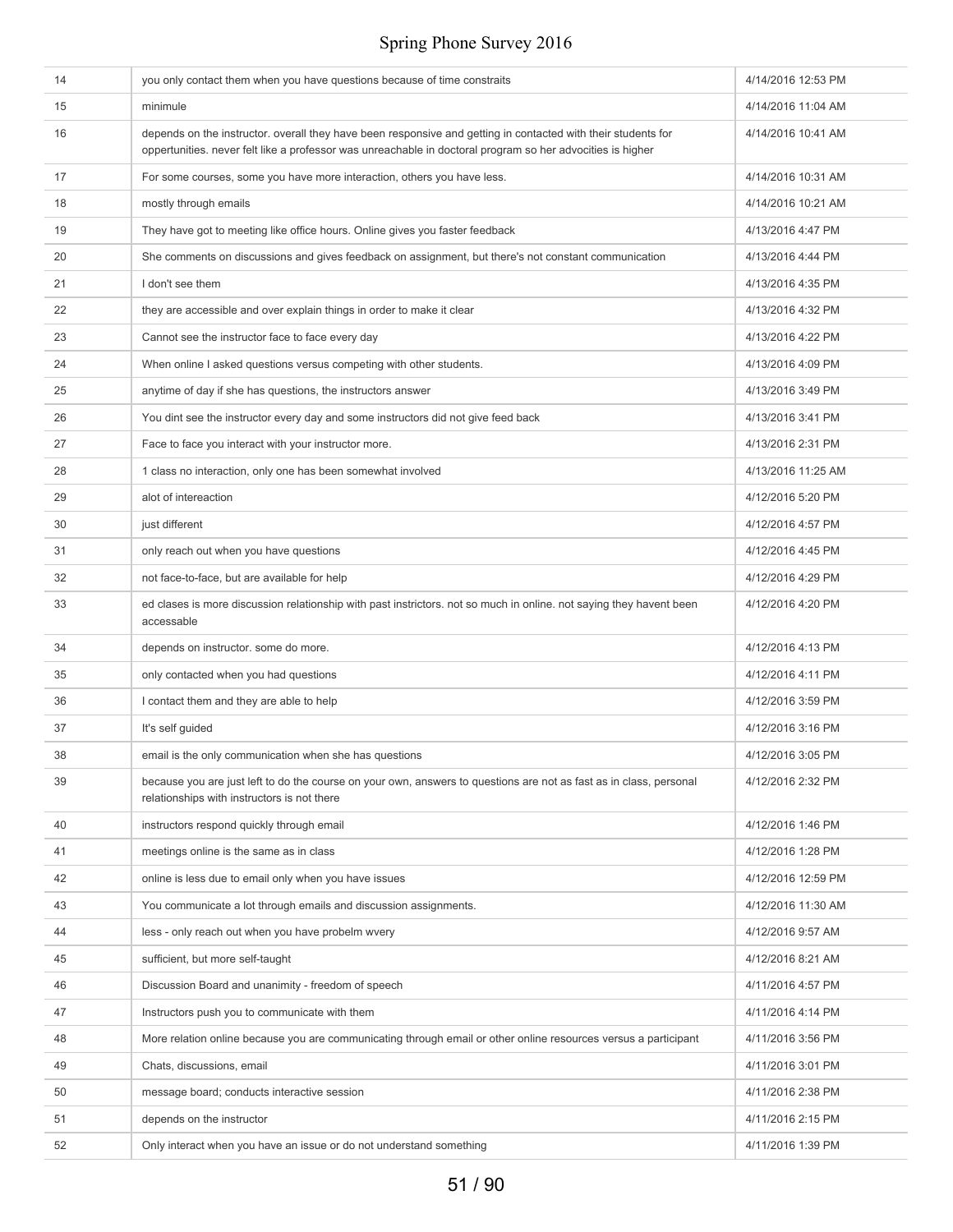| | | |
|---|---|---|
| 14 | you only contact them when you have questions because of time constraits | 4/14/2016 12:53 PM |
| 15 | minimule | 4/14/2016 11:04 AM |
| 16 | depends on the instructor. overall they have been responsive and getting in contacted with their students for oppertunities. never felt like a professor was unreachable in doctoral program so her advocities is higher | 4/14/2016 10:41 AM |
| 17 | For some courses, some you have more interaction, others you have less. | 4/14/2016 10:31 AM |
| 18 | mostly through emails | 4/14/2016 10:21 AM |
| 19 | They have got to meeting like office hours. Online gives you faster feedback | 4/13/2016 4:47 PM |
| 20 | She comments on discussions and gives feedback on assignment, but there's not constant communication | 4/13/2016 4:44 PM |
| 21 | I don't see them | 4/13/2016 4:35 PM |
| 22 | they are accessible and over explain things in order to make it clear | 4/13/2016 4:32 PM |
| 23 | Cannot see the instructor face to face every day | 4/13/2016 4:22 PM |
| 24 | When online I asked questions versus competing with other students. | 4/13/2016 4:09 PM |
| 25 | anytime of day if she has questions, the instructors answer | 4/13/2016 3:49 PM |
| 26 | You dint see the instructor every day and some instructors did not give feed back | 4/13/2016 3:41 PM |
| 27 | Face to face you interact with your instructor more. | 4/13/2016 2:31 PM |
| 28 | 1 class no interaction, only one has been somewhat involved | 4/13/2016 11:25 AM |
| 29 | alot of intereaction | 4/12/2016 5:20 PM |
| 30 | just different | 4/12/2016 4:57 PM |
| 31 | only reach out when you have questions | 4/12/2016 4:45 PM |
| 32 | not face-to-face, but are available for help | 4/12/2016 4:29 PM |
| 33 | ed clases is more discussion relationship with past instrictors. not so much in online. not saying they havent been accessable | 4/12/2016 4:20 PM |
| 34 | depends on instructor. some do more. | 4/12/2016 4:13 PM |
| 35 | only contacted when you had questions | 4/12/2016 4:11 PM |
| 36 | I contact them and they are able to help | 4/12/2016 3:59 PM |
| 37 | It's self guided | 4/12/2016 3:16 PM |
| 38 | email is the only communication when she has questions | 4/12/2016 3:05 PM |
| 39 | because you are just left to do the course on your own, answers to questions are not as fast as in class, personal relationships with instructors is not there | 4/12/2016 2:32 PM |
| 40 | instructors respond quickly through email | 4/12/2016 1:46 PM |
| 41 | meetings online is the same as in class | 4/12/2016 1:28 PM |
| 42 | online is less due to email only when you have issues | 4/12/2016 12:59 PM |
| 43 | You communicate a lot through emails and discussion assignments. | 4/12/2016 11:30 AM |
| 44 | less - only reach out when you have probelm wvery | 4/12/2016 9:57 AM |
| 45 | sufficient, but more self-taught | 4/12/2016 8:21 AM |
| 46 | Discussion Board and unanimity - freedom of speech | 4/11/2016 4:57 PM |
| 47 | Instructors push you to communicate with them | 4/11/2016 4:14 PM |
| 48 | More relation online because you are communicating through email or other online resources versus a participant | 4/11/2016 3:56 PM |
| 49 | Chats, discussions, email | 4/11/2016 3:01 PM |
| 50 | message board; conducts interactive session | 4/11/2016 2:38 PM |
| 51 | depends on the instructor | 4/11/2016 2:15 PM |
| 52 | Only interact when you have an issue or do not understand something | 4/11/2016 1:39 PM |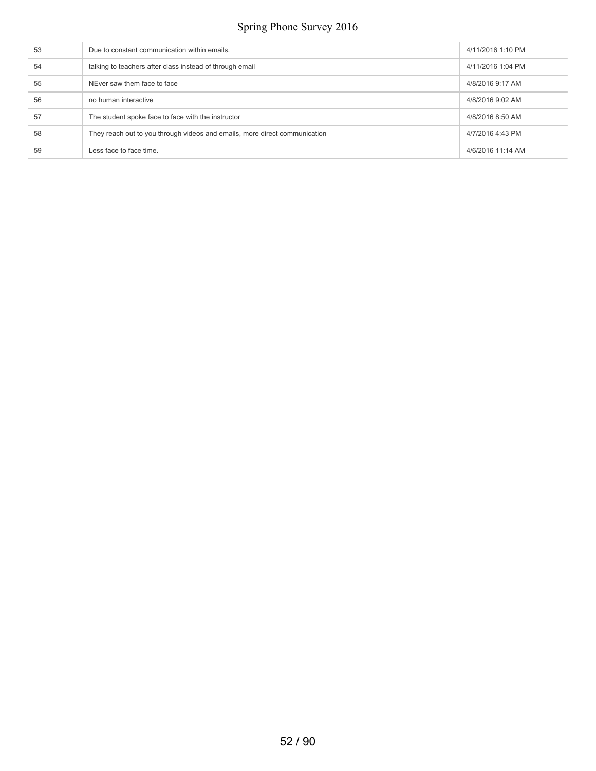| | | |
|---|---|---|
| 53 | Due to constant communication within emails. | 4/11/2016 1:10 PM |
| 54 | talking to teachers after class instead of through email | 4/11/2016 1:04 PM |
| 55 | NEver saw them face to face | 4/8/2016 9:17 AM |
| 56 | no human interactive | 4/8/2016 9:02 AM |
| 57 | The student spoke face to face with the instructor | 4/8/2016 8:50 AM |
| 58 | They reach out to you through videos and emails, more direct communication | 4/7/2016 4:43 PM |
| 59 | Less face to face time. | 4/6/2016 11:14 AM |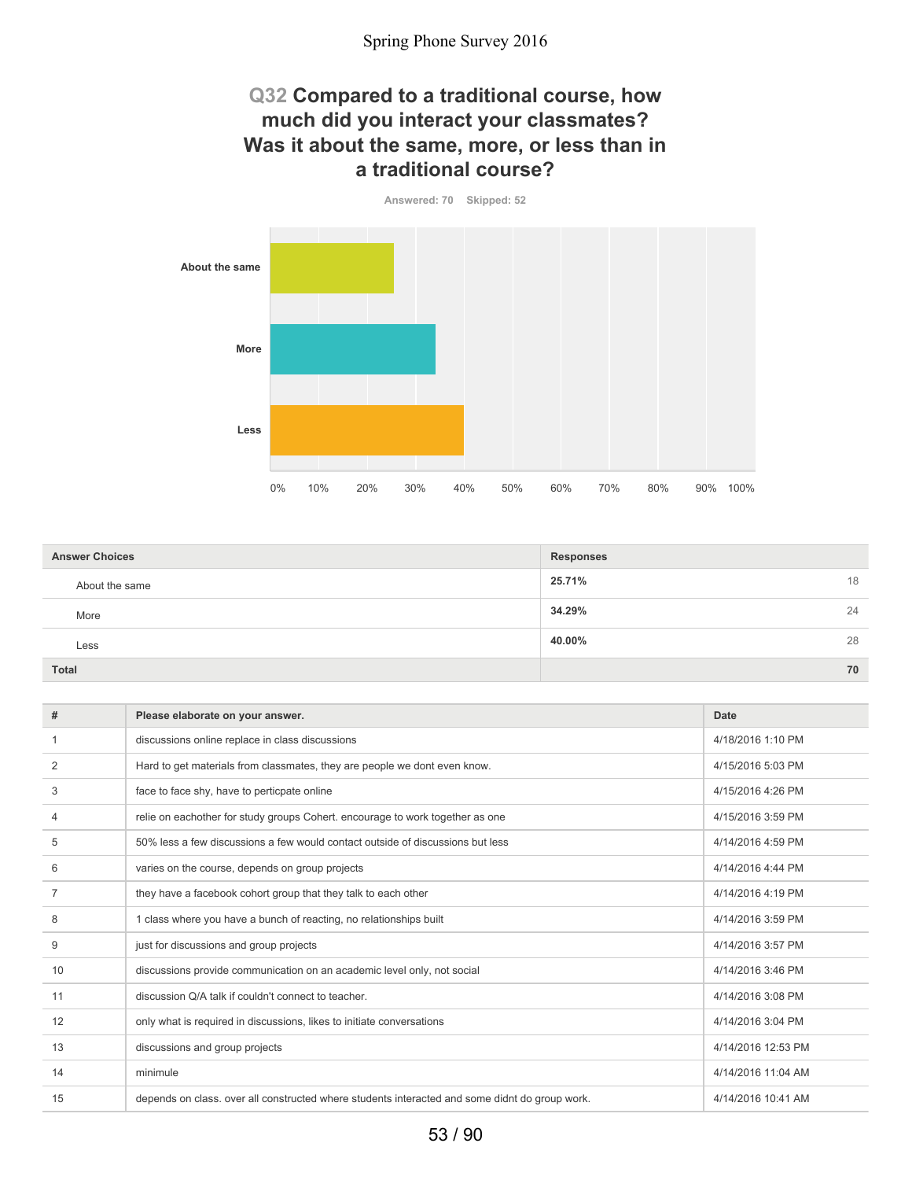## Q32 Compared to a traditional course, how much did you interact your classmates? Was it about the same, more, or less than in a traditional course?

Answered: 70 Skipped: 52

About the same

More

Less

0% 10% 20% 30% 40% 50% 60% 70% 80% 90% 100%

| Answer Choices | Responses | |
|---|---|---|
| About the same | **25.71%** | 18 |
| More | **34.29%** | 24 |
| Less | **40.00%** | 28 |
| **Total** | | **70** |

| # | Please elaborate on your answer. | Date |
|---|---|---|
| 1 | discussions online replace in class discussions | 4/18/2016 1:10 PM |
| 2 | Hard to get materials from classmates, they are people we dont even know. | 4/15/2016 5:03 PM |
| 3 | face to face shy, have to perticpate online | 4/15/2016 4:26 PM |
| 4 | relie on eachother for study groups Cohert. encourage to work together as one | 4/15/2016 3:59 PM |
| 5 | 50% less a few discussions a few would contact outside of discussions but less | 4/14/2016 4:59 PM |
| 6 | varies on the course, depends on group projects | 4/14/2016 4:44 PM |
| 7 | they have a facebook cohort group that they talk to each other | 4/14/2016 4:19 PM |
| 8 | 1 class where you have a bunch of reacting, no relationships built | 4/14/2016 3:59 PM |
| 9 | just for discussions and group projects | 4/14/2016 3:57 PM |
| 10 | discussions provide communication on an academic level only, not social | 4/14/2016 3:46 PM |
| 11 | discussion Q/A talk if couldn't connect to teacher. | 4/14/2016 3:08 PM |
| 12 | only what is required in discussions, likes to initiate conversations | 4/14/2016 3:04 PM |
| 13 | discussions and group projects | 4/14/2016 12:53 PM |
| 14 | minimule | 4/14/2016 11:04 AM |
| 15 | depends on class. over all constructed where students interacted and some didnt do group work. | 4/14/2016 10:41 AM |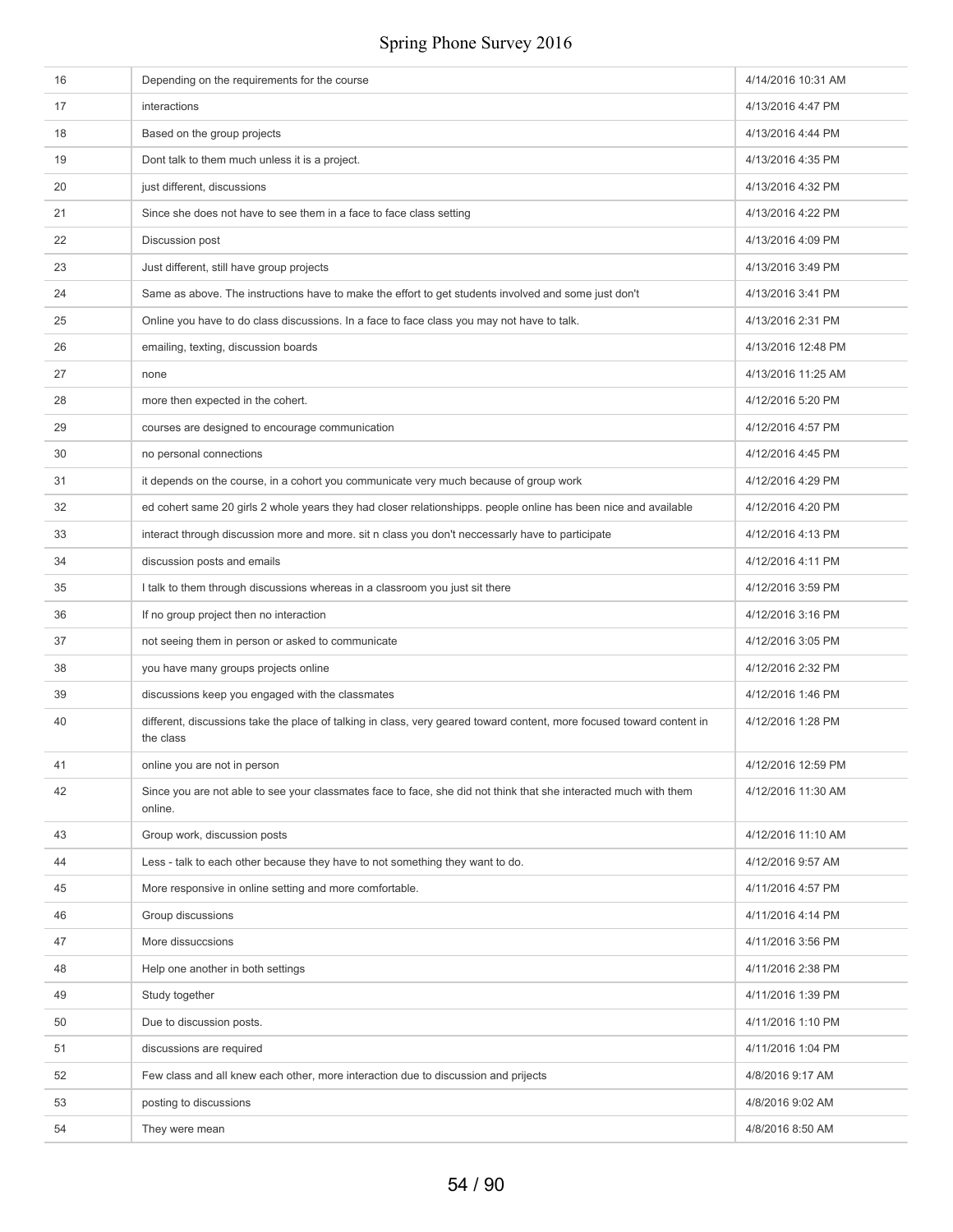| | | |
|---|---|---|
| 16 | Depending on the requirements for the course | 4/14/2016 10:31 AM |
| 17 | interactions | 4/13/2016 4:47 PM |
| 18 | Based on the group projects | 4/13/2016 4:44 PM |
| 19 | Dont talk to them much unless it is a project. | 4/13/2016 4:35 PM |
| 20 | just different, discussions | 4/13/2016 4:32 PM |
| 21 | Since she does not have to see them in a face to face class setting | 4/13/2016 4:22 PM |
| 22 | Discussion post | 4/13/2016 4:09 PM |
| 23 | Just different, still have group projects | 4/13/2016 3:49 PM |
| 24 | Same as above. The instructions have to make the effort to get students involved and some just don't | 4/13/2016 3:41 PM |
| 25 | Online you have to do class discussions. In a face to face class you may not have to talk. | 4/13/2016 2:31 PM |
| 26 | emailing, texting, discussion boards | 4/13/2016 12:48 PM |
| 27 | none | 4/13/2016 11:25 AM |
| 28 | more then expected in the cohert. | 4/12/2016 5:20 PM |
| 29 | courses are designed to encourage communication | 4/12/2016 4:57 PM |
| 30 | no personal connections | 4/12/2016 4:45 PM |
| 31 | it depends on the course, in a cohort you communicate very much because of group work | 4/12/2016 4:29 PM |
| 32 | ed cohert same 20 girls 2 whole years they had closer relationshipps. people online has been nice and available | 4/12/2016 4:20 PM |
| 33 | interact through discussion more and more. sit n class you don't neccessarly have to participate | 4/12/2016 4:13 PM |
| 34 | discussion posts and emails | 4/12/2016 4:11 PM |
| 35 | I talk to them through discussions whereas in a classroom you just sit there | 4/12/2016 3:59 PM |
| 36 | If no group project then no interaction | 4/12/2016 3:16 PM |
| 37 | not seeing them in person or asked to communicate | 4/12/2016 3:05 PM |
| 38 | you have many groups projects online | 4/12/2016 2:32 PM |
| 39 | discussions keep you engaged with the classmates | 4/12/2016 1:46 PM |
| 40 | different, discussions take the place of talking in class, very geared toward content, more focused toward content in the class | 4/12/2016 1:28 PM |
| 41 | online you are not in person | 4/12/2016 12:59 PM |
| 42 | Since you are not able to see your classmates face to face, she did not think that she interacted much with them online. | 4/12/2016 11:30 AM |
| 43 | Group work, discussion posts | 4/12/2016 11:10 AM |
| 44 | Less - talk to each other because they have to not something they want to do. | 4/12/2016 9:57 AM |
| 45 | More responsive in online setting and more comfortable. | 4/11/2016 4:57 PM |
| 46 | Group discussions | 4/11/2016 4:14 PM |
| 47 | More dissuccsions | 4/11/2016 3:56 PM |
| 48 | Help one another in both settings | 4/11/2016 2:38 PM |
| 49 | Study together | 4/11/2016 1:39 PM |
| 50 | Due to discussion posts. | 4/11/2016 1:10 PM |
| 51 | discussions are required | 4/11/2016 1:04 PM |
| 52 | Few class and all knew each other, more interaction due to discussion and prijects | 4/8/2016 9:17 AM |
| 53 | posting to discussions | 4/8/2016 9:02 AM |
| 54 | They were mean | 4/8/2016 8:50 AM |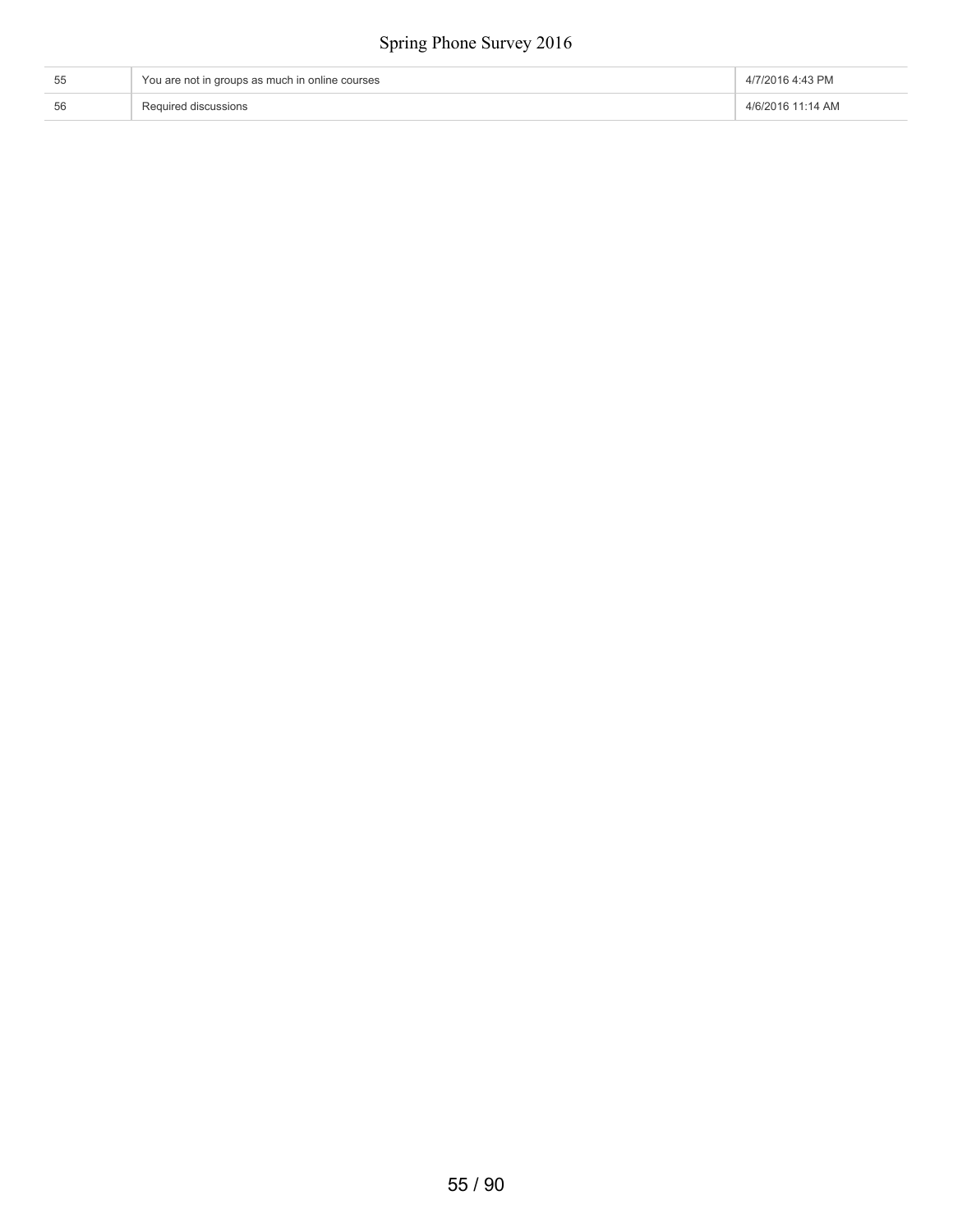| | | |
|---|---|---|
| 55 | You are not in groups as much in online courses | 4/7/2016 4:43 PM |
| 56 | Required discussions | 4/6/2016 11:14 AM |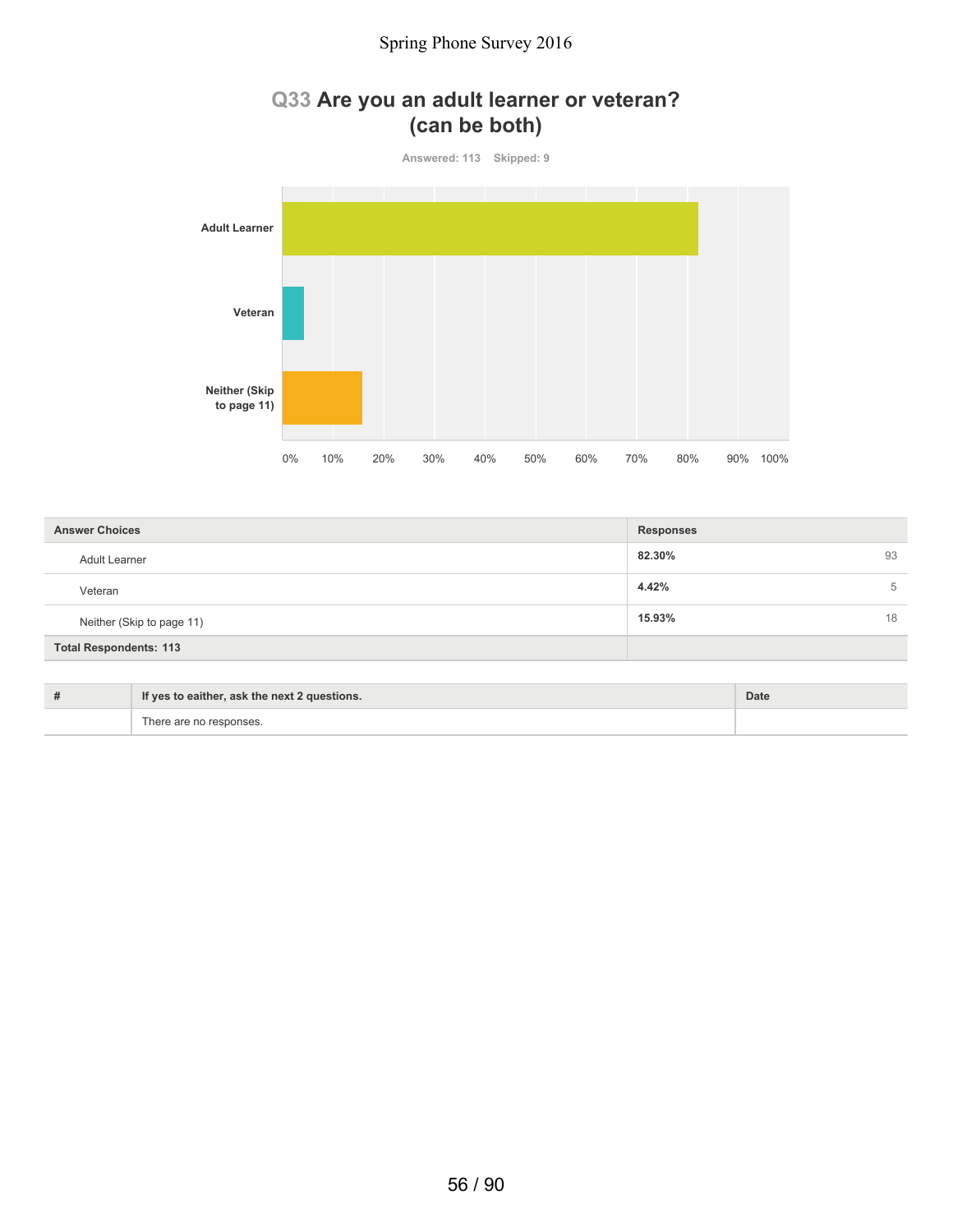## Q33 Are you an adult learner or veteran? (can be both)

Answered: 113 Skipped: 9

Adult Learner

Veteran

Neither (Skip to page 11)

0% 10% 20% 30% 40% 50% 60% 70% 80% 90% 100%

| Answer Choices | Responses | |
|---|---|---|
| Adult Learner | **82.30%** | 93 |
| Veteran | **4.42%** | 5 |
| Neither (Skip to page 11) | **15.93%** | 18 |
| **Total Respondents: 113** | | |

| # | If yes to eaither, ask the next 2 questions. | Date |
|---|---|---|
| | There are no responses. | |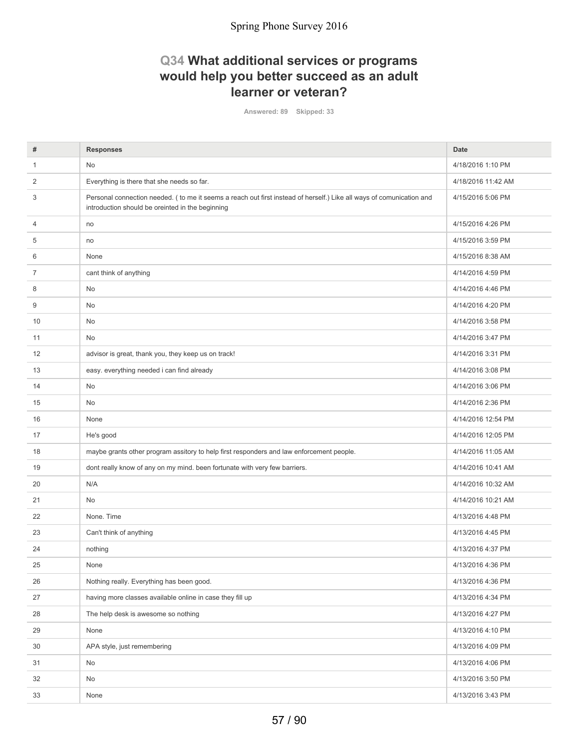## Q34 What additional services or programs would help you better succeed as an adult learner or veteran?

Answered: 89 Skipped: 33

| # | Responses | Date |
|---|---|---|
| 1 | No | 4/18/2016 1:10 PM |
| 2 | Everything is there that she needs so far. | 4/18/2016 11:42 AM |
| 3 | Personal connection needed. ( to me it seems a reach out first instead of herself.) Like all ways of comunication and introduction should be oreinted in the beginning | 4/15/2016 5:06 PM |
| 4 | no | 4/15/2016 4:26 PM |
| 5 | no | 4/15/2016 3:59 PM |
| 6 | None | 4/15/2016 8:38 AM |
| 7 | cant think of anything | 4/14/2016 4:59 PM |
| 8 | No | 4/14/2016 4:46 PM |
| 9 | No | 4/14/2016 4:20 PM |
| 10 | No | 4/14/2016 3:58 PM |
| 11 | No | 4/14/2016 3:47 PM |
| 12 | advisor is great, thank you, they keep us on track! | 4/14/2016 3:31 PM |
| 13 | easy. everything needed i can find already | 4/14/2016 3:08 PM |
| 14 | No | 4/14/2016 3:06 PM |
| 15 | No | 4/14/2016 2:36 PM |
| 16 | None | 4/14/2016 12:54 PM |
| 17 | He's good | 4/14/2016 12:05 PM |
| 18 | maybe grants other program assitory to help first responders and law enforcement people. | 4/14/2016 11:05 AM |
| 19 | dont really know of any on my mind. been fortunate with very few barriers. | 4/14/2016 10:41 AM |
| 20 | N/A | 4/14/2016 10:32 AM |
| 21 | No | 4/14/2016 10:21 AM |
| 22 | None. Time | 4/13/2016 4:48 PM |
| 23 | Can't think of anything | 4/13/2016 4:45 PM |
| 24 | nothing | 4/13/2016 4:37 PM |
| 25 | None | 4/13/2016 4:36 PM |
| 26 | Nothing really. Everything has been good. | 4/13/2016 4:36 PM |
| 27 | having more classes available online in case they fill up | 4/13/2016 4:34 PM |
| 28 | The help desk is awesome so nothing | 4/13/2016 4:27 PM |
| 29 | None | 4/13/2016 4:10 PM |
| 30 | APA style, just remembering | 4/13/2016 4:09 PM |
| 31 | No | 4/13/2016 4:06 PM |
| 32 | No | 4/13/2016 3:50 PM |
| 33 | None | 4/13/2016 3:43 PM |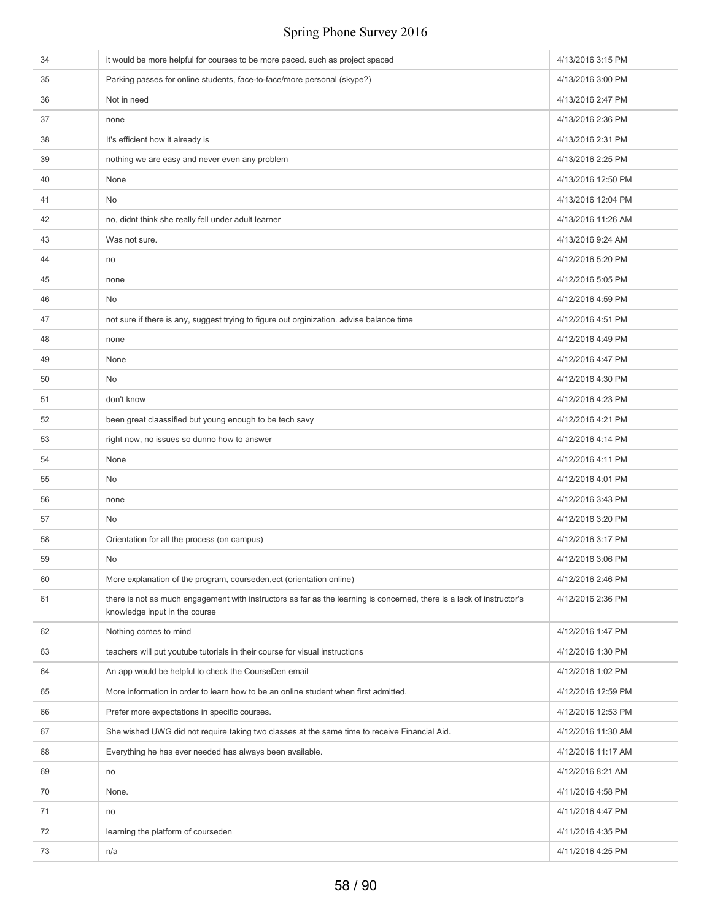| | | |
|---|---|---|
| 34 | it would be more helpful for courses to be more paced. such as project spaced | 4/13/2016 3:15 PM |
| 35 | Parking passes for online students, face-to-face/more personal (skype?) | 4/13/2016 3:00 PM |
| 36 | Not in need | 4/13/2016 2:47 PM |
| 37 | none | 4/13/2016 2:36 PM |
| 38 | It's efficient how it already is | 4/13/2016 2:31 PM |
| 39 | nothing we are easy and never even any problem | 4/13/2016 2:25 PM |
| 40 | None | 4/13/2016 12:50 PM |
| 41 | No | 4/13/2016 12:04 PM |
| 42 | no, didnt think she really fell under adult learner | 4/13/2016 11:26 AM |
| 43 | Was not sure. | 4/13/2016 9:24 AM |
| 44 | no | 4/12/2016 5:20 PM |
| 45 | none | 4/12/2016 5:05 PM |
| 46 | No | 4/12/2016 4:59 PM |
| 47 | not sure if there is any, suggest trying to figure out orginization. advise balance time | 4/12/2016 4:51 PM |
| 48 | none | 4/12/2016 4:49 PM |
| 49 | None | 4/12/2016 4:47 PM |
| 50 | No | 4/12/2016 4:30 PM |
| 51 | don't know | 4/12/2016 4:23 PM |
| 52 | been great claassified but young enough to be tech savy | 4/12/2016 4:21 PM |
| 53 | right now, no issues so dunno how to answer | 4/12/2016 4:14 PM |
| 54 | None | 4/12/2016 4:11 PM |
| 55 | No | 4/12/2016 4:01 PM |
| 56 | none | 4/12/2016 3:43 PM |
| 57 | No | 4/12/2016 3:20 PM |
| 58 | Orientation for all the process (on campus) | 4/12/2016 3:17 PM |
| 59 | No | 4/12/2016 3:06 PM |
| 60 | More explanation of the program, courseden,ect (orientation online) | 4/12/2016 2:46 PM |
| 61 | there is not as much engagement with instructors as far as the learning is concerned, there is a lack of instructor's knowledge input in the course | 4/12/2016 2:36 PM |
| 62 | Nothing comes to mind | 4/12/2016 1:47 PM |
| 63 | teachers will put youtube tutorials in their course for visual instructions | 4/12/2016 1:30 PM |
| 64 | An app would be helpful to check the CourseDen email | 4/12/2016 1:02 PM |
| 65 | More information in order to learn how to be an online student when first admitted. | 4/12/2016 12:59 PM |
| 66 | Prefer more expectations in specific courses. | 4/12/2016 12:53 PM |
| 67 | She wished UWG did not require taking two classes at the same time to receive Financial Aid. | 4/12/2016 11:30 AM |
| 68 | Everything he has ever needed has always been available. | 4/12/2016 11:17 AM |
| 69 | no | 4/12/2016 8:21 AM |
| 70 | None. | 4/11/2016 4:58 PM |
| 71 | no | 4/11/2016 4:47 PM |
| 72 | learning the platform of courseden | 4/11/2016 4:35 PM |
| 73 | n/a | 4/11/2016 4:25 PM |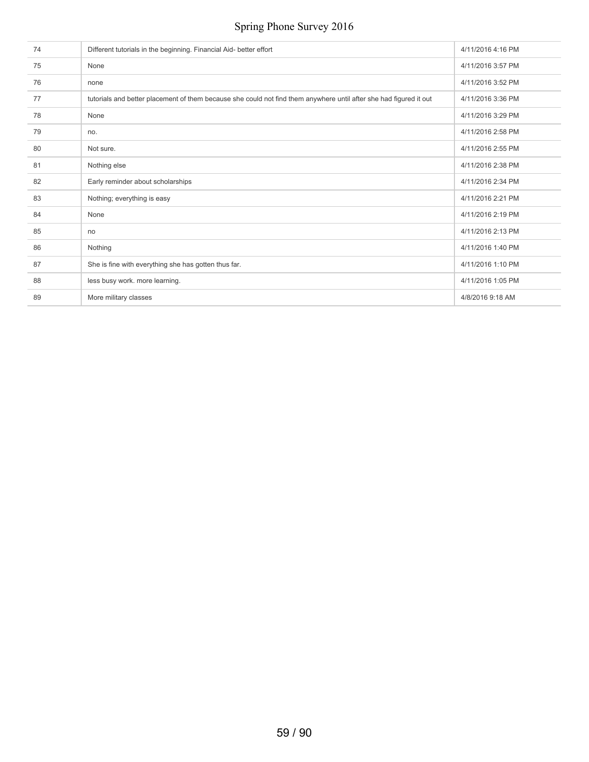| | | |
|---|---|---|
| 74 | Different tutorials in the beginning. Financial Aid- better effort | 4/11/2016 4:16 PM |
| 75 | None | 4/11/2016 3:57 PM |
| 76 | none | 4/11/2016 3:52 PM |
| 77 | tutorials and better placement of them because she could not find them anywhere until after she had figured it out | 4/11/2016 3:36 PM |
| 78 | None | 4/11/2016 3:29 PM |
| 79 | no. | 4/11/2016 2:58 PM |
| 80 | Not sure. | 4/11/2016 2:55 PM |
| 81 | Nothing else | 4/11/2016 2:38 PM |
| 82 | Early reminder about scholarships | 4/11/2016 2:34 PM |
| 83 | Nothing; everything is easy | 4/11/2016 2:21 PM |
| 84 | None | 4/11/2016 2:19 PM |
| 85 | no | 4/11/2016 2:13 PM |
| 86 | Nothing | 4/11/2016 1:40 PM |
| 87 | She is fine with everything she has gotten thus far. | 4/11/2016 1:10 PM |
| 88 | less busy work. more learning. | 4/11/2016 1:05 PM |
| 89 | More military classes | 4/8/2016 9:18 AM |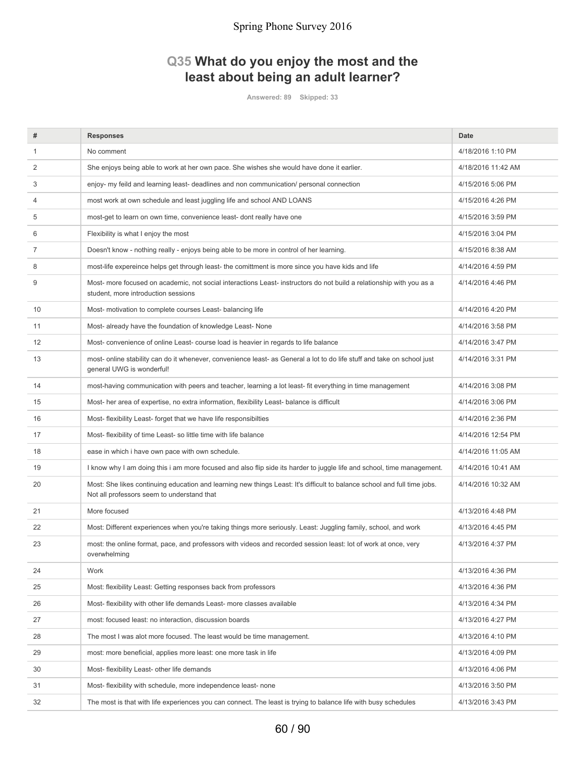# Q35 What do you enjoy the most and the least about being an adult learner?

Answered: 89 Skipped: 33

| # | Responses | Date |
|---|---|---|
| 1 | No comment | 4/18/2016 1:10 PM |
| 2 | She enjoys being able to work at her own pace. She wishes she would have done it earlier. | 4/18/2016 11:42 AM |
| 3 | enjoy- my feild and learning least- deadlines and non communication/ personal connection | 4/15/2016 5:06 PM |
| 4 | most work at own schedule and least juggling life and school AND LOANS | 4/15/2016 4:26 PM |
| 5 | most-get to learn on own time, convenience least- dont really have one | 4/15/2016 3:59 PM |
| 6 | Flexibility is what I enjoy the most | 4/15/2016 3:04 PM |
| 7 | Doesn't know - nothing really - enjoys being able to be more in control of her learning. | 4/15/2016 8:38 AM |
| 8 | most-life expereince helps get through least- the comittment is more since you have kids and life | 4/14/2016 4:59 PM |
| 9 | Most- more focused on academic, not social interactions Least- instructors do not build a relationship with you as a student, more introduction sessions | 4/14/2016 4:46 PM |
| 10 | Most- motivation to complete courses Least- balancing life | 4/14/2016 4:20 PM |
| 11 | Most- already have the foundation of knowledge Least- None | 4/14/2016 3:58 PM |
| 12 | Most- convenience of online Least- course load is heavier in regards to life balance | 4/14/2016 3:47 PM |
| 13 | most- online stability can do it whenever, convenience least- as General a lot to do life stuff and take on school just general UWG is wonderful! | 4/14/2016 3:31 PM |
| 14 | most-having communication with peers and teacher, learning a lot least- fit everything in time management | 4/14/2016 3:08 PM |
| 15 | Most- her area of expertise, no extra information, flexibility Least- balance is difficult | 4/14/2016 3:06 PM |
| 16 | Most- flexibility Least- forget that we have life responsibilties | 4/14/2016 2:36 PM |
| 17 | Most- flexibility of time Least- so little time with life balance | 4/14/2016 12:54 PM |
| 18 | ease in which i have own pace with own schedule. | 4/14/2016 11:05 AM |
| 19 | I know why I am doing this i am more focused and also flip side its harder to juggle life and school, time management. | 4/14/2016 10:41 AM |
| 20 | Most: She likes continuing education and learning new things Least: It's difficult to balance school and full time jobs. Not all professors seem to understand that | 4/14/2016 10:32 AM |
| 21 | More focused | 4/13/2016 4:48 PM |
| 22 | Most: Different experiences when you're taking things more seriously. Least: Juggling family, school, and work | 4/13/2016 4:45 PM |
| 23 | most: the online format, pace, and professors with videos and recorded session least: lot of work at once, very overwhelming | 4/13/2016 4:37 PM |
| 24 | Work | 4/13/2016 4:36 PM |
| 25 | Most: flexibility Least: Getting responses back from professors | 4/13/2016 4:36 PM |
| 26 | Most- flexibility with other life demands Least- more classes available | 4/13/2016 4:34 PM |
| 27 | most: focused least: no interaction, discussion boards | 4/13/2016 4:27 PM |
| 28 | The most I was alot more focused. The least would be time management. | 4/13/2016 4:10 PM |
| 29 | most: more beneficial, applies more least: one more task in life | 4/13/2016 4:09 PM |
| 30 | Most- flexibility Least- other life demands | 4/13/2016 4:06 PM |
| 31 | Most- flexibility with schedule, more independence least- none | 4/13/2016 3:50 PM |
| 32 | The most is that with life experiences you can connect. The least is trying to balance life with busy schedules | 4/13/2016 3:43 PM |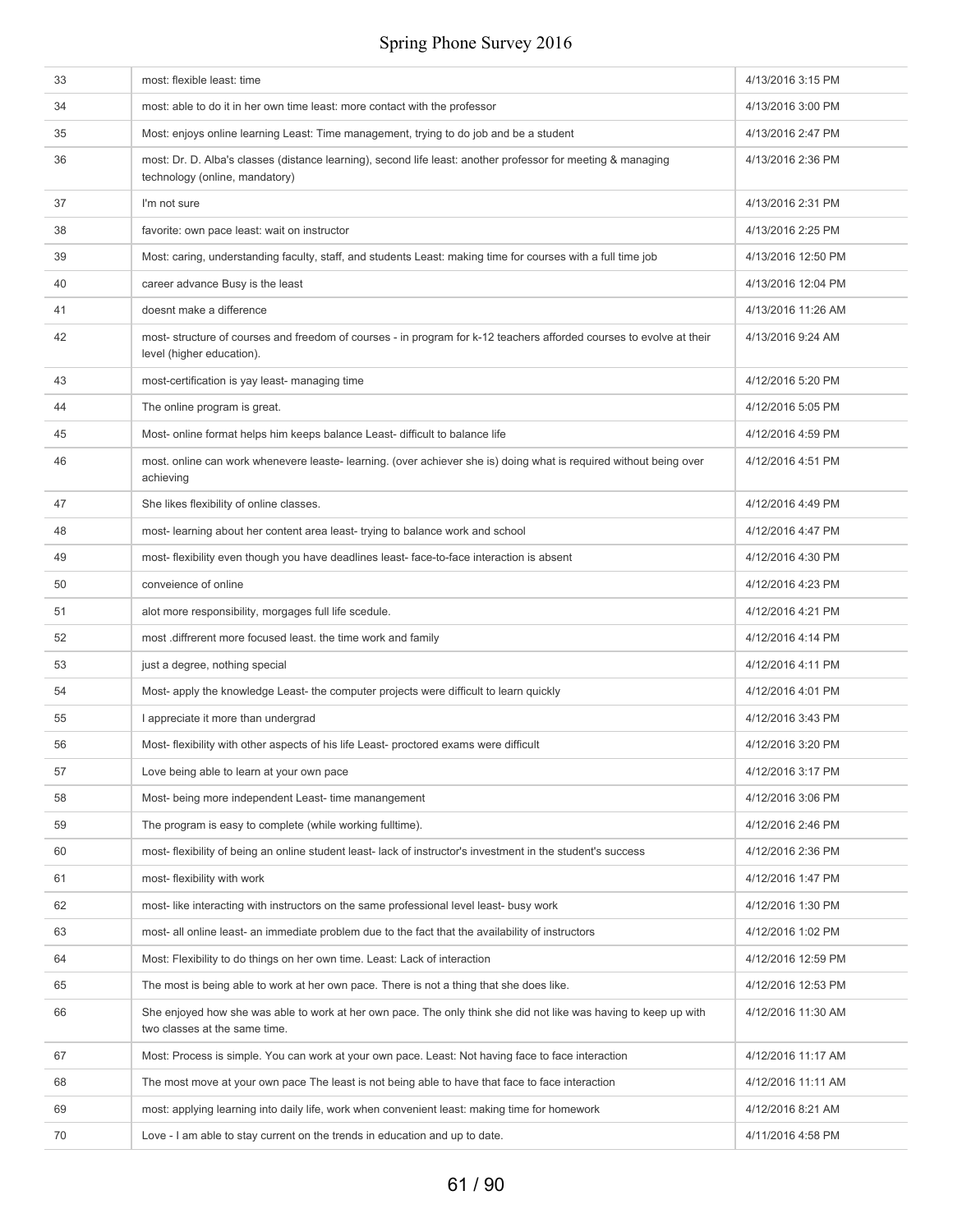| | | |
|---|---|---|
| 33 | most: flexible least: time | 4/13/2016 3:15 PM |
| 34 | most: able to do it in her own time least: more contact with the professor | 4/13/2016 3:00 PM |
| 35 | Most: enjoys online learning Least: Time management, trying to do job and be a student | 4/13/2016 2:47 PM |
| 36 | most: Dr. D. Alba's classes (distance learning), second life least: another professor for meeting & managing technology (online, mandatory) | 4/13/2016 2:36 PM |
| 37 | I'm not sure | 4/13/2016 2:31 PM |
| 38 | favorite: own pace least: wait on instructor | 4/13/2016 2:25 PM |
| 39 | Most: caring, understanding faculty, staff, and students Least: making time for courses with a full time job | 4/13/2016 12:50 PM |
| 40 | career advance Busy is the least | 4/13/2016 12:04 PM |
| 41 | doesnt make a difference | 4/13/2016 11:26 AM |
| 42 | most- structure of courses and freedom of courses - in program for k-12 teachers afforded courses to evolve at their level (higher education). | 4/13/2016 9:24 AM |
| 43 | most-certification is yay least- managing time | 4/12/2016 5:20 PM |
| 44 | The online program is great. | 4/12/2016 5:05 PM |
| 45 | Most- online format helps him keeps balance Least- difficult to balance life | 4/12/2016 4:59 PM |
| 46 | most. online can work whenevere leaste- learning. (over achiever she is) doing what is required without being over achieving | 4/12/2016 4:51 PM |
| 47 | She likes flexibility of online classes. | 4/12/2016 4:49 PM |
| 48 | most- learning about her content area least- trying to balance work and school | 4/12/2016 4:47 PM |
| 49 | most- flexibility even though you have deadlines least- face-to-face interaction is absent | 4/12/2016 4:30 PM |
| 50 | conveience of online | 4/12/2016 4:23 PM |
| 51 | alot more responsibility, morgages full life scedule. | 4/12/2016 4:21 PM |
| 52 | most .diffrerent more focused least. the time work and family | 4/12/2016 4:14 PM |
| 53 | just a degree, nothing special | 4/12/2016 4:11 PM |
| 54 | Most- apply the knowledge Least- the computer projects were difficult to learn quickly | 4/12/2016 4:01 PM |
| 55 | I appreciate it more than undergrad | 4/12/2016 3:43 PM |
| 56 | Most- flexibility with other aspects of his life Least- proctored exams were difficult | 4/12/2016 3:20 PM |
| 57 | Love being able to learn at your own pace | 4/12/2016 3:17 PM |
| 58 | Most- being more independent Least- time manangement | 4/12/2016 3:06 PM |
| 59 | The program is easy to complete (while working fulltime). | 4/12/2016 2:46 PM |
| 60 | most- flexibility of being an online student least- lack of instructor's investment in the student's success | 4/12/2016 2:36 PM |
| 61 | most- flexibility with work | 4/12/2016 1:47 PM |
| 62 | most- like interacting with instructors on the same professional level least- busy work | 4/12/2016 1:30 PM |
| 63 | most- all online least- an immediate problem due to the fact that the availability of instructors | 4/12/2016 1:02 PM |
| 64 | Most: Flexibility to do things on her own time. Least: Lack of interaction | 4/12/2016 12:59 PM |
| 65 | The most is being able to work at her own pace. There is not a thing that she does like. | 4/12/2016 12:53 PM |
| 66 | She enjoyed how she was able to work at her own pace. The only think she did not like was having to keep up with two classes at the same time. | 4/12/2016 11:30 AM |
| 67 | Most: Process is simple. You can work at your own pace. Least: Not having face to face interaction | 4/12/2016 11:17 AM |
| 68 | The most move at your own pace The least is not being able to have that face to face interaction | 4/12/2016 11:11 AM |
| 69 | most: applying learning into daily life, work when convenient least: making time for homework | 4/12/2016 8:21 AM |
| 70 | Love - I am able to stay current on the trends in education and up to date. | 4/11/2016 4:58 PM |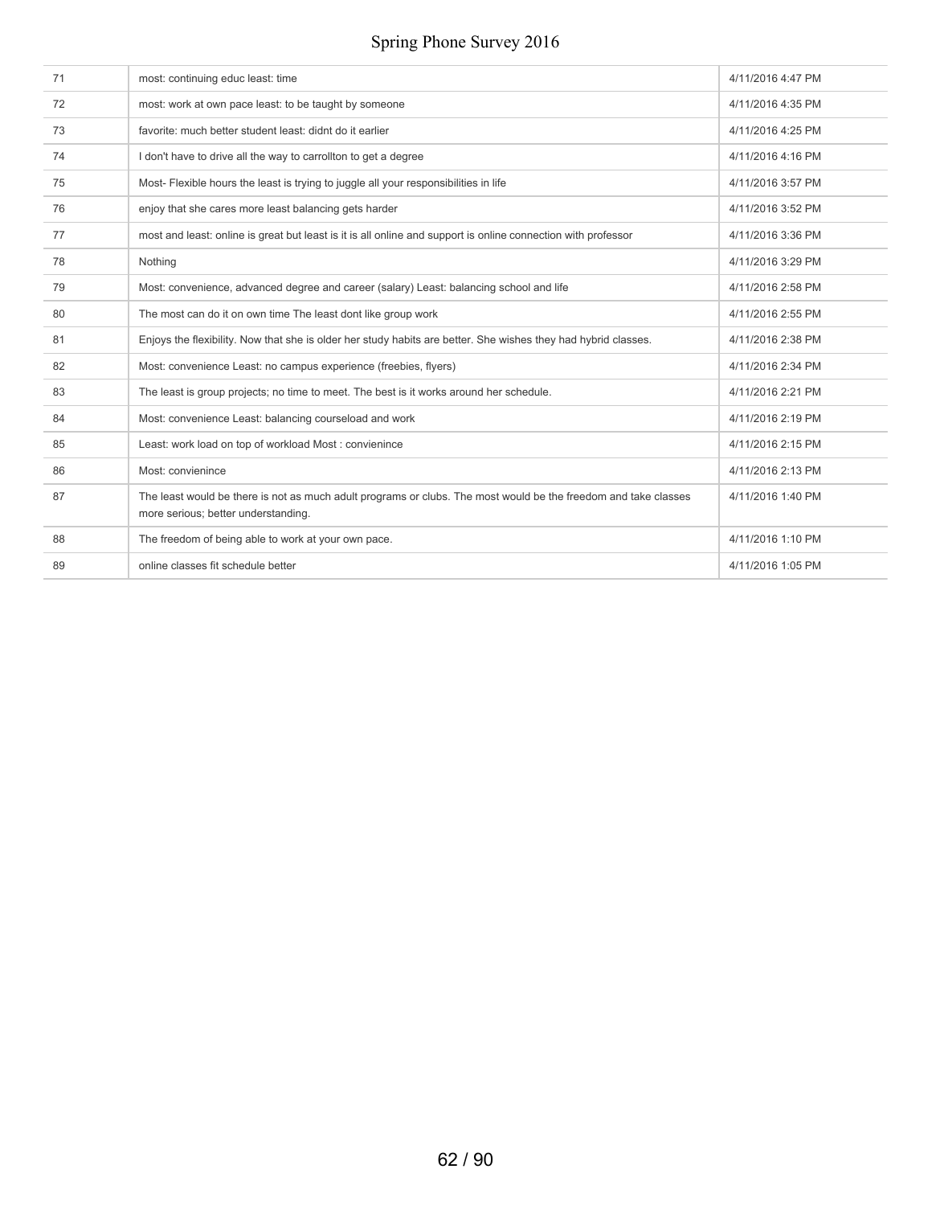| | | |
|---|---|---|
| 71 | most: continuing educ least: time | 4/11/2016 4:47 PM |
| 72 | most: work at own pace least: to be taught by someone | 4/11/2016 4:35 PM |
| 73 | favorite: much better student least: didnt do it earlier | 4/11/2016 4:25 PM |
| 74 | I don't have to drive all the way to carrollton to get a degree | 4/11/2016 4:16 PM |
| 75 | Most- Flexible hours the least is trying to juggle all your responsibilities in life | 4/11/2016 3:57 PM |
| 76 | enjoy that she cares more least balancing gets harder | 4/11/2016 3:52 PM |
| 77 | most and least: online is great but least is it is all online and support is online connection with professor | 4/11/2016 3:36 PM |
| 78 | Nothing | 4/11/2016 3:29 PM |
| 79 | Most: convenience, advanced degree and career (salary) Least: balancing school and life | 4/11/2016 2:58 PM |
| 80 | The most can do it on own time The least dont like group work | 4/11/2016 2:55 PM |
| 81 | Enjoys the flexibility. Now that she is older her study habits are better. She wishes they had hybrid classes. | 4/11/2016 2:38 PM |
| 82 | Most: convenience Least: no campus experience (freebies, flyers) | 4/11/2016 2:34 PM |
| 83 | The least is group projects; no time to meet. The best is it works around her schedule. | 4/11/2016 2:21 PM |
| 84 | Most: convenience Least: balancing courseload and work | 4/11/2016 2:19 PM |
| 85 | Least: work load on top of workload Most : convienince | 4/11/2016 2:15 PM |
| 86 | Most: convienince | 4/11/2016 2:13 PM |
| 87 | The least would be there is not as much adult programs or clubs. The most would be the freedom and take classes more serious; better understanding. | 4/11/2016 1:40 PM |
| 88 | The freedom of being able to work at your own pace. | 4/11/2016 1:10 PM |
| 89 | online classes fit schedule better | 4/11/2016 1:05 PM |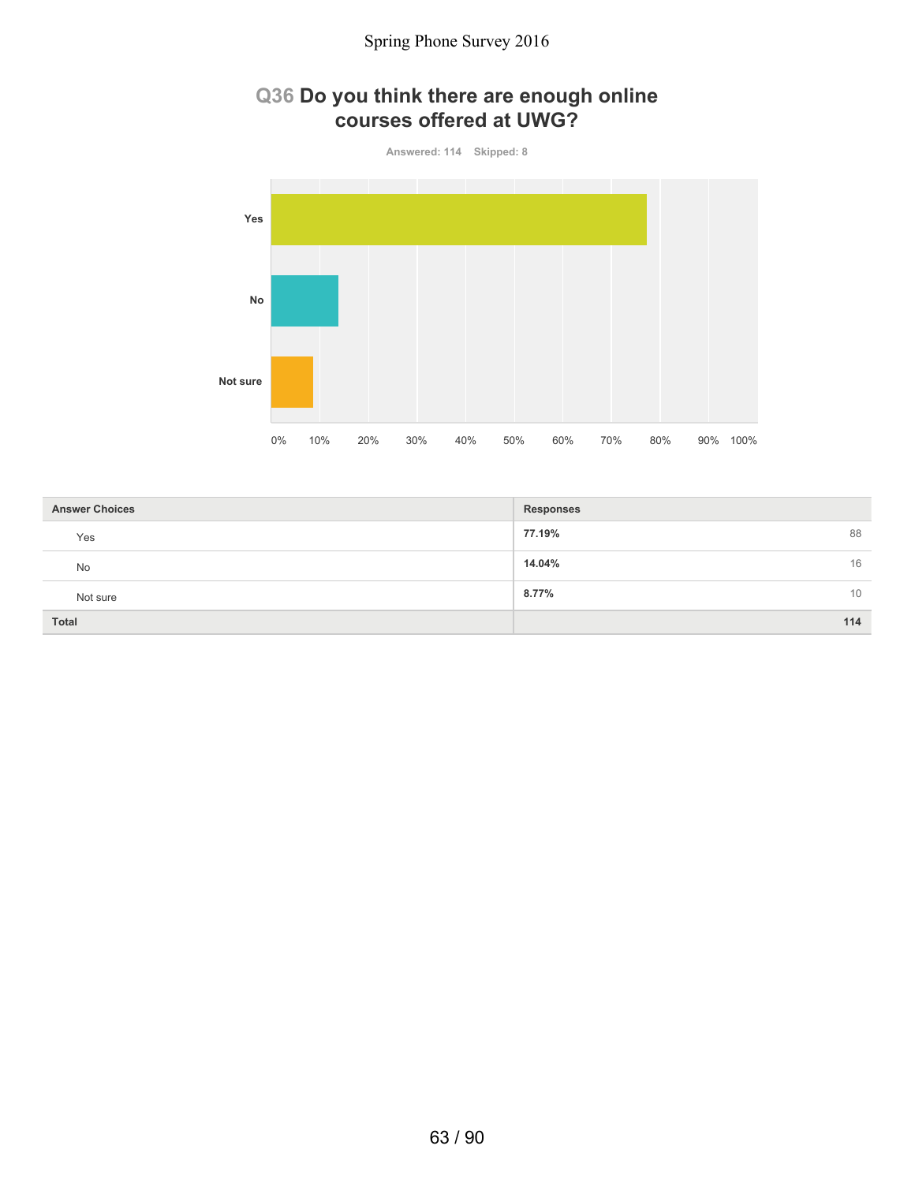## Q36 Do you think there are enough online courses offered at UWG?

Answered: 114 Skipped: 8

Yes

No

Not sure

0% 10% 20% 30% 40% 50% 60% 70% 80% 90% 100%

| Answer Choices | Responses | |
|---|---|---|
| Yes | **77.19%** | 88 |
| No | **14.04%** | 16 |
| Not sure | **8.77%** | 10 |
| **Total** | | **114** |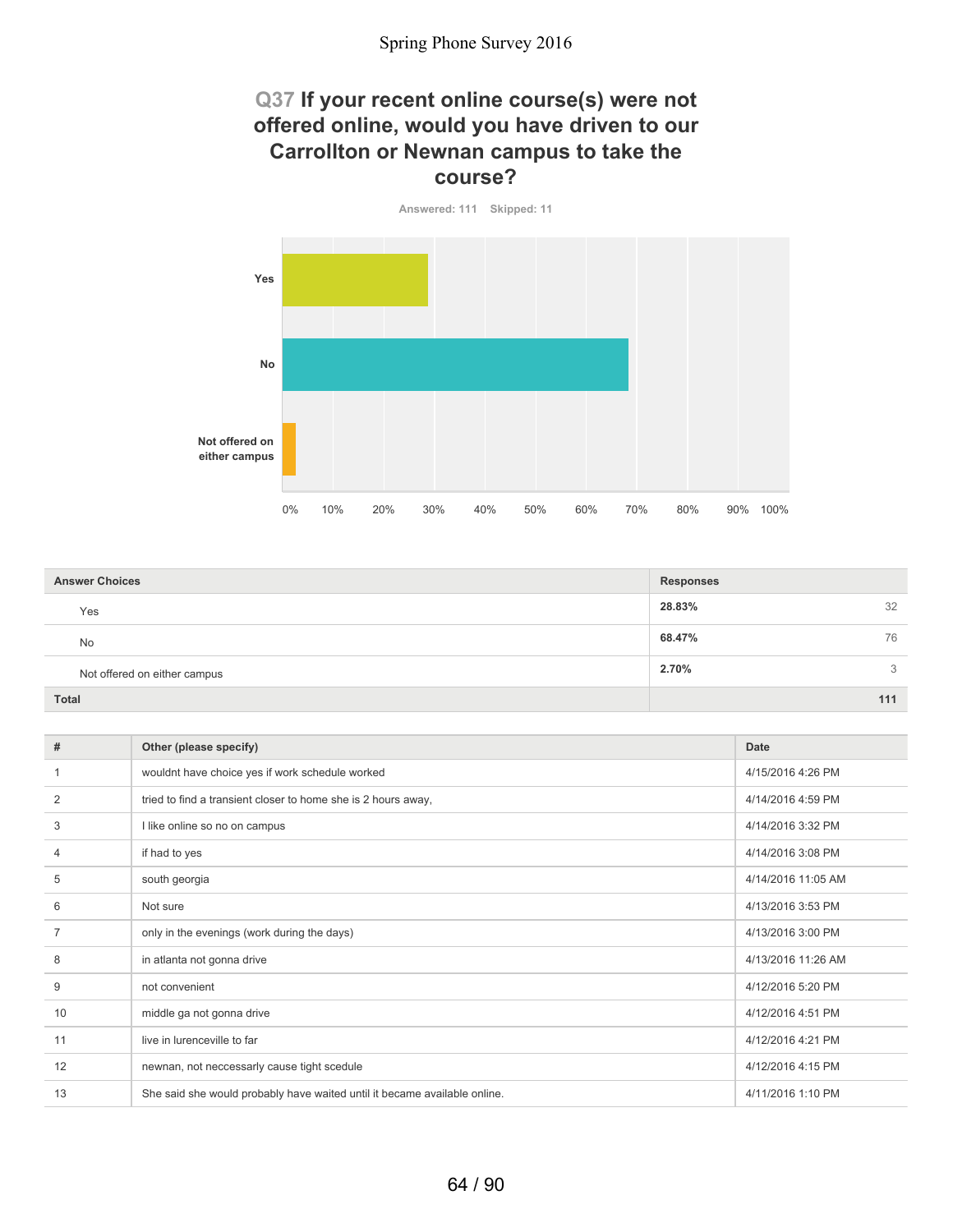## Q37 If your recent online course(s) were not offered online, would you have driven to our Carrollton or Newnan campus to take the course?

Answered: 111 Skipped: 11

Yes

No

Not offered on either campus

0% 10% 20% 30% 40% 50% 60% 70% 80% 90% 100%

| Answer Choices | Responses | |
|---|---|---|
| Yes | 28.83% | 32 |
| No | 68.47% | 76 |
| Not offered on either campus | 2.70% | 3 |
| **Total** | | **111** |

| # | Other (please specify) | Date |
|---|---|---|
| 1 | wouldnt have choice yes if work schedule worked | 4/15/2016 4:26 PM |
| 2 | tried to find a transient closer to home she is 2 hours away, | 4/14/2016 4:59 PM |
| 3 | I like online so no on campus | 4/14/2016 3:32 PM |
| 4 | if had to yes | 4/14/2016 3:08 PM |
| 5 | south georgia | 4/14/2016 11:05 AM |
| 6 | Not sure | 4/13/2016 3:53 PM |
| 7 | only in the evenings (work during the days) | 4/13/2016 3:00 PM |
| 8 | in atlanta not gonna drive | 4/13/2016 11:26 AM |
| 9 | not convenient | 4/12/2016 5:20 PM |
| 10 | middle ga not gonna drive | 4/12/2016 4:51 PM |
| 11 | live in lurenceville to far | 4/12/2016 4:21 PM |
| 12 | newnan, not neccessary cause tight scedule | 4/12/2016 4:15 PM |
| 13 | She said she would probably have waited until it became available online. | 4/11/2016 1:10 PM |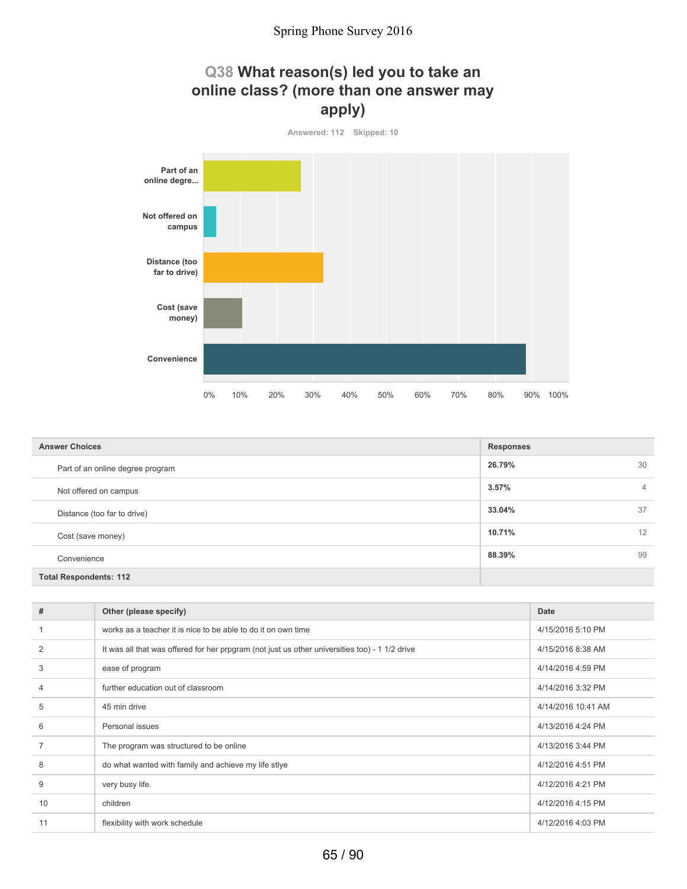## Q38 What reason(s) led you to take an online class? (more than one answer may apply)

Answered: 112 Skipped: 10

Part of an online degre...

Not offered on campus

Distance (too far to drive)

Cost (save money)

Convenience

0% 10% 20% 30% 40% 50% 60% 70% 80% 90% 100%

| Answer Choices | Responses | |
|---|---|---|
| Part of an online degree program | 26.79% | 30 |
| Not offered on campus | 3.57% | 4 |
| Distance (too far to drive) | 33.04% | 37 |
| Cost (save money) | 10.71% | 12 |
| Convenience | 88.39% | 99 |
| Total Respondents: 112 | | |

| # | Other (please specify) | Date |
|---|---|---|
| 1 | works as a teacher it is nice to be able to do it on own time | 4/15/2016 5:10 PM |
| 2 | It was all that was offered for her prpgram (not just us other universities too) - 1 1/2 drive | 4/15/2016 8:38 AM |
| 3 | ease of program | 4/14/2016 4:59 PM |
| 4 | further education out of classroom | 4/14/2016 3:32 PM |
| 5 | 45 min drive | 4/14/2016 10:41 AM |
| 6 | Personal issues | 4/13/2016 4:24 PM |
| 7 | The program was structured to be online | 4/13/2016 3:44 PM |
| 8 | do what wanted with family and achieve my life stlye | 4/12/2016 4:51 PM |
| 9 | very busy life. | 4/12/2016 4:21 PM |
| 10 | children | 4/12/2016 4:15 PM |
| 11 | flexibility with work schedule | 4/12/2016 4:03 PM |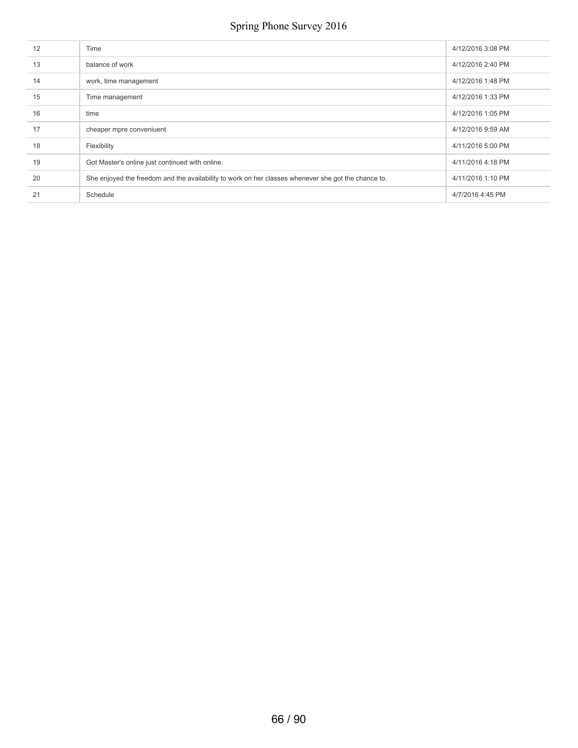| | | |
|---|---|---|
| 12 | Time | 4/12/2016 3:08 PM |
| 13 | balance of work | 4/12/2016 2:40 PM |
| 14 | work, time management | 4/12/2016 1:48 PM |
| 15 | Time management | 4/12/2016 1:33 PM |
| 16 | time | 4/12/2016 1:05 PM |
| 17 | cheaper mpre conveniuent | 4/12/2016 9:59 AM |
| 18 | Flexibility | 4/11/2016 5:00 PM |
| 19 | Got Master's online just continued with online. | 4/11/2016 4:18 PM |
| 20 | She enjoyed the freedom and the availability to work on her classes whenever she got the chance to. | 4/11/2016 1:10 PM |
| 21 | Schedule | 4/7/2016 4:45 PM |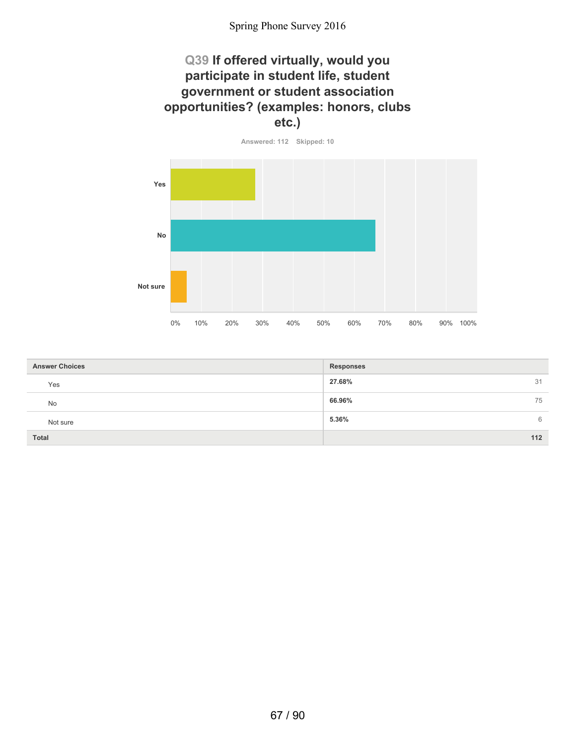## Q39 If offered virtually, would you participate in student life, student government or student association opportunities? (examples: honors, clubs etc.)

Answered: 112 Skipped: 10

Yes

No

Not sure

0% 10% 20% 30% 40% 50% 60% 70% 80% 90% 100%

| Answer Choices | Responses | |
|---|---|---|
| Yes | 27.68% | 31 |
| No | 66.96% | 75 |
| Not sure | 5.36% | 6 |
| Total | | 112 |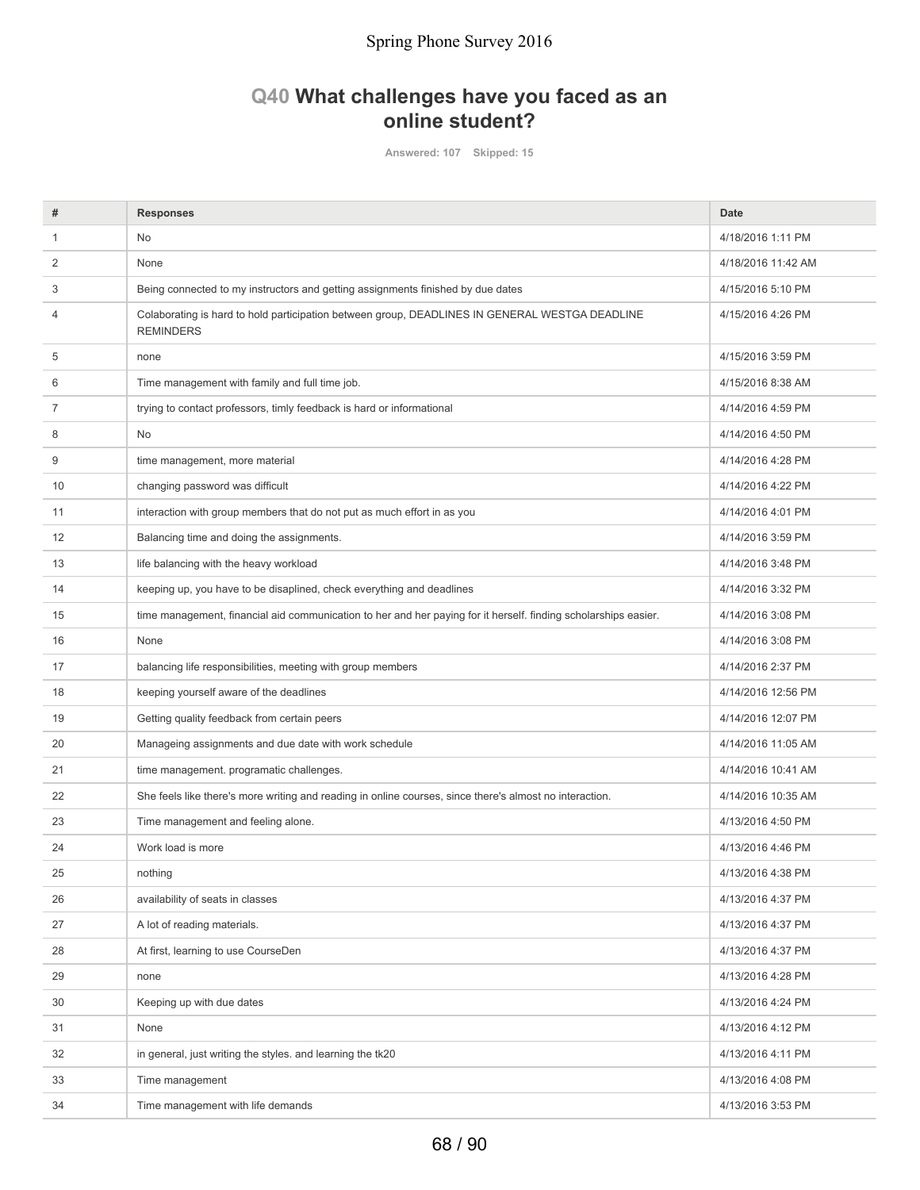Spring Phone Survey 2016

## Q40 What challenges have you faced as an online student?

Answered: 107 Skipped: 15

| # | Responses | Date |
|---|---|---|
| 1 | No | 4/18/2016 1:11 PM |
| 2 | None | 4/18/2016 11:42 AM |
| 3 | Being connected to my instructors and getting assignments finished by due dates | 4/15/2016 5:10 PM |
| 4 | Colaborating is hard to hold participation between group, DEADLINES IN GENERAL WESTGA DEADLINE REMINDERS | 4/15/2016 4:26 PM |
| 5 | none | 4/15/2016 3:59 PM |
| 6 | Time management with family and full time job. | 4/15/2016 8:38 AM |
| 7 | trying to contact professors, timly feedback is hard or informational | 4/14/2016 4:59 PM |
| 8 | No | 4/14/2016 4:50 PM |
| 9 | time management, more material | 4/14/2016 4:28 PM |
| 10 | changing password was difficult | 4/14/2016 4:22 PM |
| 11 | interaction with group members that do not put as much effort in as you | 4/14/2016 4:01 PM |
| 12 | Balancing time and doing the assignments. | 4/14/2016 3:59 PM |
| 13 | life balancing with the heavy workload | 4/14/2016 3:48 PM |
| 14 | keeping up, you have to be disaplined, check everything and deadlines | 4/14/2016 3:32 PM |
| 15 | time management, financial aid communication to her and her paying for it herself. finding scholarships easier. | 4/14/2016 3:08 PM |
| 16 | None | 4/14/2016 3:08 PM |
| 17 | balancing life responsibilities, meeting with group members | 4/14/2016 2:37 PM |
| 18 | keeping yourself aware of the deadlines | 4/14/2016 12:56 PM |
| 19 | Getting quality feedback from certain peers | 4/14/2016 12:07 PM |
| 20 | Manageing assignments and due date with work schedule | 4/14/2016 11:05 AM |
| 21 | time management. programatic challenges. | 4/14/2016 10:41 AM |
| 22 | She feels like there's more writing and reading in online courses, since there's almost no interaction. | 4/14/2016 10:35 AM |
| 23 | Time management and feeling alone. | 4/13/2016 4:50 PM |
| 24 | Work load is more | 4/13/2016 4:46 PM |
| 25 | nothing | 4/13/2016 4:38 PM |
| 26 | availability of seats in classes | 4/13/2016 4:37 PM |
| 27 | A lot of reading materials. | 4/13/2016 4:37 PM |
| 28 | At first, learning to use CourseDen | 4/13/2016 4:37 PM |
| 29 | none | 4/13/2016 4:28 PM |
| 30 | Keeping up with due dates | 4/13/2016 4:24 PM |
| 31 | None | 4/13/2016 4:12 PM |
| 32 | in general, just writing the styles. and learning the tk20 | 4/13/2016 4:11 PM |
| 33 | Time management | 4/13/2016 4:08 PM |
| 34 | Time management with life demands | 4/13/2016 3:53 PM |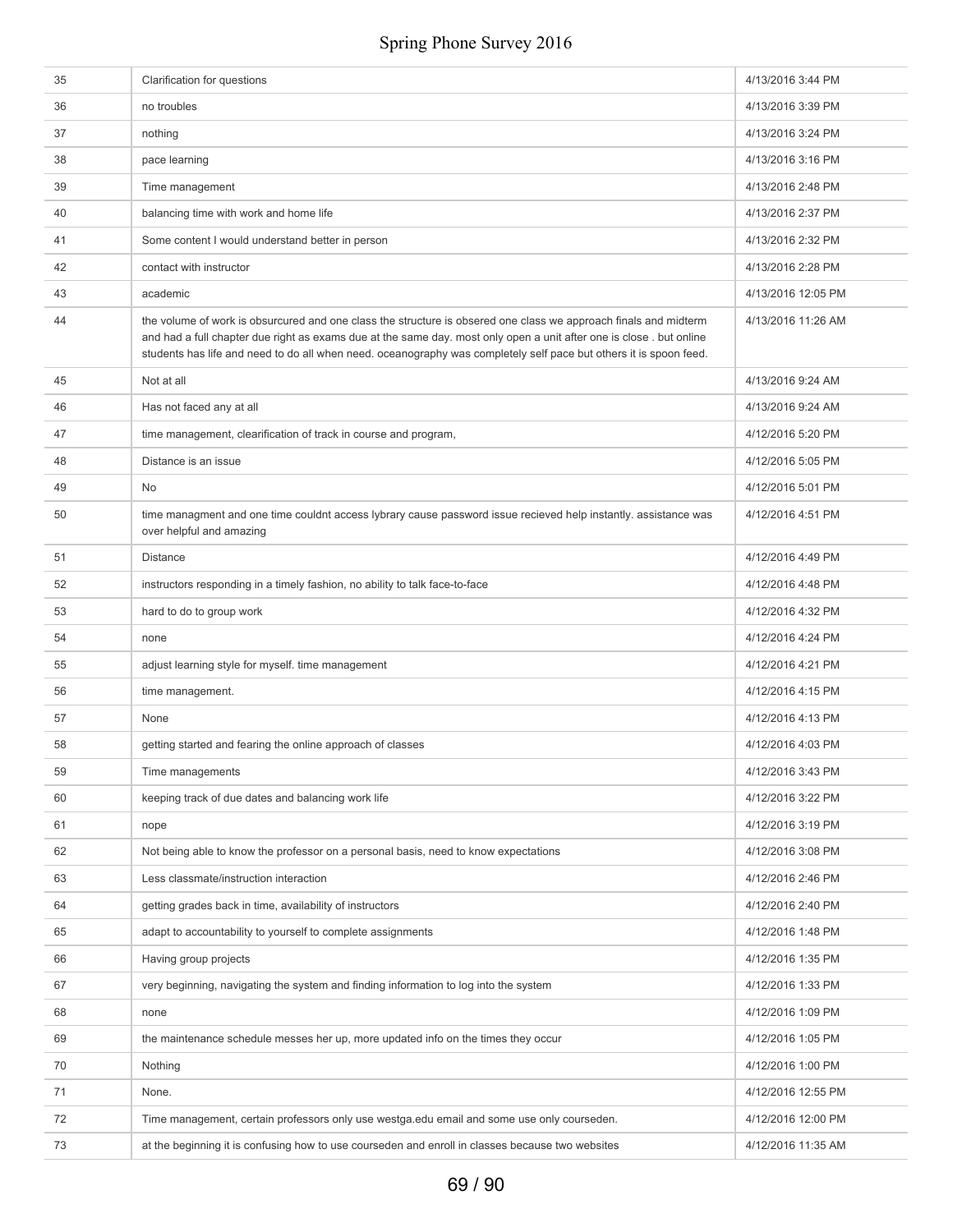| | | |
|---|---|---|
| 35 | Clarification for questions | 4/13/2016 3:44 PM |
| 36 | no troubles | 4/13/2016 3:39 PM |
| 37 | nothing | 4/13/2016 3:24 PM |
| 38 | pace learning | 4/13/2016 3:16 PM |
| 39 | Time management | 4/13/2016 2:48 PM |
| 40 | balancing time with work and home life | 4/13/2016 2:37 PM |
| 41 | Some content I would understand better in person | 4/13/2016 2:32 PM |
| 42 | contact with instructor | 4/13/2016 2:28 PM |
| 43 | academic | 4/13/2016 12:05 PM |
| 44 | the volume of work is obsurcured and one class the structure is obsered one class we approach finals and midterm and had a full chapter due right as exams due at the same day. most only open a unit after one is close . but online students has life and need to do all when need. oceanography was completely self pace but others it is spoon feed. | 4/13/2016 11:26 AM |
| 45 | Not at all | 4/13/2016 9:24 AM |
| 46 | Has not faced any at all | 4/13/2016 9:24 AM |
| 47 | time management, clearification of track in course and program, | 4/12/2016 5:20 PM |
| 48 | Distance is an issue | 4/12/2016 5:05 PM |
| 49 | No | 4/12/2016 5:01 PM |
| 50 | time managment and one time couldnt access lybrary cause password issue recieved help instantly. assistance was over helpful and amazing | 4/12/2016 4:51 PM |
| 51 | Distance | 4/12/2016 4:49 PM |
| 52 | instructors responding in a timely fashion, no ability to talk face-to-face | 4/12/2016 4:48 PM |
| 53 | hard to do to group work | 4/12/2016 4:32 PM |
| 54 | none | 4/12/2016 4:24 PM |
| 55 | adjust learning style for myself. time management | 4/12/2016 4:21 PM |
| 56 | time management. | 4/12/2016 4:15 PM |
| 57 | None | 4/12/2016 4:13 PM |
| 58 | getting started and fearing the online approach of classes | 4/12/2016 4:03 PM |
| 59 | Time managements | 4/12/2016 3:43 PM |
| 60 | keeping track of due dates and balancing work life | 4/12/2016 3:22 PM |
| 61 | nope | 4/12/2016 3:19 PM |
| 62 | Not being able to know the professor on a personal basis, need to know expectations | 4/12/2016 3:08 PM |
| 63 | Less classmate/instruction interaction | 4/12/2016 2:46 PM |
| 64 | getting grades back in time, availability of instructors | 4/12/2016 2:40 PM |
| 65 | adapt to accountability to yourself to complete assignments | 4/12/2016 1:48 PM |
| 66 | Having group projects | 4/12/2016 1:35 PM |
| 67 | very beginning, navigating the system and finding information to log into the system | 4/12/2016 1:33 PM |
| 68 | none | 4/12/2016 1:09 PM |
| 69 | the maintenance schedule messes her up, more updated info on the times they occur | 4/12/2016 1:05 PM |
| 70 | Nothing | 4/12/2016 1:00 PM |
| 71 | None. | 4/12/2016 12:55 PM |
| 72 | Time management, certain professors only use westga.edu email and some use only courseden. | 4/12/2016 12:00 PM |
| 73 | at the beginning it is confusing how to use courseden and enroll in classes because two websites | 4/12/2016 11:35 AM |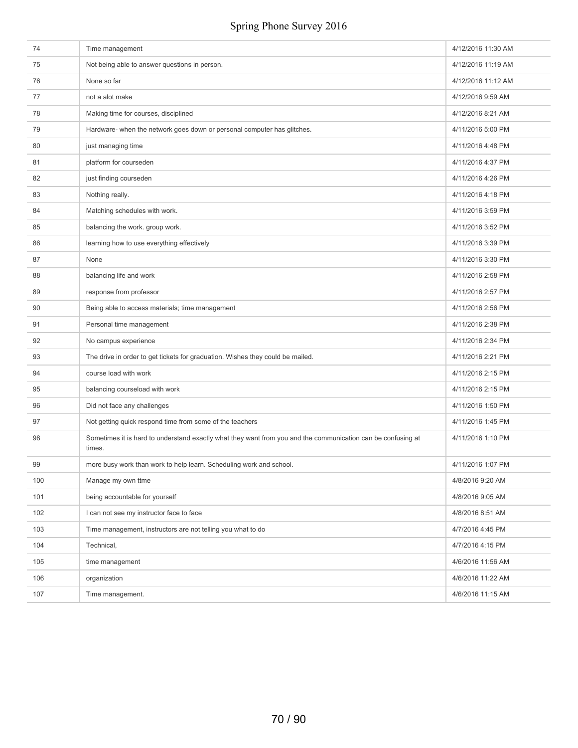| | | |
|---|---|---|
| 74 | Time management | 4/12/2016 11:30 AM |
| 75 | Not being able to answer questions in person. | 4/12/2016 11:19 AM |
| 76 | None so far | 4/12/2016 11:12 AM |
| 77 | not a alot make | 4/12/2016 9:59 AM |
| 78 | Making time for courses, disciplined | 4/12/2016 8:21 AM |
| 79 | Hardware- when the network goes down or personal computer has glitches. | 4/11/2016 5:00 PM |
| 80 | just managing time | 4/11/2016 4:48 PM |
| 81 | platform for courseden | 4/11/2016 4:37 PM |
| 82 | just finding courseden | 4/11/2016 4:26 PM |
| 83 | Nothing really. | 4/11/2016 4:18 PM |
| 84 | Matching schedules with work. | 4/11/2016 3:59 PM |
| 85 | balancing the work. group work. | 4/11/2016 3:52 PM |
| 86 | learning how to use everything effectively | 4/11/2016 3:39 PM |
| 87 | None | 4/11/2016 3:30 PM |
| 88 | balancing life and work | 4/11/2016 2:58 PM |
| 89 | response from professor | 4/11/2016 2:57 PM |
| 90 | Being able to access materials; time management | 4/11/2016 2:56 PM |
| 91 | Personal time management | 4/11/2016 2:38 PM |
| 92 | No campus experience | 4/11/2016 2:34 PM |
| 93 | The drive in order to get tickets for graduation. Wishes they could be mailed. | 4/11/2016 2:21 PM |
| 94 | course load with work | 4/11/2016 2:15 PM |
| 95 | balancing courseload with work | 4/11/2016 2:15 PM |
| 96 | Did not face any challenges | 4/11/2016 1:50 PM |
| 97 | Not getting quick respond time from some of the teachers | 4/11/2016 1:45 PM |
| 98 | Sometimes it is hard to understand exactly what they want from you and the communication can be confusing at times. | 4/11/2016 1:10 PM |
| 99 | more busy work than work to help learn. Scheduling work and school. | 4/11/2016 1:07 PM |
| 100 | Manage my own ttme | 4/8/2016 9:20 AM |
| 101 | being accountable for yourself | 4/8/2016 9:05 AM |
| 102 | I can not see my instructor face to face | 4/8/2016 8:51 AM |
| 103 | Time management, instructors are not telling you what to do | 4/7/2016 4:45 PM |
| 104 | Technical, | 4/7/2016 4:15 PM |
| 105 | time management | 4/6/2016 11:56 AM |
| 106 | organization | 4/6/2016 11:22 AM |
| 107 | Time management. | 4/6/2016 11:15 AM |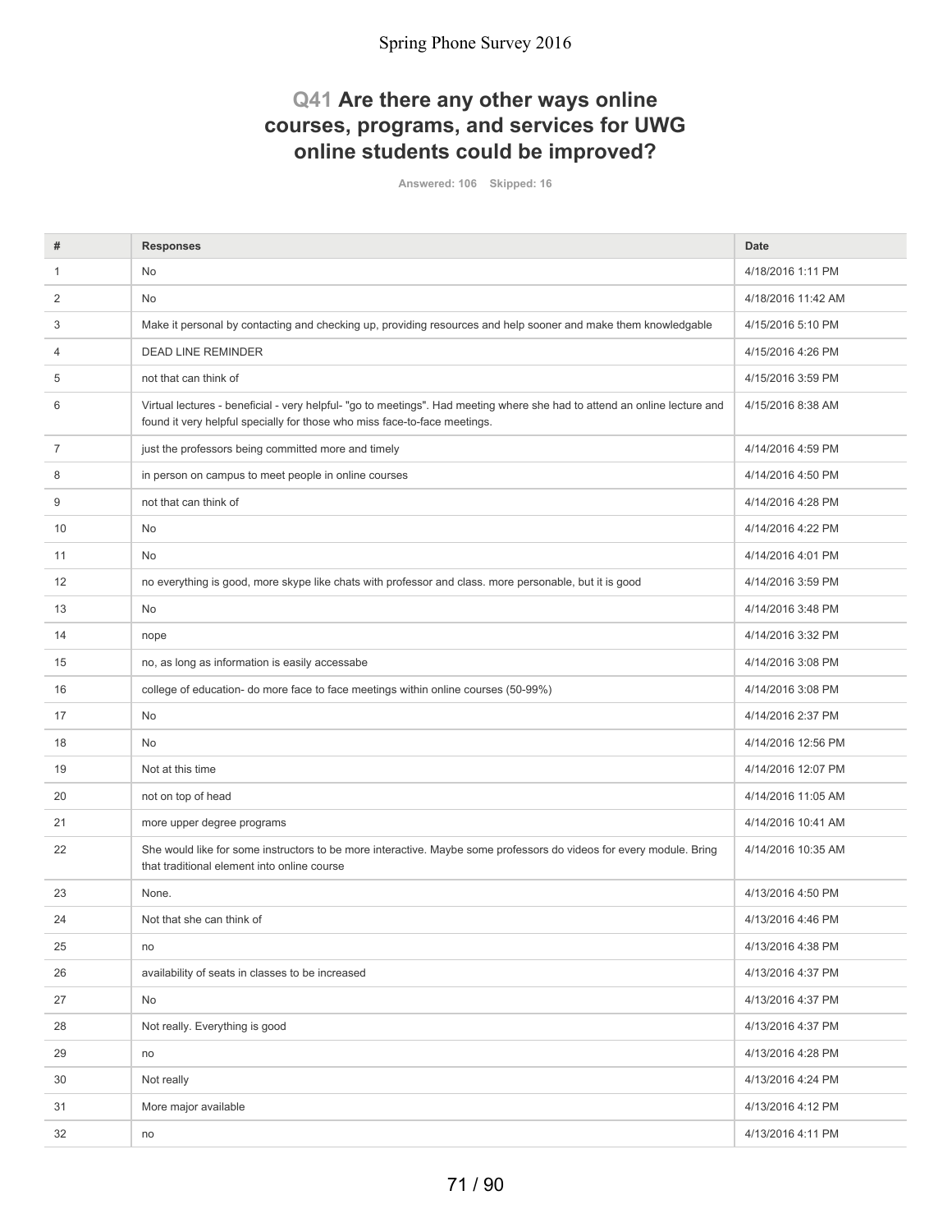## Q41 Are there any other ways online courses, programs, and services for UWG online students could be improved?

Answered: 106 Skipped: 16

| # | Responses | Date |
|---|---|---|
| 1 | No | 4/18/2016 1:11 PM |
| 2 | No | 4/18/2016 11:42 AM |
| 3 | Make it personal by contacting and checking up, providing resources and help sooner and make them knowledgable | 4/15/2016 5:10 PM |
| 4 | DEAD LINE REMINDER | 4/15/2016 4:26 PM |
| 5 | not that can think of | 4/15/2016 3:59 PM |
| 6 | Virtual lectures - beneficial - very helpful- "go to meetings". Had meeting where she had to attend an online lecture and found it very helpful specially for those who miss face-to-face meetings. | 4/15/2016 8:38 AM |
| 7 | just the professors being committed more and timely | 4/14/2016 4:59 PM |
| 8 | in person on campus to meet people in online courses | 4/14/2016 4:50 PM |
| 9 | not that can think of | 4/14/2016 4:28 PM |
| 10 | No | 4/14/2016 4:22 PM |
| 11 | No | 4/14/2016 4:01 PM |
| 12 | no everything is good, more skype like chats with professor and class. more personable, but it is good | 4/14/2016 3:59 PM |
| 13 | No | 4/14/2016 3:48 PM |
| 14 | nope | 4/14/2016 3:32 PM |
| 15 | no, as long as information is easily accessabe | 4/14/2016 3:08 PM |
| 16 | college of education- do more face to face meetings within online courses (50-99%) | 4/14/2016 3:08 PM |
| 17 | No | 4/14/2016 2:37 PM |
| 18 | No | 4/14/2016 12:56 PM |
| 19 | Not at this time | 4/14/2016 12:07 PM |
| 20 | not on top of head | 4/14/2016 11:05 AM |
| 21 | more upper degree programs | 4/14/2016 10:41 AM |
| 22 | She would like for some instructors to be more interactive. Maybe some professors do videos for every module. Bring that traditional element into online course | 4/14/2016 10:35 AM |
| 23 | None. | 4/13/2016 4:50 PM |
| 24 | Not that she can think of | 4/13/2016 4:46 PM |
| 25 | no | 4/13/2016 4:38 PM |
| 26 | availability of seats in classes to be increased | 4/13/2016 4:37 PM |
| 27 | No | 4/13/2016 4:37 PM |
| 28 | Not really. Everything is good | 4/13/2016 4:37 PM |
| 29 | no | 4/13/2016 4:28 PM |
| 30 | Not really | 4/13/2016 4:24 PM |
| 31 | More major available | 4/13/2016 4:12 PM |
| 32 | no | 4/13/2016 4:11 PM |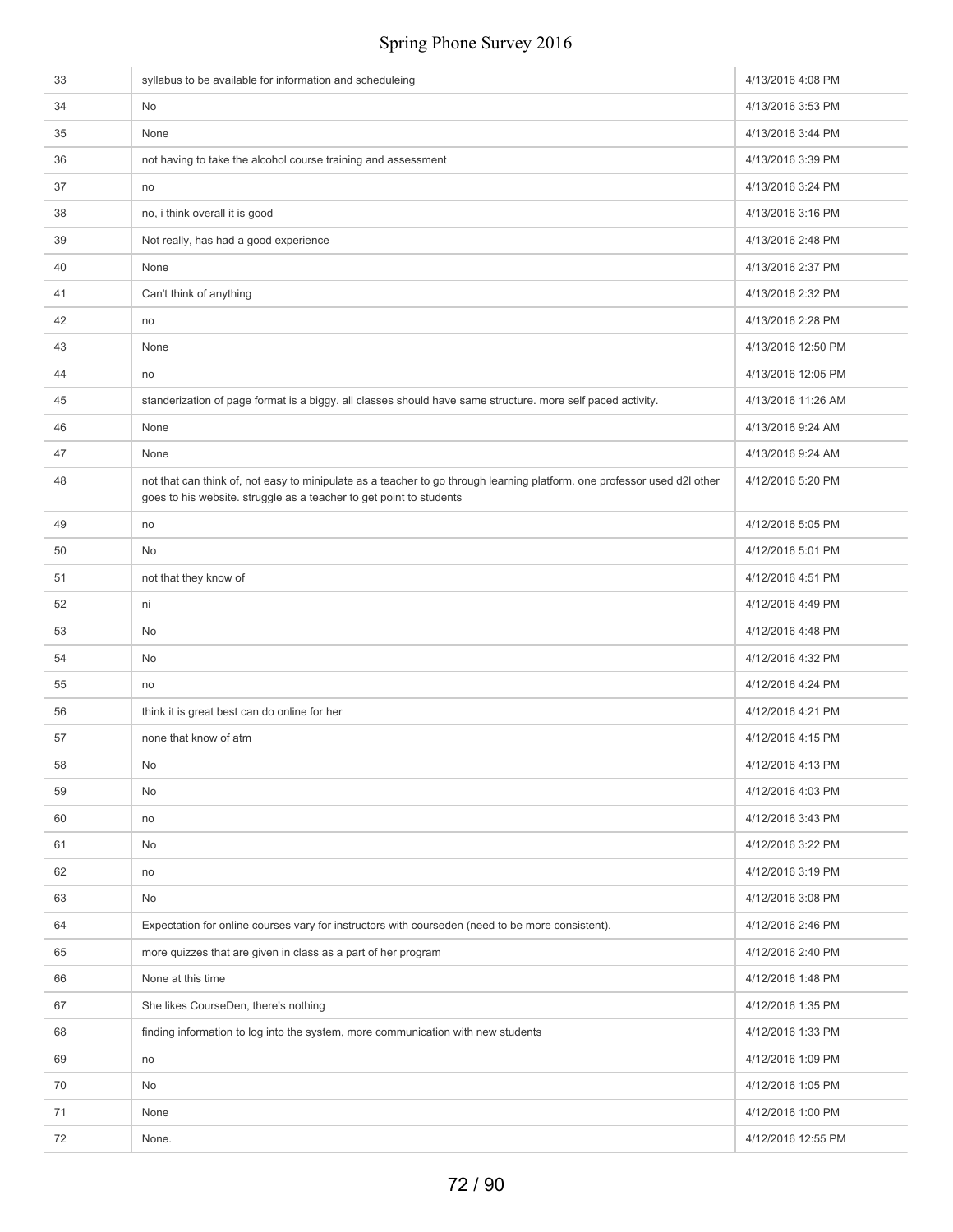| | | |
|---|---|---|
| 33 | syllabus to be available for information and scheduleing | 4/13/2016 4:08 PM |
| 34 | No | 4/13/2016 3:53 PM |
| 35 | None | 4/13/2016 3:44 PM |
| 36 | not having to take the alcohol course training and assessment | 4/13/2016 3:39 PM |
| 37 | no | 4/13/2016 3:24 PM |
| 38 | no, i think overall it is good | 4/13/2016 3:16 PM |
| 39 | Not really, has had a good experience | 4/13/2016 2:48 PM |
| 40 | None | 4/13/2016 2:37 PM |
| 41 | Can't think of anything | 4/13/2016 2:32 PM |
| 42 | no | 4/13/2016 2:28 PM |
| 43 | None | 4/13/2016 12:50 PM |
| 44 | no | 4/13/2016 12:05 PM |
| 45 | standerization of page format is a biggy. all classes should have same structure. more self paced activity. | 4/13/2016 11:26 AM |
| 46 | None | 4/13/2016 9:24 AM |
| 47 | None | 4/13/2016 9:24 AM |
| 48 | not that can think of, not easy to minipulate as a teacher to go through learning platform. one professor used d2l other goes to his website. struggle as a teacher to get point to students | 4/12/2016 5:20 PM |
| 49 | no | 4/12/2016 5:05 PM |
| 50 | No | 4/12/2016 5:01 PM |
| 51 | not that they know of | 4/12/2016 4:51 PM |
| 52 | ni | 4/12/2016 4:49 PM |
| 53 | No | 4/12/2016 4:48 PM |
| 54 | No | 4/12/2016 4:32 PM |
| 55 | no | 4/12/2016 4:24 PM |
| 56 | think it is great best can do online for her | 4/12/2016 4:21 PM |
| 57 | none that know of atm | 4/12/2016 4:15 PM |
| 58 | No | 4/12/2016 4:13 PM |
| 59 | No | 4/12/2016 4:03 PM |
| 60 | no | 4/12/2016 3:43 PM |
| 61 | No | 4/12/2016 3:22 PM |
| 62 | no | 4/12/2016 3:19 PM |
| 63 | No | 4/12/2016 3:08 PM |
| 64 | Expectation for online courses vary for instructors with courseden (need to be more consistent). | 4/12/2016 2:46 PM |
| 65 | more quizzes that are given in class as a part of her program | 4/12/2016 2:40 PM |
| 66 | None at this time | 4/12/2016 1:48 PM |
| 67 | She likes CourseDen, there's nothing | 4/12/2016 1:35 PM |
| 68 | finding information to log into the system, more communication with new students | 4/12/2016 1:33 PM |
| 69 | no | 4/12/2016 1:09 PM |
| 70 | No | 4/12/2016 1:05 PM |
| 71 | None | 4/12/2016 1:00 PM |
| 72 | None. | 4/12/2016 12:55 PM |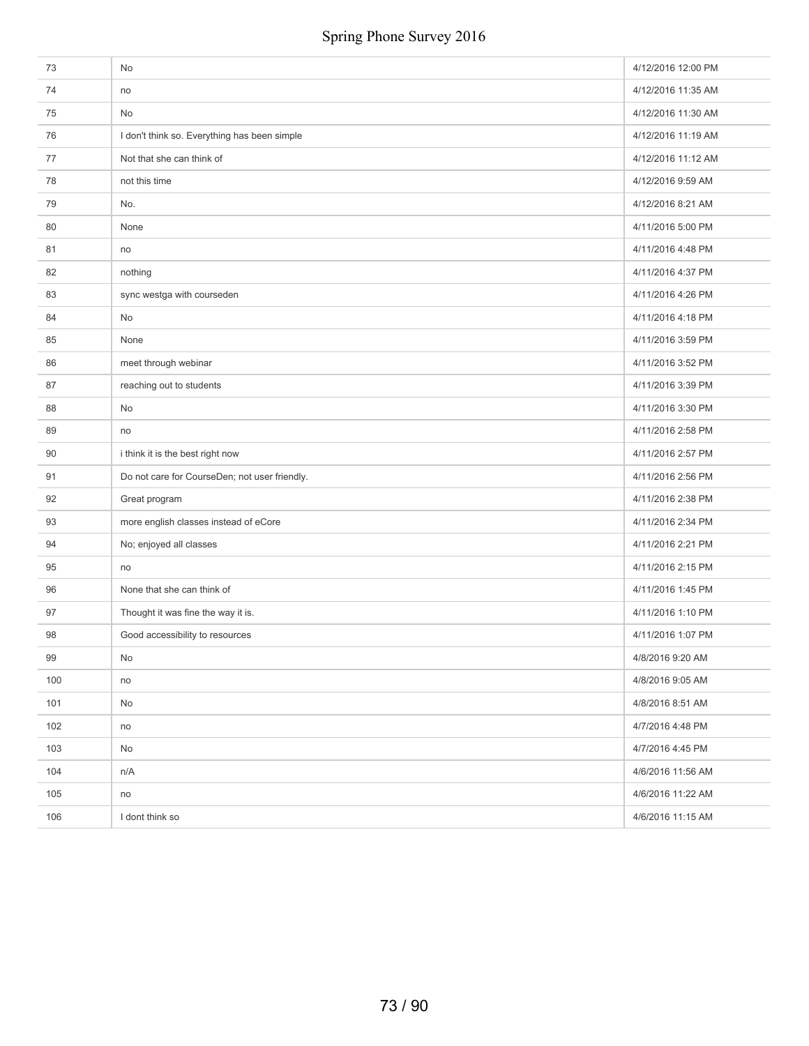| | | |
|---|---|---|
| 73 | No | 4/12/2016 12:00 PM |
| 74 | no | 4/12/2016 11:35 AM |
| 75 | No | 4/12/2016 11:30 AM |
| 76 | I don't think so. Everything has been simple | 4/12/2016 11:19 AM |
| 77 | Not that she can think of | 4/12/2016 11:12 AM |
| 78 | not this time | 4/12/2016 9:59 AM |
| 79 | No. | 4/12/2016 8:21 AM |
| 80 | None | 4/11/2016 5:00 PM |
| 81 | no | 4/11/2016 4:48 PM |
| 82 | nothing | 4/11/2016 4:37 PM |
| 83 | sync westga with courseden | 4/11/2016 4:26 PM |
| 84 | No | 4/11/2016 4:18 PM |
| 85 | None | 4/11/2016 3:59 PM |
| 86 | meet through webinar | 4/11/2016 3:52 PM |
| 87 | reaching out to students | 4/11/2016 3:39 PM |
| 88 | No | 4/11/2016 3:30 PM |
| 89 | no | 4/11/2016 2:58 PM |
| 90 | i think it is the best right now | 4/11/2016 2:57 PM |
| 91 | Do not care for CourseDen; not user friendly. | 4/11/2016 2:56 PM |
| 92 | Great program | 4/11/2016 2:38 PM |
| 93 | more english classes instead of eCore | 4/11/2016 2:34 PM |
| 94 | No; enjoyed all classes | 4/11/2016 2:21 PM |
| 95 | no | 4/11/2016 2:15 PM |
| 96 | None that she can think of | 4/11/2016 1:45 PM |
| 97 | Thought it was fine the way it is. | 4/11/2016 1:10 PM |
| 98 | Good accessibility to resources | 4/11/2016 1:07 PM |
| 99 | No | 4/8/2016 9:20 AM |
| 100 | no | 4/8/2016 9:05 AM |
| 101 | No | 4/8/2016 8:51 AM |
| 102 | no | 4/7/2016 4:48 PM |
| 103 | No | 4/7/2016 4:45 PM |
| 104 | n/A | 4/6/2016 11:56 AM |
| 105 | no | 4/6/2016 11:22 AM |
| 106 | I dont think so | 4/6/2016 11:15 AM |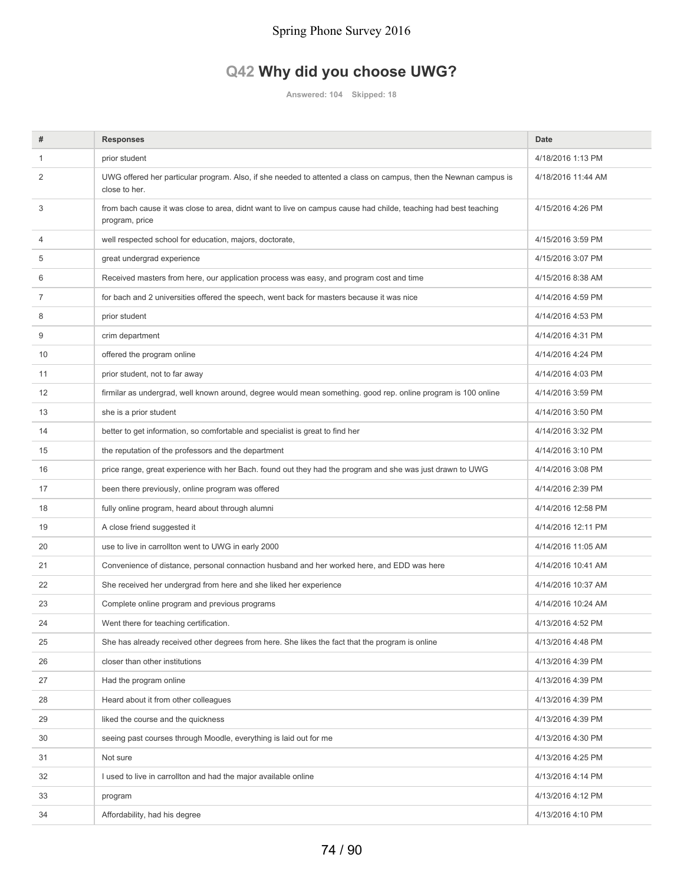## Q42 Why did you choose UWG?

Answered: 104 Skipped: 18

| # | Responses | Date |
|---|---|---|
| 1 | prior student | 4/18/2016 1:13 PM |
| 2 | UWG offered her particular program. Also, if she needed to attented a class on campus, then the Newnan campus is close to her. | 4/18/2016 11:44 AM |
| 3 | from bach cause it was close to area, didnt want to live on campus cause had childe, teaching had best teaching program, price | 4/15/2016 4:26 PM |
| 4 | well respected school for education, majors, doctorate, | 4/15/2016 3:59 PM |
| 5 | great undergrad experience | 4/15/2016 3:07 PM |
| 6 | Received masters from here, our application process was easy, and program cost and time | 4/15/2016 8:38 AM |
| 7 | for bach and 2 universities offered the speech, went back for masters because it was nice | 4/14/2016 4:59 PM |
| 8 | prior student | 4/14/2016 4:53 PM |
| 9 | crim department | 4/14/2016 4:31 PM |
| 10 | offered the program online | 4/14/2016 4:24 PM |
| 11 | prior student, not to far away | 4/14/2016 4:03 PM |
| 12 | firmilar as undergrad, well known around, degree would mean something. good rep. online program is 100 online | 4/14/2016 3:59 PM |
| 13 | she is a prior student | 4/14/2016 3:50 PM |
| 14 | better to get information, so comfortable and specialist is great to find her | 4/14/2016 3:32 PM |
| 15 | the reputation of the professors and the department | 4/14/2016 3:10 PM |
| 16 | price range, great experience with her Bach. found out they had the program and she was just drawn to UWG | 4/14/2016 3:08 PM |
| 17 | been there previously, online program was offered | 4/14/2016 2:39 PM |
| 18 | fully online program, heard about through alumni | 4/14/2016 12:58 PM |
| 19 | A close friend suggested it | 4/14/2016 12:11 PM |
| 20 | use to live in carrollton went to UWG in early 2000 | 4/14/2016 11:05 AM |
| 21 | Convenience of distance, personal connaction husband and her worked here, and EDD was here | 4/14/2016 10:41 AM |
| 22 | She received her undergrad from here and she liked her experience | 4/14/2016 10:37 AM |
| 23 | Complete online program and previous programs | 4/14/2016 10:24 AM |
| 24 | Went there for teaching certification. | 4/13/2016 4:52 PM |
| 25 | She has already received other degrees from here. She likes the fact that the program is online | 4/13/2016 4:48 PM |
| 26 | closer than other institutions | 4/13/2016 4:39 PM |
| 27 | Had the program online | 4/13/2016 4:39 PM |
| 28 | Heard about it from other colleagues | 4/13/2016 4:39 PM |
| 29 | liked the course and the quickness | 4/13/2016 4:39 PM |
| 30 | seeing past courses through Moodle, everything is laid out for me | 4/13/2016 4:30 PM |
| 31 | Not sure | 4/13/2016 4:25 PM |
| 32 | I used to live in carrollton and had the major available online | 4/13/2016 4:14 PM |
| 33 | program | 4/13/2016 4:12 PM |
| 34 | Affordability, had his degree | 4/13/2016 4:10 PM |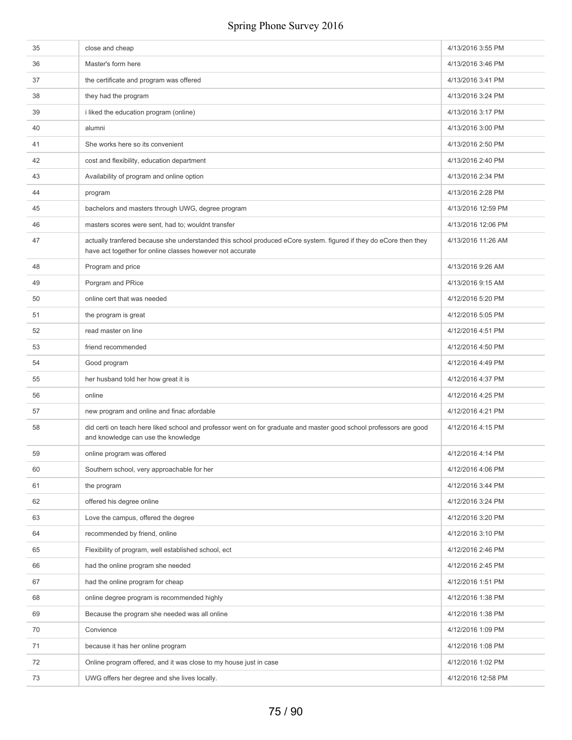| | | |
|---|---|---|
| 35 | close and cheap | 4/13/2016 3:55 PM |
| 36 | Master's form here | 4/13/2016 3:46 PM |
| 37 | the certificate and program was offered | 4/13/2016 3:41 PM |
| 38 | they had the program | 4/13/2016 3:24 PM |
| 39 | i liked the education program (online) | 4/13/2016 3:17 PM |
| 40 | alumni | 4/13/2016 3:00 PM |
| 41 | She works here so its convenient | 4/13/2016 2:50 PM |
| 42 | cost and flexibility, education department | 4/13/2016 2:40 PM |
| 43 | Availability of program and online option | 4/13/2016 2:34 PM |
| 44 | program | 4/13/2016 2:28 PM |
| 45 | bachelors and masters through UWG, degree program | 4/13/2016 12:59 PM |
| 46 | masters scores were sent, had to; wouldnt transfer | 4/13/2016 12:06 PM |
| 47 | actually tranfered because she understanded this school produced eCore system. figured if they do eCore then they have act together for online classes however not accurate | 4/13/2016 11:26 AM |
| 48 | Program and price | 4/13/2016 9:26 AM |
| 49 | Porgram and PRice | 4/13/2016 9:15 AM |
| 50 | online cert that was needed | 4/12/2016 5:20 PM |
| 51 | the program is great | 4/12/2016 5:05 PM |
| 52 | read master on line | 4/12/2016 4:51 PM |
| 53 | friend recommended | 4/12/2016 4:50 PM |
| 54 | Good program | 4/12/2016 4:49 PM |
| 55 | her husband told her how great it is | 4/12/2016 4:37 PM |
| 56 | online | 4/12/2016 4:25 PM |
| 57 | new program and online and finac afordable | 4/12/2016 4:21 PM |
| 58 | did certi on teach here liked school and professor went on for graduate and master good school professors are good and knowledge can use the knowledge | 4/12/2016 4:15 PM |
| 59 | online program was offered | 4/12/2016 4:14 PM |
| 60 | Southern school, very approachable for her | 4/12/2016 4:06 PM |
| 61 | the program | 4/12/2016 3:44 PM |
| 62 | offered his degree online | 4/12/2016 3:24 PM |
| 63 | Love the campus, offered the degree | 4/12/2016 3:20 PM |
| 64 | recommended by friend, online | 4/12/2016 3:10 PM |
| 65 | Flexibility of program, well established school, ect | 4/12/2016 2:46 PM |
| 66 | had the online program she needed | 4/12/2016 2:45 PM |
| 67 | had the online program for cheap | 4/12/2016 1:51 PM |
| 68 | online degree program is recommended highly | 4/12/2016 1:38 PM |
| 69 | Because the program she needed was all online | 4/12/2016 1:38 PM |
| 70 | Convience | 4/12/2016 1:09 PM |
| 71 | because it has her online program | 4/12/2016 1:08 PM |
| 72 | Online program offered, and it was close to my house just in case | 4/12/2016 1:02 PM |
| 73 | UWG offers her degree and she lives locally. | 4/12/2016 12:58 PM |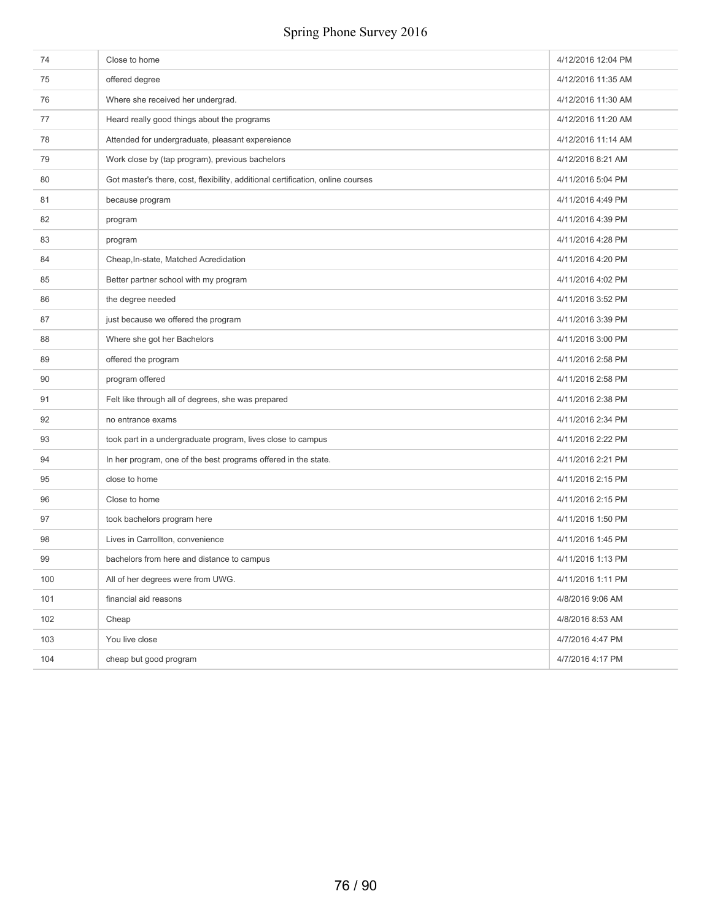| | | |
|---|---|---|
| 74 | Close to home | 4/12/2016 12:04 PM |
| 75 | offered degree | 4/12/2016 11:35 AM |
| 76 | Where she received her undergrad. | 4/12/2016 11:30 AM |
| 77 | Heard really good things about the programs | 4/12/2016 11:20 AM |
| 78 | Attended for undergraduate, pleasant expereience | 4/12/2016 11:14 AM |
| 79 | Work close by (tap program), previous bachelors | 4/12/2016 8:21 AM |
| 80 | Got master's there, cost, flexibility, additional certification, online courses | 4/11/2016 5:04 PM |
| 81 | because program | 4/11/2016 4:49 PM |
| 82 | program | 4/11/2016 4:39 PM |
| 83 | program | 4/11/2016 4:28 PM |
| 84 | Cheap,In-state, Matched Acredidation | 4/11/2016 4:20 PM |
| 85 | Better partner school with my program | 4/11/2016 4:02 PM |
| 86 | the degree needed | 4/11/2016 3:52 PM |
| 87 | just because we offered the program | 4/11/2016 3:39 PM |
| 88 | Where she got her Bachelors | 4/11/2016 3:00 PM |
| 89 | offered the program | 4/11/2016 2:58 PM |
| 90 | program offered | 4/11/2016 2:58 PM |
| 91 | Felt like through all of degrees, she was prepared | 4/11/2016 2:38 PM |
| 92 | no entrance exams | 4/11/2016 2:34 PM |
| 93 | took part in a undergraduate program, lives close to campus | 4/11/2016 2:22 PM |
| 94 | In her program, one of the best programs offered in the state. | 4/11/2016 2:21 PM |
| 95 | close to home | 4/11/2016 2:15 PM |
| 96 | Close to home | 4/11/2016 2:15 PM |
| 97 | took bachelors program here | 4/11/2016 1:50 PM |
| 98 | Lives in Carrollton, convenience | 4/11/2016 1:45 PM |
| 99 | bachelors from here and distance to campus | 4/11/2016 1:13 PM |
| 100 | All of her degrees were from UWG. | 4/11/2016 1:11 PM |
| 101 | financial aid reasons | 4/8/2016 9:06 AM |
| 102 | Cheap | 4/8/2016 8:53 AM |
| 103 | You live close | 4/7/2016 4:47 PM |
| 104 | cheap but good program | 4/7/2016 4:17 PM |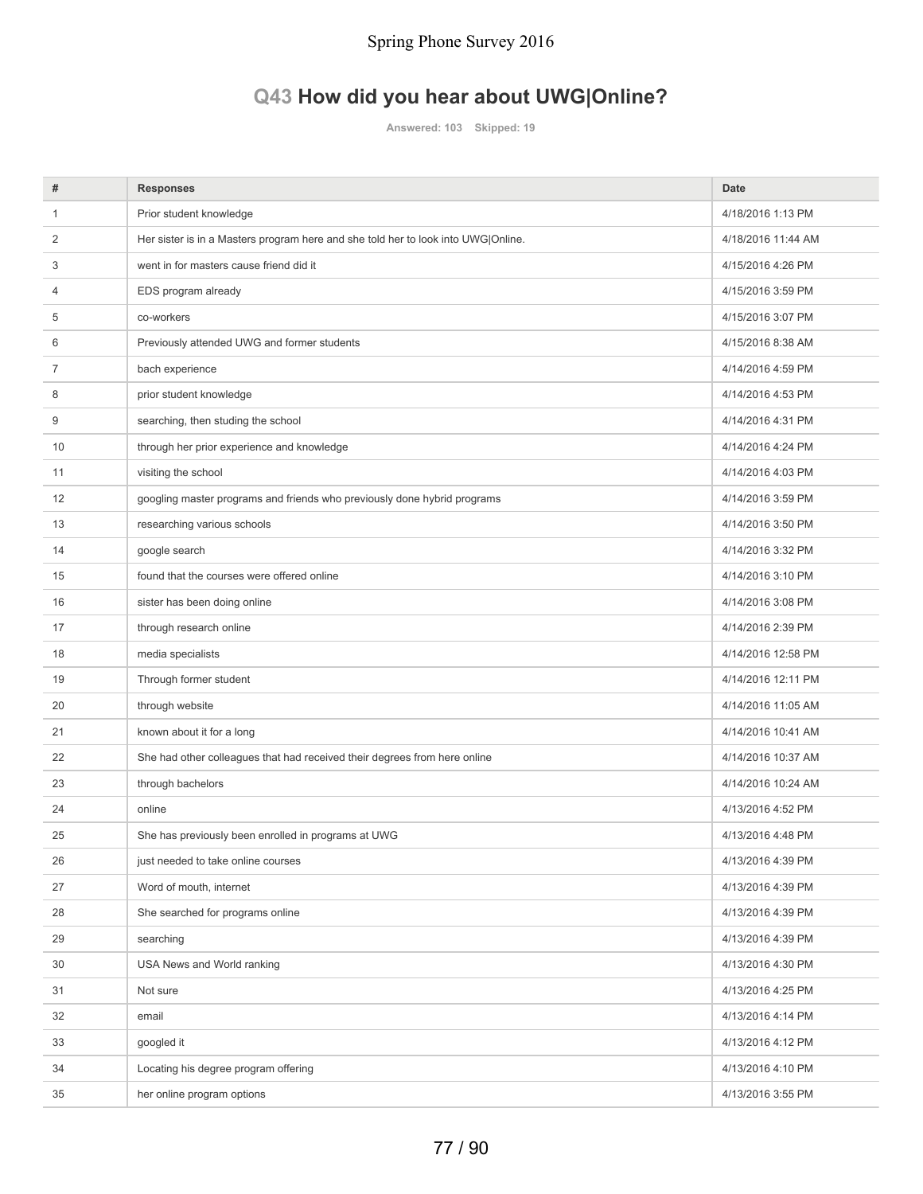## Q43 How did you hear about UWG|Online?

Answered: 103 Skipped: 19

| # | Responses | Date |
|---|---|---|
| 1 | Prior student knowledge | 4/18/2016 1:13 PM |
| 2 | Her sister is in a Masters program here and she told her to look into UWG|Online. | 4/18/2016 11:44 AM |
| 3 | went in for masters cause friend did it | 4/15/2016 4:26 PM |
| 4 | EDS program already | 4/15/2016 3:59 PM |
| 5 | co-workers | 4/15/2016 3:07 PM |
| 6 | Previously attended UWG and former students | 4/15/2016 8:38 AM |
| 7 | bach experience | 4/14/2016 4:59 PM |
| 8 | prior student knowledge | 4/14/2016 4:53 PM |
| 9 | searching, then studing the school | 4/14/2016 4:31 PM |
| 10 | through her prior experience and knowledge | 4/14/2016 4:24 PM |
| 11 | visiting the school | 4/14/2016 4:03 PM |
| 12 | googling master programs and friends who previously done hybrid programs | 4/14/2016 3:59 PM |
| 13 | researching various schools | 4/14/2016 3:50 PM |
| 14 | google search | 4/14/2016 3:32 PM |
| 15 | found that the courses were offered online | 4/14/2016 3:10 PM |
| 16 | sister has been doing online | 4/14/2016 3:08 PM |
| 17 | through research online | 4/14/2016 2:39 PM |
| 18 | media specialists | 4/14/2016 12:58 PM |
| 19 | Through former student | 4/14/2016 12:11 PM |
| 20 | through website | 4/14/2016 11:05 AM |
| 21 | known about it for a long | 4/14/2016 10:41 AM |
| 22 | She had other colleagues that had received their degrees from here online | 4/14/2016 10:37 AM |
| 23 | through bachelors | 4/14/2016 10:24 AM |
| 24 | online | 4/13/2016 4:52 PM |
| 25 | She has previously been enrolled in programs at UWG | 4/13/2016 4:48 PM |
| 26 | just needed to take online courses | 4/13/2016 4:39 PM |
| 27 | Word of mouth, internet | 4/13/2016 4:39 PM |
| 28 | She searched for programs online | 4/13/2016 4:39 PM |
| 29 | searching | 4/13/2016 4:39 PM |
| 30 | USA News and World ranking | 4/13/2016 4:30 PM |
| 31 | Not sure | 4/13/2016 4:25 PM |
| 32 | email | 4/13/2016 4:14 PM |
| 33 | googled it | 4/13/2016 4:12 PM |
| 34 | Locating his degree program offering | 4/13/2016 4:10 PM |
| 35 | her online program options | 4/13/2016 3:55 PM |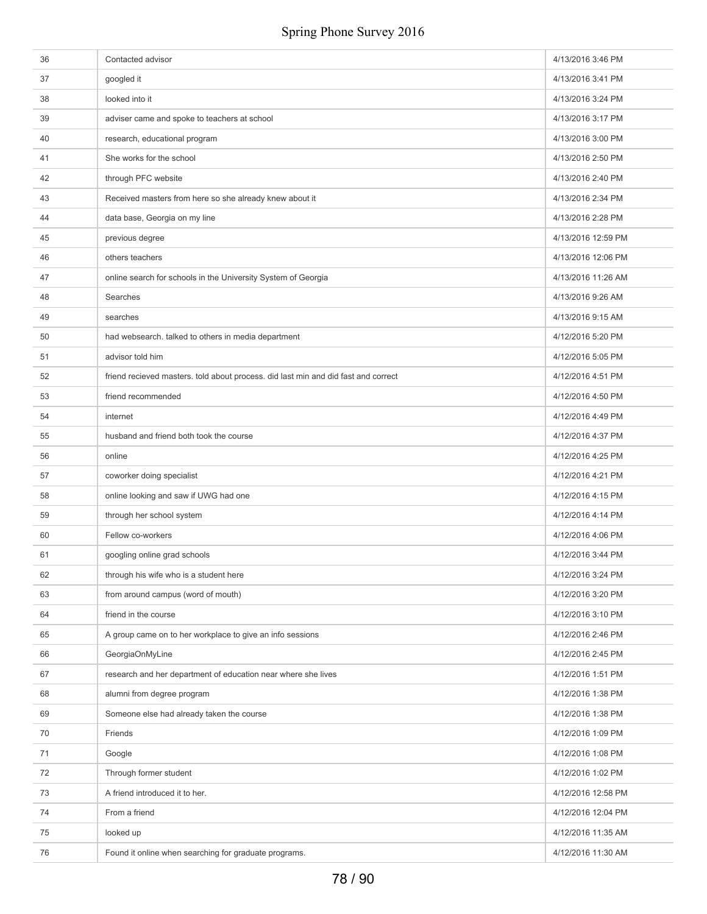| | | |
|---|---|---|
| 36 | Contacted advisor | 4/13/2016 3:46 PM |
| 37 | googled it | 4/13/2016 3:41 PM |
| 38 | looked into it | 4/13/2016 3:24 PM |
| 39 | adviser came and spoke to teachers at school | 4/13/2016 3:17 PM |
| 40 | research, educational program | 4/13/2016 3:00 PM |
| 41 | She works for the school | 4/13/2016 2:50 PM |
| 42 | through PFC website | 4/13/2016 2:40 PM |
| 43 | Received masters from here so she already knew about it | 4/13/2016 2:34 PM |
| 44 | data base, Georgia on my line | 4/13/2016 2:28 PM |
| 45 | previous degree | 4/13/2016 12:59 PM |
| 46 | others teachers | 4/13/2016 12:06 PM |
| 47 | online search for schools in the University System of Georgia | 4/13/2016 11:26 AM |
| 48 | Searches | 4/13/2016 9:26 AM |
| 49 | searches | 4/13/2016 9:15 AM |
| 50 | had websearch. talked to others in media department | 4/12/2016 5:20 PM |
| 51 | advisor told him | 4/12/2016 5:05 PM |
| 52 | friend recieved masters. told about process. did last min and did fast and correct | 4/12/2016 4:51 PM |
| 53 | friend recommended | 4/12/2016 4:50 PM |
| 54 | internet | 4/12/2016 4:49 PM |
| 55 | husband and friend both took the course | 4/12/2016 4:37 PM |
| 56 | online | 4/12/2016 4:25 PM |
| 57 | coworker doing specialist | 4/12/2016 4:21 PM |
| 58 | online looking and saw if UWG had one | 4/12/2016 4:15 PM |
| 59 | through her school system | 4/12/2016 4:14 PM |
| 60 | Fellow co-workers | 4/12/2016 4:06 PM |
| 61 | googling online grad schools | 4/12/2016 3:44 PM |
| 62 | through his wife who is a student here | 4/12/2016 3:24 PM |
| 63 | from around campus (word of mouth) | 4/12/2016 3:20 PM |
| 64 | friend in the course | 4/12/2016 3:10 PM |
| 65 | A group came on to her workplace to give an info sessions | 4/12/2016 2:46 PM |
| 66 | GeorgiaOnMyLine | 4/12/2016 2:45 PM |
| 67 | research and her department of education near where she lives | 4/12/2016 1:51 PM |
| 68 | alumni from degree program | 4/12/2016 1:38 PM |
| 69 | Someone else had already taken the course | 4/12/2016 1:38 PM |
| 70 | Friends | 4/12/2016 1:09 PM |
| 71 | Google | 4/12/2016 1:08 PM |
| 72 | Through former student | 4/12/2016 1:02 PM |
| 73 | A friend introduced it to her. | 4/12/2016 12:58 PM |
| 74 | From a friend | 4/12/2016 12:04 PM |
| 75 | looked up | 4/12/2016 11:35 AM |
| 76 | Found it online when searching for graduate programs. | 4/12/2016 11:30 AM |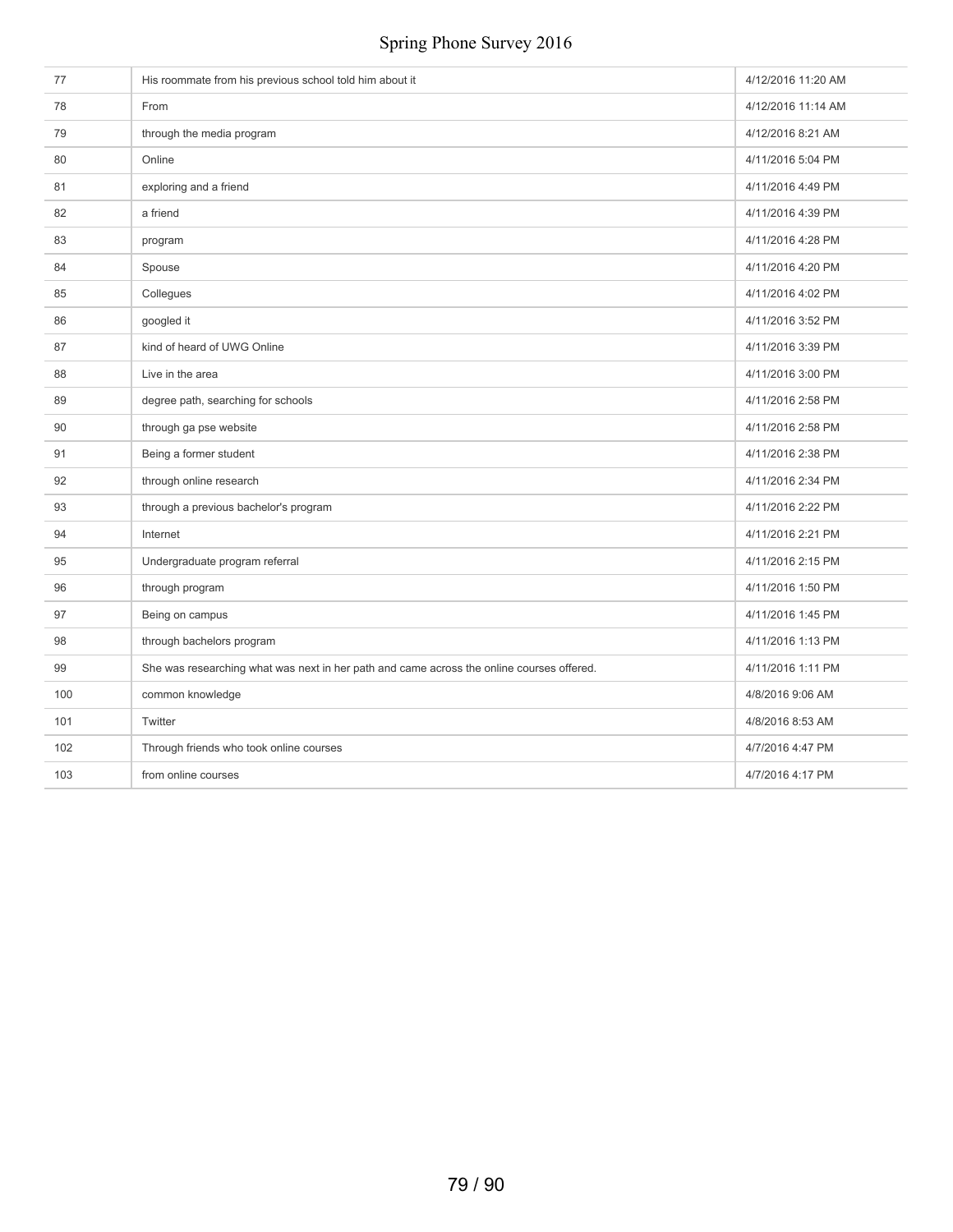| | | |
|---|---|---|
| 77 | His roommate from his previous school told him about it | 4/12/2016 11:20 AM |
| 78 | From | 4/12/2016 11:14 AM |
| 79 | through the media program | 4/12/2016 8:21 AM |
| 80 | Online | 4/11/2016 5:04 PM |
| 81 | exploring and a friend | 4/11/2016 4:49 PM |
| 82 | a friend | 4/11/2016 4:39 PM |
| 83 | program | 4/11/2016 4:28 PM |
| 84 | Spouse | 4/11/2016 4:20 PM |
| 85 | Collegues | 4/11/2016 4:02 PM |
| 86 | googled it | 4/11/2016 3:52 PM |
| 87 | kind of heard of UWG Online | 4/11/2016 3:39 PM |
| 88 | Live in the area | 4/11/2016 3:00 PM |
| 89 | degree path, searching for schools | 4/11/2016 2:58 PM |
| 90 | through ga pse website | 4/11/2016 2:58 PM |
| 91 | Being a former student | 4/11/2016 2:38 PM |
| 92 | through online research | 4/11/2016 2:34 PM |
| 93 | through a previous bachelor's program | 4/11/2016 2:22 PM |
| 94 | Internet | 4/11/2016 2:21 PM |
| 95 | Undergraduate program referral | 4/11/2016 2:15 PM |
| 96 | through program | 4/11/2016 1:50 PM |
| 97 | Being on campus | 4/11/2016 1:45 PM |
| 98 | through bachelors program | 4/11/2016 1:13 PM |
| 99 | She was researching what was next in her path and came across the online courses offered. | 4/11/2016 1:11 PM |
| 100 | common knowledge | 4/8/2016 9:06 AM |
| 101 | Twitter | 4/8/2016 8:53 AM |
| 102 | Through friends who took online courses | 4/7/2016 4:47 PM |
| 103 | from online courses | 4/7/2016 4:17 PM |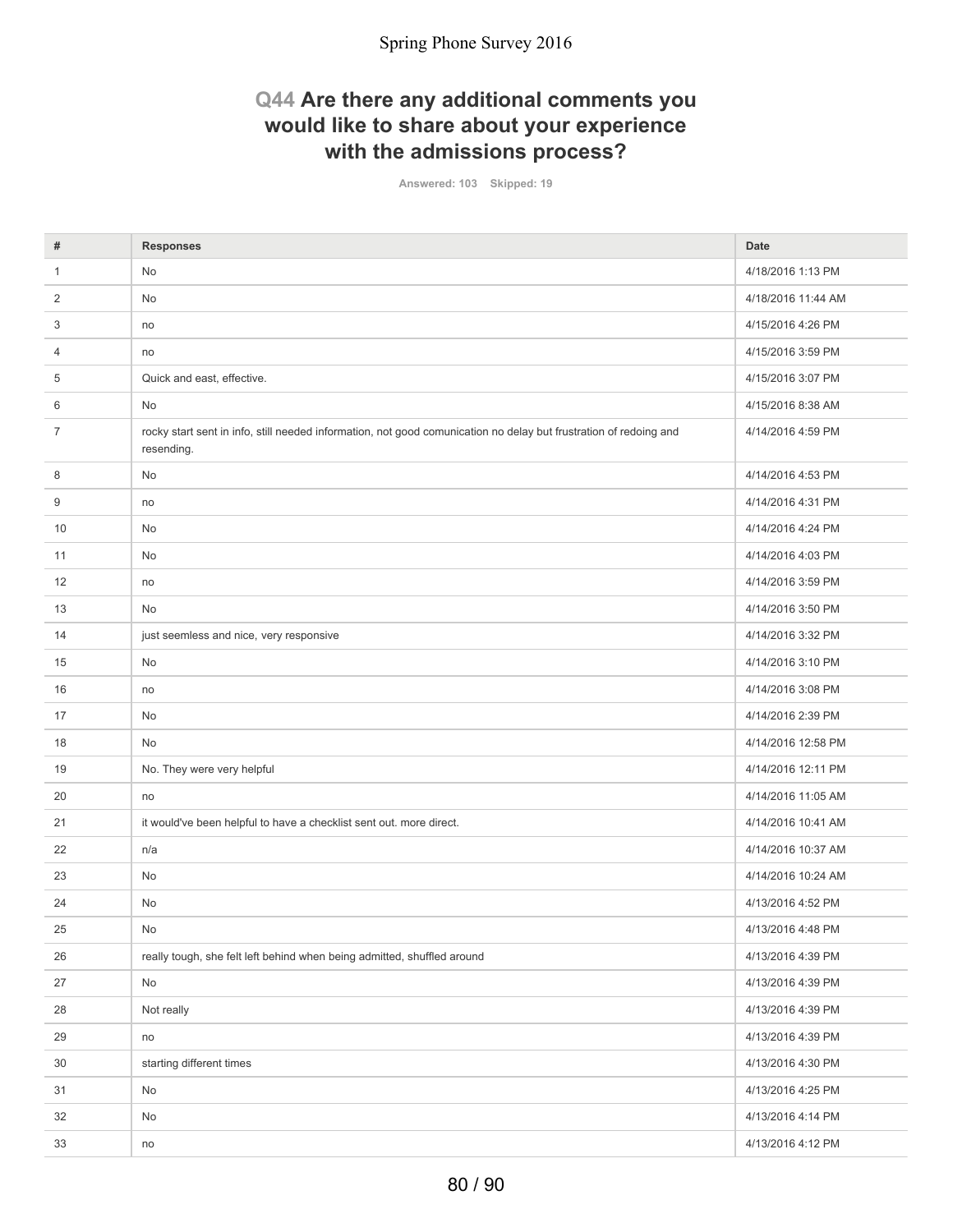## Q44 Are there any additional comments you would like to share about your experience with the admissions process?

Answered: 103 Skipped: 19

| # | Responses | Date |
|---|---|---|
| 1 | No | 4/18/2016 1:13 PM |
| 2 | No | 4/18/2016 11:44 AM |
| 3 | no | 4/15/2016 4:26 PM |
| 4 | no | 4/15/2016 3:59 PM |
| 5 | Quick and east, effective. | 4/15/2016 3:07 PM |
| 6 | No | 4/15/2016 8:38 AM |
| 7 | rocky start sent in info, still needed information, not good comunication no delay but frustration of redoing and resending. | 4/14/2016 4:59 PM |
| 8 | No | 4/14/2016 4:53 PM |
| 9 | no | 4/14/2016 4:31 PM |
| 10 | No | 4/14/2016 4:24 PM |
| 11 | No | 4/14/2016 4:03 PM |
| 12 | no | 4/14/2016 3:59 PM |
| 13 | No | 4/14/2016 3:50 PM |
| 14 | just seemless and nice, very responsive | 4/14/2016 3:32 PM |
| 15 | No | 4/14/2016 3:10 PM |
| 16 | no | 4/14/2016 3:08 PM |
| 17 | No | 4/14/2016 2:39 PM |
| 18 | No | 4/14/2016 12:58 PM |
| 19 | No. They were very helpful | 4/14/2016 12:11 PM |
| 20 | no | 4/14/2016 11:05 AM |
| 21 | it would've been helpful to have a checklist sent out. more direct. | 4/14/2016 10:41 AM |
| 22 | n/a | 4/14/2016 10:37 AM |
| 23 | No | 4/14/2016 10:24 AM |
| 24 | No | 4/13/2016 4:52 PM |
| 25 | No | 4/13/2016 4:48 PM |
| 26 | really tough, she felt left behind when being admitted, shuffled around | 4/13/2016 4:39 PM |
| 27 | No | 4/13/2016 4:39 PM |
| 28 | Not really | 4/13/2016 4:39 PM |
| 29 | no | 4/13/2016 4:39 PM |
| 30 | starting different times | 4/13/2016 4:30 PM |
| 31 | No | 4/13/2016 4:25 PM |
| 32 | No | 4/13/2016 4:14 PM |
| 33 | no | 4/13/2016 4:12 PM |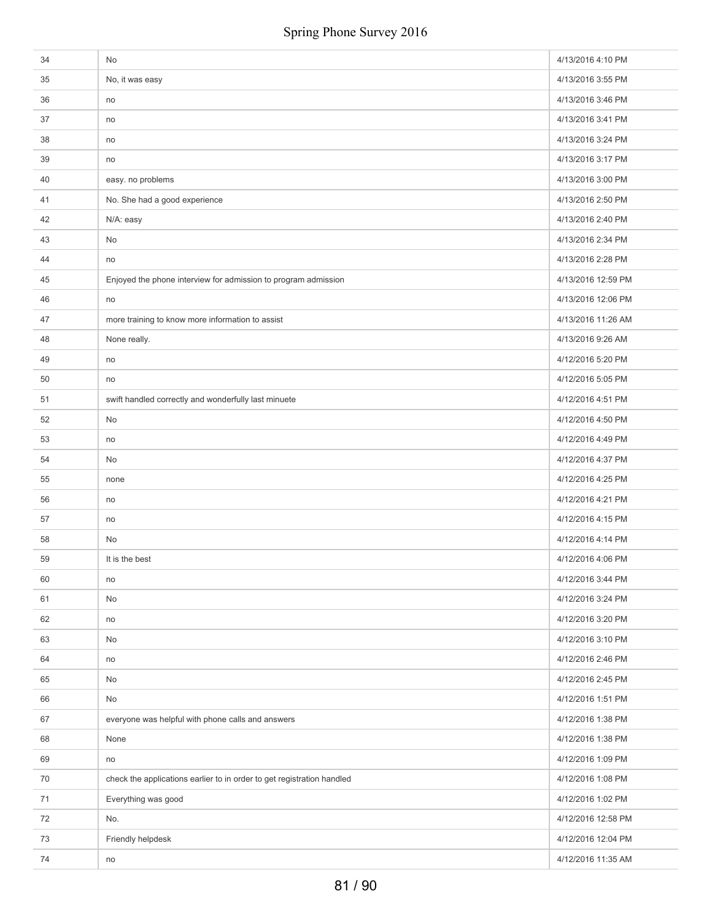| | | |
|---|---|---|
| 34 | No | 4/13/2016 4:10 PM |
| 35 | No, it was easy | 4/13/2016 3:55 PM |
| 36 | no | 4/13/2016 3:46 PM |
| 37 | no | 4/13/2016 3:41 PM |
| 38 | no | 4/13/2016 3:24 PM |
| 39 | no | 4/13/2016 3:17 PM |
| 40 | easy. no problems | 4/13/2016 3:00 PM |
| 41 | No. She had a good experience | 4/13/2016 2:50 PM |
| 42 | N/A: easy | 4/13/2016 2:40 PM |
| 43 | No | 4/13/2016 2:34 PM |
| 44 | no | 4/13/2016 2:28 PM |
| 45 | Enjoyed the phone interview for admission to program admission | 4/13/2016 12:59 PM |
| 46 | no | 4/13/2016 12:06 PM |
| 47 | more training to know more information to assist | 4/13/2016 11:26 AM |
| 48 | None really. | 4/13/2016 9:26 AM |
| 49 | no | 4/12/2016 5:20 PM |
| 50 | no | 4/12/2016 5:05 PM |
| 51 | swift handled correctly and wonderfully last minuete | 4/12/2016 4:51 PM |
| 52 | No | 4/12/2016 4:50 PM |
| 53 | no | 4/12/2016 4:49 PM |
| 54 | No | 4/12/2016 4:37 PM |
| 55 | none | 4/12/2016 4:25 PM |
| 56 | no | 4/12/2016 4:21 PM |
| 57 | no | 4/12/2016 4:15 PM |
| 58 | No | 4/12/2016 4:14 PM |
| 59 | It is the best | 4/12/2016 4:06 PM |
| 60 | no | 4/12/2016 3:44 PM |
| 61 | No | 4/12/2016 3:24 PM |
| 62 | no | 4/12/2016 3:20 PM |
| 63 | No | 4/12/2016 3:10 PM |
| 64 | no | 4/12/2016 2:46 PM |
| 65 | No | 4/12/2016 2:45 PM |
| 66 | No | 4/12/2016 1:51 PM |
| 67 | everyone was helpful with phone calls and answers | 4/12/2016 1:38 PM |
| 68 | None | 4/12/2016 1:38 PM |
| 69 | no | 4/12/2016 1:09 PM |
| 70 | check the applications earlier to in order to get registration handled | 4/12/2016 1:08 PM |
| 71 | Everything was good | 4/12/2016 1:02 PM |
| 72 | No. | 4/12/2016 12:58 PM |
| 73 | Friendly helpdesk | 4/12/2016 12:04 PM |
| 74 | no | 4/12/2016 11:35 AM |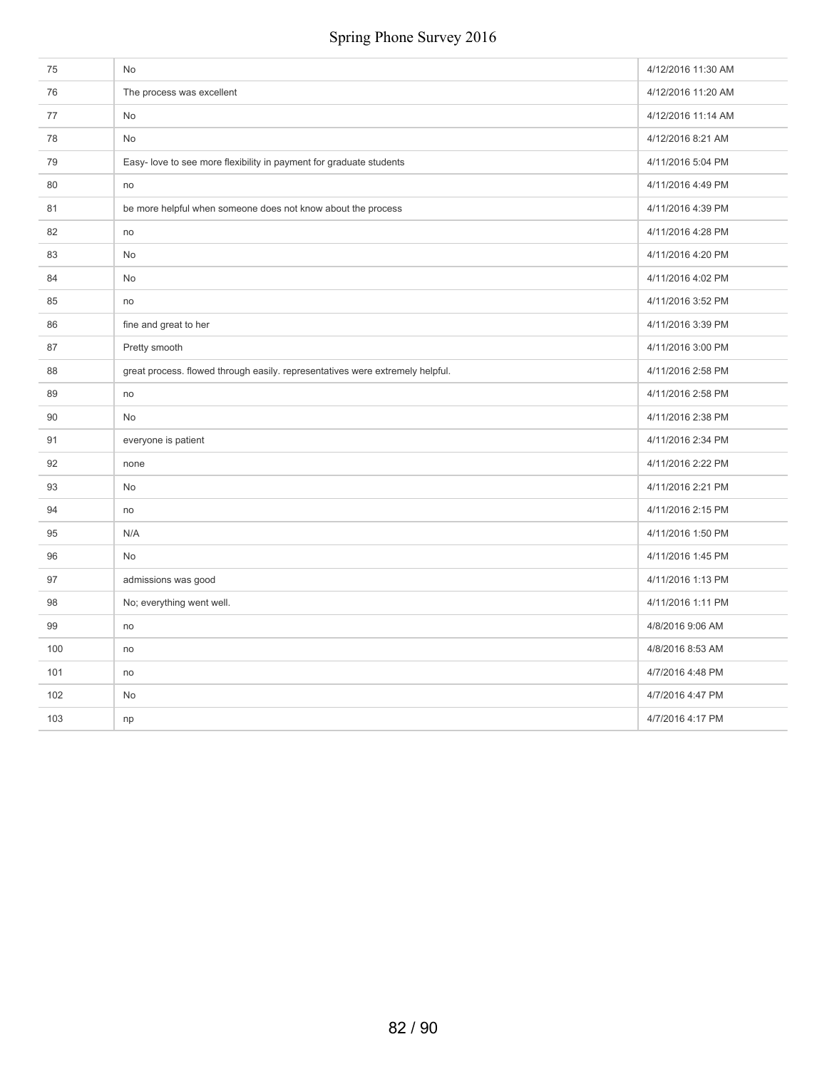| | | |
|---|---|---|
| 75 | No | 4/12/2016 11:30 AM |
| 76 | The process was excellent | 4/12/2016 11:20 AM |
| 77 | No | 4/12/2016 11:14 AM |
| 78 | No | 4/12/2016 8:21 AM |
| 79 | Easy- love to see more flexibility in payment for graduate students | 4/11/2016 5:04 PM |
| 80 | no | 4/11/2016 4:49 PM |
| 81 | be more helpful when someone does not know about the process | 4/11/2016 4:39 PM |
| 82 | no | 4/11/2016 4:28 PM |
| 83 | No | 4/11/2016 4:20 PM |
| 84 | No | 4/11/2016 4:02 PM |
| 85 | no | 4/11/2016 3:52 PM |
| 86 | fine and great to her | 4/11/2016 3:39 PM |
| 87 | Pretty smooth | 4/11/2016 3:00 PM |
| 88 | great process. flowed through easily. representatives were extremely helpful. | 4/11/2016 2:58 PM |
| 89 | no | 4/11/2016 2:58 PM |
| 90 | No | 4/11/2016 2:38 PM |
| 91 | everyone is patient | 4/11/2016 2:34 PM |
| 92 | none | 4/11/2016 2:22 PM |
| 93 | No | 4/11/2016 2:21 PM |
| 94 | no | 4/11/2016 2:15 PM |
| 95 | N/A | 4/11/2016 1:50 PM |
| 96 | No | 4/11/2016 1:45 PM |
| 97 | admissions was good | 4/11/2016 1:13 PM |
| 98 | No; everything went well. | 4/11/2016 1:11 PM |
| 99 | no | 4/8/2016 9:06 AM |
| 100 | no | 4/8/2016 8:53 AM |
| 101 | no | 4/7/2016 4:48 PM |
| 102 | No | 4/7/2016 4:47 PM |
| 103 | np | 4/7/2016 4:17 PM |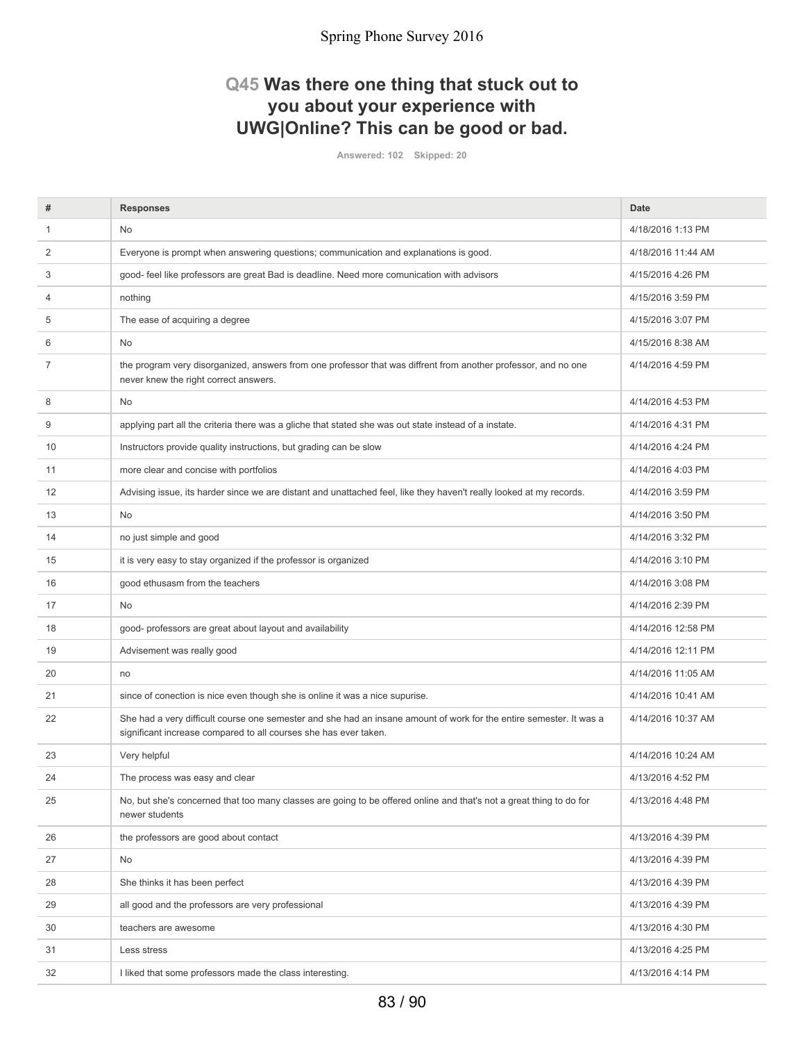## Q45 Was there one thing that stuck out to you about your experience with UWG|Online? This can be good or bad.

Answered: 102 Skipped: 20

| # | Responses | Date |
|---|---|---|
| 1 | No | 4/18/2016 1:13 PM |
| 2 | Everyone is prompt when answering questions; communication and explanations is good. | 4/18/2016 11:44 AM |
| 3 | good- feel like professors are great Bad is deadline. Need more comunication with advisors | 4/15/2016 4:26 PM |
| 4 | nothing | 4/15/2016 3:59 PM |
| 5 | The ease of acquiring a degree | 4/15/2016 3:07 PM |
| 6 | No | 4/15/2016 8:38 AM |
| 7 | the program very disorganized, answers from one professor that was diffrent from another professor, and no one never knew the right correct answers. | 4/14/2016 4:59 PM |
| 8 | No | 4/14/2016 4:53 PM |
| 9 | applying part all the criteria there was a gliche that stated she was out state instead of a instate. | 4/14/2016 4:31 PM |
| 10 | Instructors provide quality instructions, but grading can be slow | 4/14/2016 4:24 PM |
| 11 | more clear and concise with portfolios | 4/14/2016 4:03 PM |
| 12 | Advising issue, its harder since we are distant and unattached feel, like they haven't really looked at my records. | 4/14/2016 3:59 PM |
| 13 | No | 4/14/2016 3:50 PM |
| 14 | no just simple and good | 4/14/2016 3:32 PM |
| 15 | it is very easy to stay organized if the professor is organized | 4/14/2016 3:10 PM |
| 16 | good ethusasm from the teachers | 4/14/2016 3:08 PM |
| 17 | No | 4/14/2016 2:39 PM |
| 18 | good- professors are great about layout and availability | 4/14/2016 12:58 PM |
| 19 | Advisement was really good | 4/14/2016 12:11 PM |
| 20 | no | 4/14/2016 11:05 AM |
| 21 | since of conection is nice even though she is online it was a nice supurise. | 4/14/2016 10:41 AM |
| 22 | She had a very difficult course one semester and she had an insane amount of work for the entire semester. It was a significant increase compared to all courses she has ever taken. | 4/14/2016 10:37 AM |
| 23 | Very helpful | 4/14/2016 10:24 AM |
| 24 | The process was easy and clear | 4/13/2016 4:52 PM |
| 25 | No, but she's concerned that too many classes are going to be offered online and that's not a great thing to do for newer students | 4/13/2016 4:48 PM |
| 26 | the professors are good about contact | 4/13/2016 4:39 PM |
| 27 | No | 4/13/2016 4:39 PM |
| 28 | She thinks it has been perfect | 4/13/2016 4:39 PM |
| 29 | all good and the professors are very professional | 4/13/2016 4:39 PM |
| 30 | teachers are awesome | 4/13/2016 4:30 PM |
| 31 | Less stress | 4/13/2016 4:25 PM |
| 32 | I liked that some professors made the class interesting. | 4/13/2016 4:14 PM |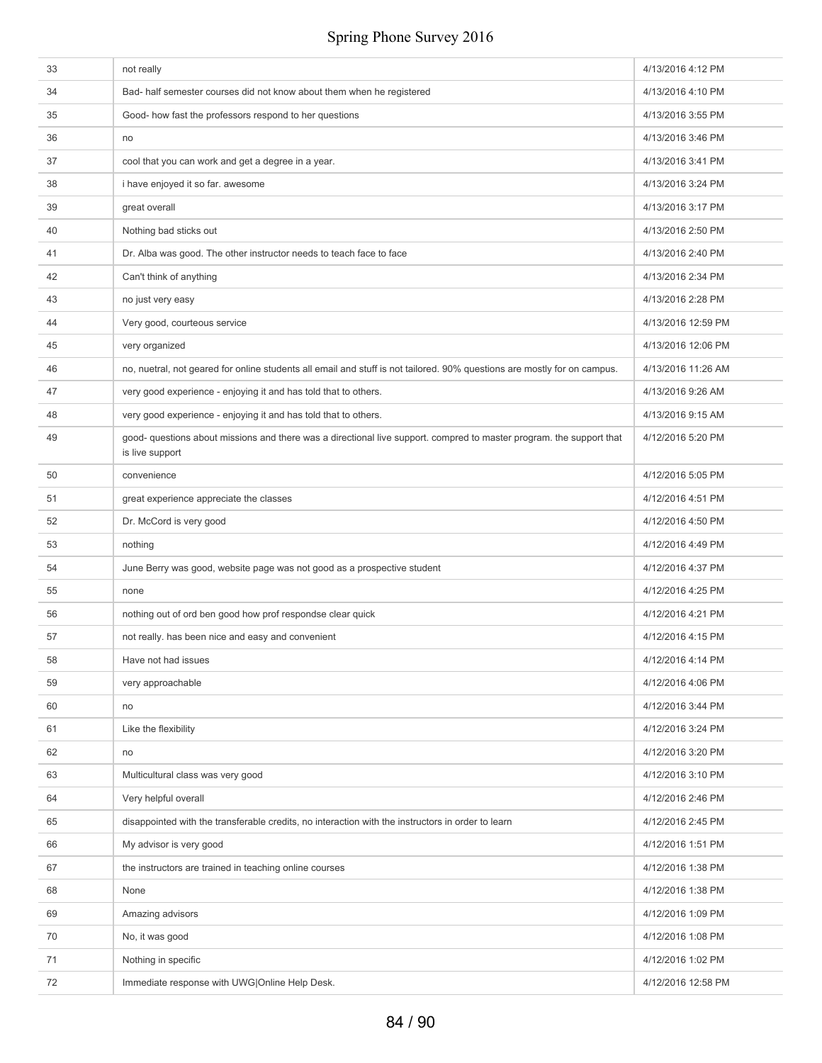| | | |
|---|---|---|
| 33 | not really | 4/13/2016 4:12 PM |
| 34 | Bad- half semester courses did not know about them when he registered | 4/13/2016 4:10 PM |
| 35 | Good- how fast the professors respond to her questions | 4/13/2016 3:55 PM |
| 36 | no | 4/13/2016 3:46 PM |
| 37 | cool that you can work and get a degree in a year. | 4/13/2016 3:41 PM |
| 38 | i have enjoyed it so far. awesome | 4/13/2016 3:24 PM |
| 39 | great overall | 4/13/2016 3:17 PM |
| 40 | Nothing bad sticks out | 4/13/2016 2:50 PM |
| 41 | Dr. Alba was good. The other instructor needs to teach face to face | 4/13/2016 2:40 PM |
| 42 | Can't think of anything | 4/13/2016 2:34 PM |
| 43 | no just very easy | 4/13/2016 2:28 PM |
| 44 | Very good, courteous service | 4/13/2016 12:59 PM |
| 45 | very organized | 4/13/2016 12:06 PM |
| 46 | no, nuetral, not geared for online students all email and stuff is not tailored. 90% questions are mostly for on campus. | 4/13/2016 11:26 AM |
| 47 | very good experience - enjoying it and has told that to others. | 4/13/2016 9:26 AM |
| 48 | very good experience - enjoying it and has told that to others. | 4/13/2016 9:15 AM |
| 49 | good- questions about missions and there was a directional live support. compred to master program. the support that is live support | 4/12/2016 5:20 PM |
| 50 | convenience | 4/12/2016 5:05 PM |
| 51 | great experience appreciate the classes | 4/12/2016 4:51 PM |
| 52 | Dr. McCord is very good | 4/12/2016 4:50 PM |
| 53 | nothing | 4/12/2016 4:49 PM |
| 54 | June Berry was good, website page was not good as a prospective student | 4/12/2016 4:37 PM |
| 55 | none | 4/12/2016 4:25 PM |
| 56 | nothing out of ord ben good how prof respondse clear quick | 4/12/2016 4:21 PM |
| 57 | not really. has been nice and easy and convenient | 4/12/2016 4:15 PM |
| 58 | Have not had issues | 4/12/2016 4:14 PM |
| 59 | very approachable | 4/12/2016 4:06 PM |
| 60 | no | 4/12/2016 3:44 PM |
| 61 | Like the flexibility | 4/12/2016 3:24 PM |
| 62 | no | 4/12/2016 3:20 PM |
| 63 | Multicultural class was very good | 4/12/2016 3:10 PM |
| 64 | Very helpful overall | 4/12/2016 2:46 PM |
| 65 | disappointed with the transferable credits, no interaction with the instructors in order to learn | 4/12/2016 2:45 PM |
| 66 | My advisor is very good | 4/12/2016 1:51 PM |
| 67 | the instructors are trained in teaching online courses | 4/12/2016 1:38 PM |
| 68 | None | 4/12/2016 1:38 PM |
| 69 | Amazing advisors | 4/12/2016 1:09 PM |
| 70 | No, it was good | 4/12/2016 1:08 PM |
| 71 | Nothing in specific | 4/12/2016 1:02 PM |
| 72 | Immediate response with UWG\|Online Help Desk. | 4/12/2016 12:58 PM |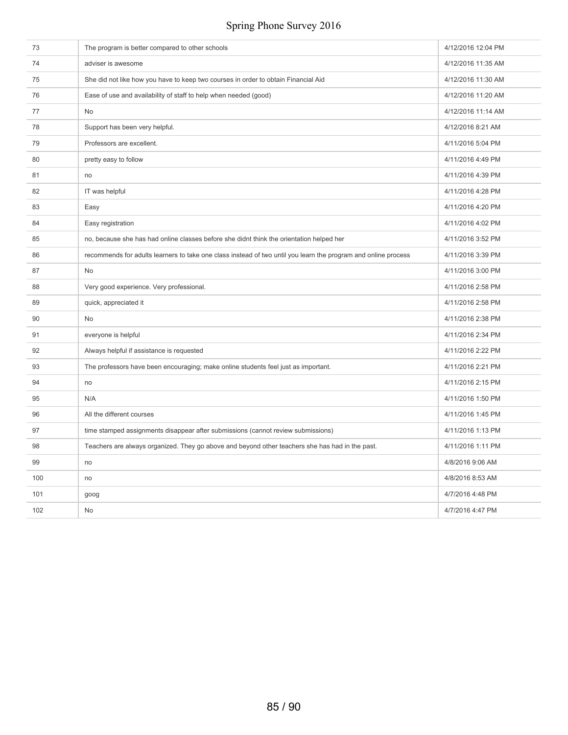| | | |
|---|---|---|
| 73 | The program is better compared to other schools | 4/12/2016 12:04 PM |
| 74 | adviser is awesome | 4/12/2016 11:35 AM |
| 75 | She did not like how you have to keep two courses in order to obtain Financial Aid | 4/12/2016 11:30 AM |
| 76 | Ease of use and availability of staff to help when needed (good) | 4/12/2016 11:20 AM |
| 77 | No | 4/12/2016 11:14 AM |
| 78 | Support has been very helpful. | 4/12/2016 8:21 AM |
| 79 | Professors are excellent. | 4/11/2016 5:04 PM |
| 80 | pretty easy to follow | 4/11/2016 4:49 PM |
| 81 | no | 4/11/2016 4:39 PM |
| 82 | IT was helpful | 4/11/2016 4:28 PM |
| 83 | Easy | 4/11/2016 4:20 PM |
| 84 | Easy registration | 4/11/2016 4:02 PM |
| 85 | no, because she has had online classes before she didnt think the orientation helped her | 4/11/2016 3:52 PM |
| 86 | recommends for adults learners to take one class instead of two until you learn the program and online process | 4/11/2016 3:39 PM |
| 87 | No | 4/11/2016 3:00 PM |
| 88 | Very good experience. Very professional. | 4/11/2016 2:58 PM |
| 89 | quick, appreciated it | 4/11/2016 2:58 PM |
| 90 | No | 4/11/2016 2:38 PM |
| 91 | everyone is helpful | 4/11/2016 2:34 PM |
| 92 | Always helpful if assistance is requested | 4/11/2016 2:22 PM |
| 93 | The professors have been encouraging; make online students feel just as important. | 4/11/2016 2:21 PM |
| 94 | no | 4/11/2016 2:15 PM |
| 95 | N/A | 4/11/2016 1:50 PM |
| 96 | All the different courses | 4/11/2016 1:45 PM |
| 97 | time stamped assignments disappear after submissions (cannot review submissions) | 4/11/2016 1:13 PM |
| 98 | Teachers are always organized. They go above and beyond other teachers she has had in the past. | 4/11/2016 1:11 PM |
| 99 | no | 4/8/2016 9:06 AM |
| 100 | no | 4/8/2016 8:53 AM |
| 101 | goog | 4/7/2016 4:48 PM |
| 102 | No | 4/7/2016 4:47 PM |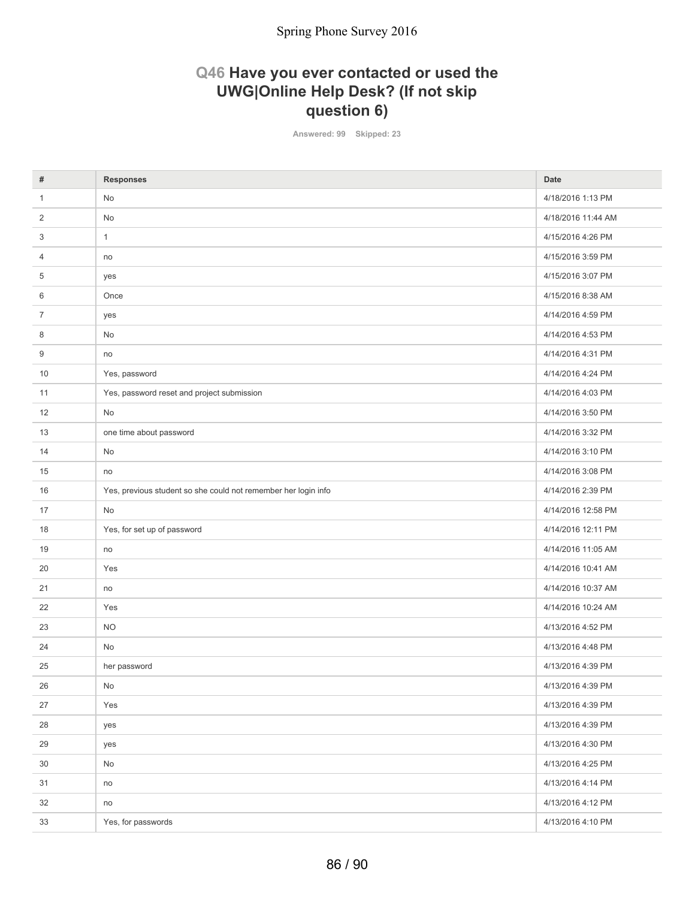## Q46 Have you ever contacted or used the UWG|Online Help Desk? (If not skip question 6)

Answered: 99 Skipped: 23

| # | Responses | Date |
|---|---|---|
| 1 | No | 4/18/2016 1:13 PM |
| 2 | No | 4/18/2016 11:44 AM |
| 3 | 1 | 4/15/2016 4:26 PM |
| 4 | no | 4/15/2016 3:59 PM |
| 5 | yes | 4/15/2016 3:07 PM |
| 6 | Once | 4/15/2016 8:38 AM |
| 7 | yes | 4/14/2016 4:59 PM |
| 8 | No | 4/14/2016 4:53 PM |
| 9 | no | 4/14/2016 4:31 PM |
| 10 | Yes, password | 4/14/2016 4:24 PM |
| 11 | Yes, password reset and project submission | 4/14/2016 4:03 PM |
| 12 | No | 4/14/2016 3:50 PM |
| 13 | one time about password | 4/14/2016 3:32 PM |
| 14 | No | 4/14/2016 3:10 PM |
| 15 | no | 4/14/2016 3:08 PM |
| 16 | Yes, previous student so she could not remember her login info | 4/14/2016 2:39 PM |
| 17 | No | 4/14/2016 12:58 PM |
| 18 | Yes, for set up of password | 4/14/2016 12:11 PM |
| 19 | no | 4/14/2016 11:05 AM |
| 20 | Yes | 4/14/2016 10:41 AM |
| 21 | no | 4/14/2016 10:37 AM |
| 22 | Yes | 4/14/2016 10:24 AM |
| 23 | NO | 4/13/2016 4:52 PM |
| 24 | No | 4/13/2016 4:48 PM |
| 25 | her password | 4/13/2016 4:39 PM |
| 26 | No | 4/13/2016 4:39 PM |
| 27 | Yes | 4/13/2016 4:39 PM |
| 28 | yes | 4/13/2016 4:39 PM |
| 29 | yes | 4/13/2016 4:30 PM |
| 30 | No | 4/13/2016 4:25 PM |
| 31 | no | 4/13/2016 4:14 PM |
| 32 | no | 4/13/2016 4:12 PM |
| 33 | Yes, for passwords | 4/13/2016 4:10 PM |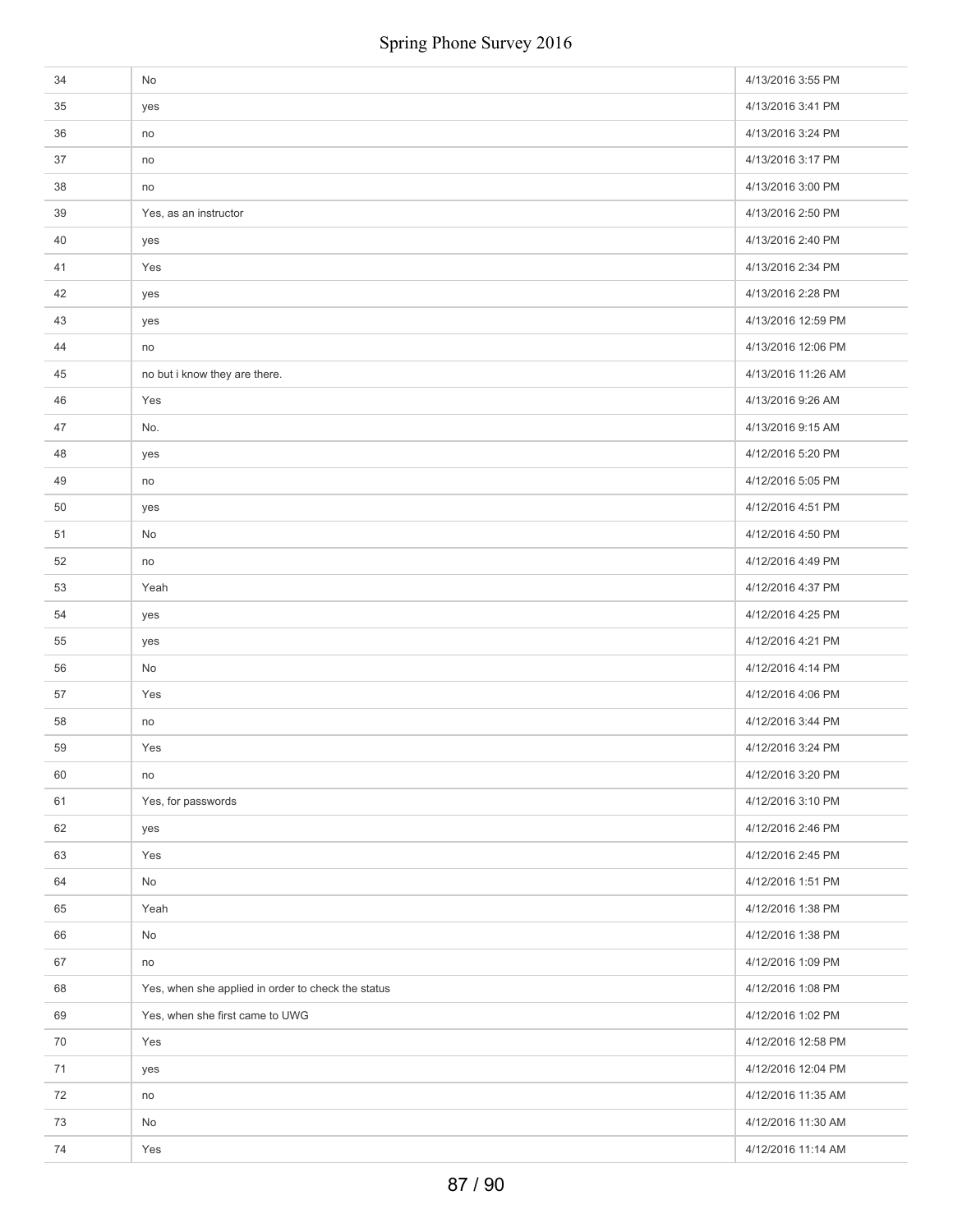| | | |
|---|---|---|
| 34 | No | 4/13/2016 3:55 PM |
| 35 | yes | 4/13/2016 3:41 PM |
| 36 | no | 4/13/2016 3:24 PM |
| 37 | no | 4/13/2016 3:17 PM |
| 38 | no | 4/13/2016 3:00 PM |
| 39 | Yes, as an instructor | 4/13/2016 2:50 PM |
| 40 | yes | 4/13/2016 2:40 PM |
| 41 | Yes | 4/13/2016 2:34 PM |
| 42 | yes | 4/13/2016 2:28 PM |
| 43 | yes | 4/13/2016 12:59 PM |
| 44 | no | 4/13/2016 12:06 PM |
| 45 | no but i know they are there. | 4/13/2016 11:26 AM |
| 46 | Yes | 4/13/2016 9:26 AM |
| 47 | No. | 4/13/2016 9:15 AM |
| 48 | yes | 4/12/2016 5:20 PM |
| 49 | no | 4/12/2016 5:05 PM |
| 50 | yes | 4/12/2016 4:51 PM |
| 51 | No | 4/12/2016 4:50 PM |
| 52 | no | 4/12/2016 4:49 PM |
| 53 | Yeah | 4/12/2016 4:37 PM |
| 54 | yes | 4/12/2016 4:25 PM |
| 55 | yes | 4/12/2016 4:21 PM |
| 56 | No | 4/12/2016 4:14 PM |
| 57 | Yes | 4/12/2016 4:06 PM |
| 58 | no | 4/12/2016 3:44 PM |
| 59 | Yes | 4/12/2016 3:24 PM |
| 60 | no | 4/12/2016 3:20 PM |
| 61 | Yes, for passwords | 4/12/2016 3:10 PM |
| 62 | yes | 4/12/2016 2:46 PM |
| 63 | Yes | 4/12/2016 2:45 PM |
| 64 | No | 4/12/2016 1:51 PM |
| 65 | Yeah | 4/12/2016 1:38 PM |
| 66 | No | 4/12/2016 1:38 PM |
| 67 | no | 4/12/2016 1:09 PM |
| 68 | Yes, when she applied in order to check the status | 4/12/2016 1:08 PM |
| 69 | Yes, when she first came to UWG | 4/12/2016 1:02 PM |
| 70 | Yes | 4/12/2016 12:58 PM |
| 71 | yes | 4/12/2016 12:04 PM |
| 72 | no | 4/12/2016 11:35 AM |
| 73 | No | 4/12/2016 11:30 AM |
| 74 | Yes | 4/12/2016 11:14 AM |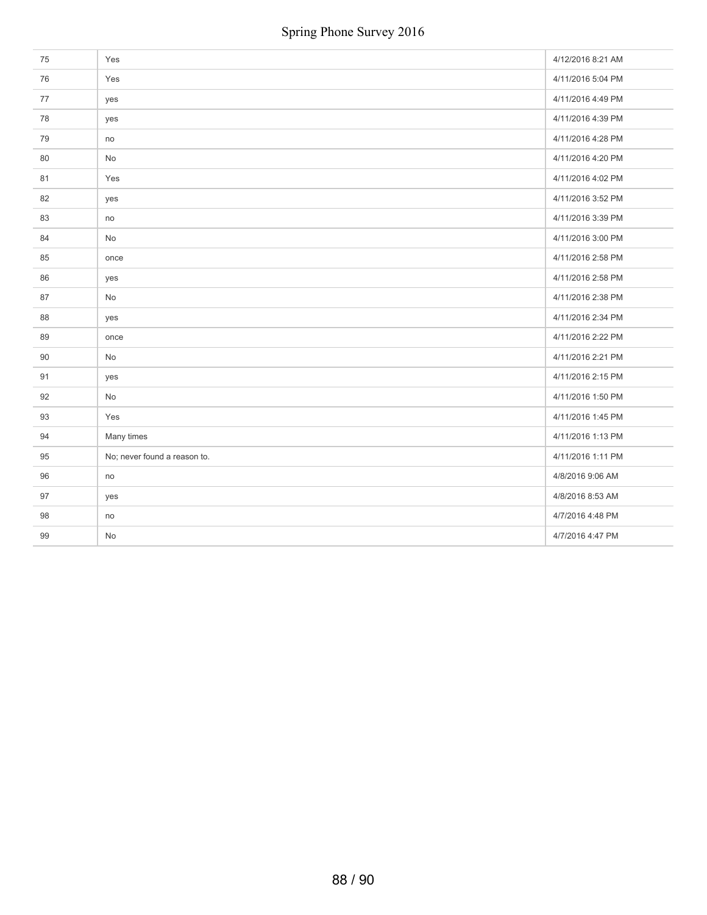| | | |
|---|---|---|
| 75 | Yes | 4/12/2016 8:21 AM |
| 76 | Yes | 4/11/2016 5:04 PM |
| 77 | yes | 4/11/2016 4:49 PM |
| 78 | yes | 4/11/2016 4:39 PM |
| 79 | no | 4/11/2016 4:28 PM |
| 80 | No | 4/11/2016 4:20 PM |
| 81 | Yes | 4/11/2016 4:02 PM |
| 82 | yes | 4/11/2016 3:52 PM |
| 83 | no | 4/11/2016 3:39 PM |
| 84 | No | 4/11/2016 3:00 PM |
| 85 | once | 4/11/2016 2:58 PM |
| 86 | yes | 4/11/2016 2:58 PM |
| 87 | No | 4/11/2016 2:38 PM |
| 88 | yes | 4/11/2016 2:34 PM |
| 89 | once | 4/11/2016 2:22 PM |
| 90 | No | 4/11/2016 2:21 PM |
| 91 | yes | 4/11/2016 2:15 PM |
| 92 | No | 4/11/2016 1:50 PM |
| 93 | Yes | 4/11/2016 1:45 PM |
| 94 | Many times | 4/11/2016 1:13 PM |
| 95 | No; never found a reason to. | 4/11/2016 1:11 PM |
| 96 | no | 4/8/2016 9:06 AM |
| 97 | yes | 4/8/2016 8:53 AM |
| 98 | no | 4/7/2016 4:48 PM |
| 99 | No | 4/7/2016 4:47 PM |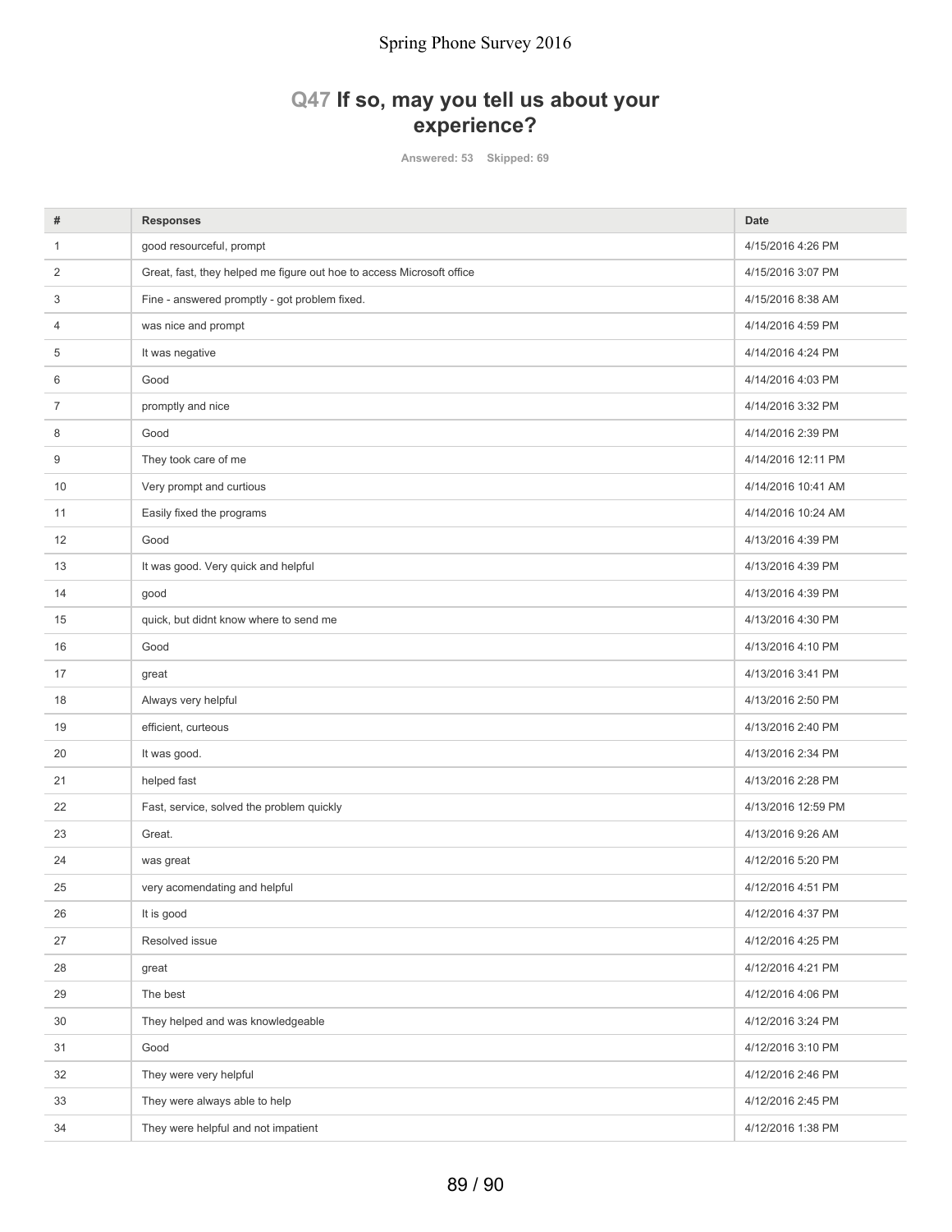## Q47 If so, may you tell us about your experience?

Answered: 53 Skipped: 69

| # | Responses | Date |
|---|---|---|
| 1 | good resourceful, prompt | 4/15/2016 4:26 PM |
| 2 | Great, fast, they helped me figure out hoe to access Microsoft office | 4/15/2016 3:07 PM |
| 3 | Fine - answered promptly - got problem fixed. | 4/15/2016 8:38 AM |
| 4 | was nice and prompt | 4/14/2016 4:59 PM |
| 5 | It was negative | 4/14/2016 4:24 PM |
| 6 | Good | 4/14/2016 4:03 PM |
| 7 | promptly and nice | 4/14/2016 3:32 PM |
| 8 | Good | 4/14/2016 2:39 PM |
| 9 | They took care of me | 4/14/2016 12:11 PM |
| 10 | Very prompt and curtious | 4/14/2016 10:41 AM |
| 11 | Easily fixed the programs | 4/14/2016 10:24 AM |
| 12 | Good | 4/13/2016 4:39 PM |
| 13 | It was good. Very quick and helpful | 4/13/2016 4:39 PM |
| 14 | good | 4/13/2016 4:39 PM |
| 15 | quick, but didnt know where to send me | 4/13/2016 4:30 PM |
| 16 | Good | 4/13/2016 4:10 PM |
| 17 | great | 4/13/2016 3:41 PM |
| 18 | Always very helpful | 4/13/2016 2:50 PM |
| 19 | efficient, curteous | 4/13/2016 2:40 PM |
| 20 | It was good. | 4/13/2016 2:34 PM |
| 21 | helped fast | 4/13/2016 2:28 PM |
| 22 | Fast, service, solved the problem quickly | 4/13/2016 12:59 PM |
| 23 | Great. | 4/13/2016 9:26 AM |
| 24 | was great | 4/12/2016 5:20 PM |
| 25 | very acomendating and helpful | 4/12/2016 4:51 PM |
| 26 | It is good | 4/12/2016 4:37 PM |
| 27 | Resolved issue | 4/12/2016 4:25 PM |
| 28 | great | 4/12/2016 4:21 PM |
| 29 | The best | 4/12/2016 4:06 PM |
| 30 | They helped and was knowledgeable | 4/12/2016 3:24 PM |
| 31 | Good | 4/12/2016 3:10 PM |
| 32 | They were very helpful | 4/12/2016 2:46 PM |
| 33 | They were always able to help | 4/12/2016 2:45 PM |
| 34 | They were helpful and not impatient | 4/12/2016 1:38 PM |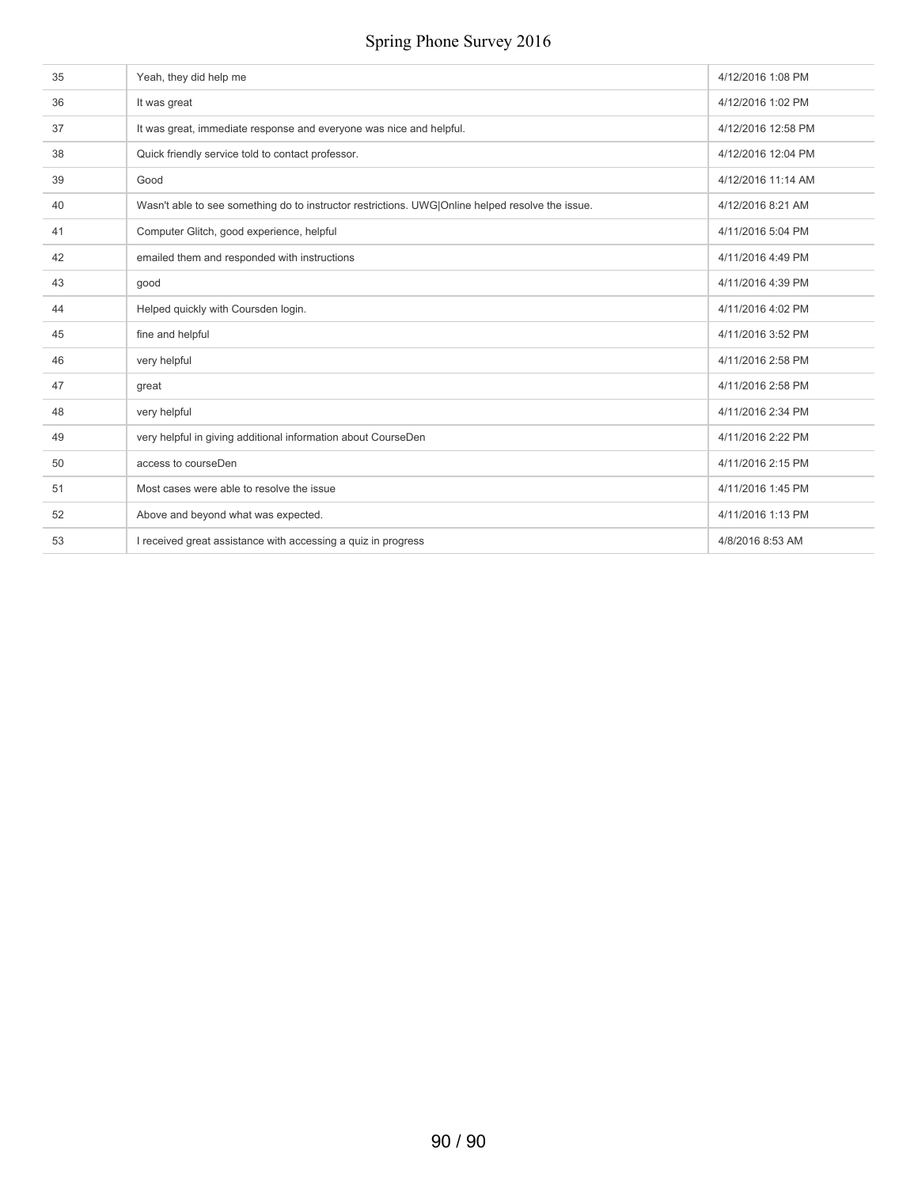| | | |
|---|---|---|
| 35 | Yeah, they did help me | 4/12/2016 1:08 PM |
| 36 | It was great | 4/12/2016 1:02 PM |
| 37 | It was great, immediate response and everyone was nice and helpful. | 4/12/2016 12:58 PM |
| 38 | Quick friendly service told to contact professor. | 4/12/2016 12:04 PM |
| 39 | Good | 4/12/2016 11:14 AM |
| 40 | Wasn't able to see something do to instructor restrictions. UWG\|Online helped resolve the issue. | 4/12/2016 8:21 AM |
| 41 | Computer Glitch, good experience, helpful | 4/11/2016 5:04 PM |
| 42 | emailed them and responded with instructions | 4/11/2016 4:49 PM |
| 43 | good | 4/11/2016 4:39 PM |
| 44 | Helped quickly with Coursden login. | 4/11/2016 4:02 PM |
| 45 | fine and helpful | 4/11/2016 3:52 PM |
| 46 | very helpful | 4/11/2016 2:58 PM |
| 47 | great | 4/11/2016 2:58 PM |
| 48 | very helpful | 4/11/2016 2:34 PM |
| 49 | very helpful in giving additional information about CourseDen | 4/11/2016 2:22 PM |
| 50 | access to courseDen | 4/11/2016 2:15 PM |
| 51 | Most cases were able to resolve the issue | 4/11/2016 1:45 PM |
| 52 | Above and beyond what was expected. | 4/11/2016 1:13 PM |
| 53 | I received great assistance with accessing a quiz in progress | 4/8/2016 8:53 AM |